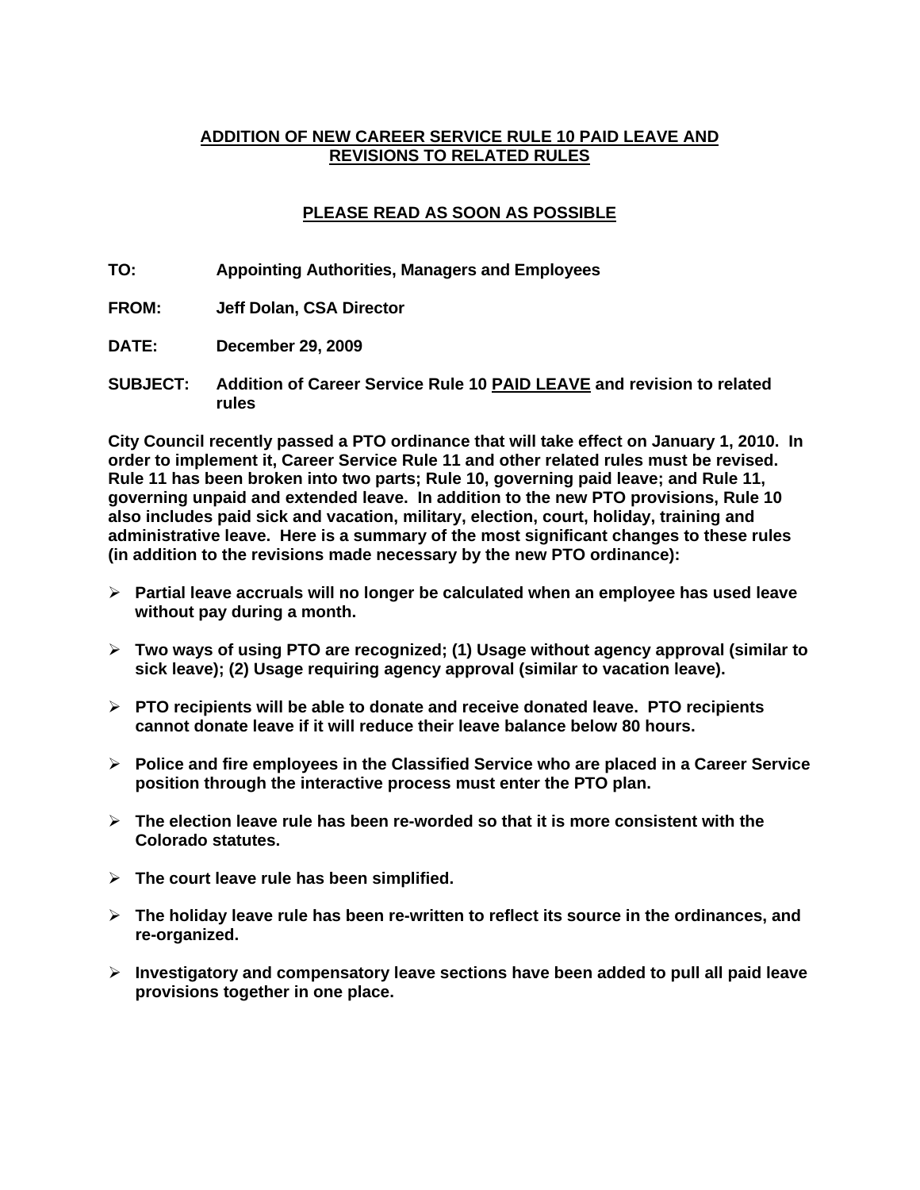# ADDITION OF NEW CAREER SERVICE RULE 10 PAID LEAVE AND REVISIONS TO RELATED RULES

## PLEASE READ AS SOON AS POSSIBLE

**TO:** Appointing Authorities, Managers and Employees

**FROM:** Jeff Dolan, CSA Director

**DATE:** December 29, 2009

**SUBJECT:** Addition of Career Service Rule 10 PAID LEAVE and revision to related rules

**City Council recently passed a PTO ordinance that will take effect on January 1, 2010. In order to implement it, Career Service Rule 11 and other related rules must be revised. Rule 11 has been broken into two parts; Rule 10, governing paid leave; and Rule 11, governing unpaid and extended leave. In addition to the new PTO provisions, Rule 10 also includes paid sick and vacation, military, election, court, holiday, training and administrative leave. Here is a summary of the most significant changes to these rules (in addition to the revisions made necessary by the new PTO ordinance):**

- **Partial leave accruals will no longer be calculated when an employee has used leave without pay during a month.**
- **Two ways of using PTO are recognized; (1) Usage without agency approval (similar to sick leave); (2) Usage requiring agency approval (similar to vacation leave).**
- **PTO recipients will be able to donate and receive donated leave. PTO recipients cannot donate leave if it will reduce their leave balance below 80 hours.**
- **Police and fire employees in the Classified Service who are placed in a Career Service position through the interactive process must enter the PTO plan.**
- **The election leave rule has been re-worded so that it is more consistent with the Colorado statutes.**
- **The court leave rule has been simplified.**
- **The holiday leave rule has been re-written to reflect its source in the ordinances, and re-organized.**
- **Investigatory and compensatory leave sections have been added to pull all paid leave provisions together in one place.**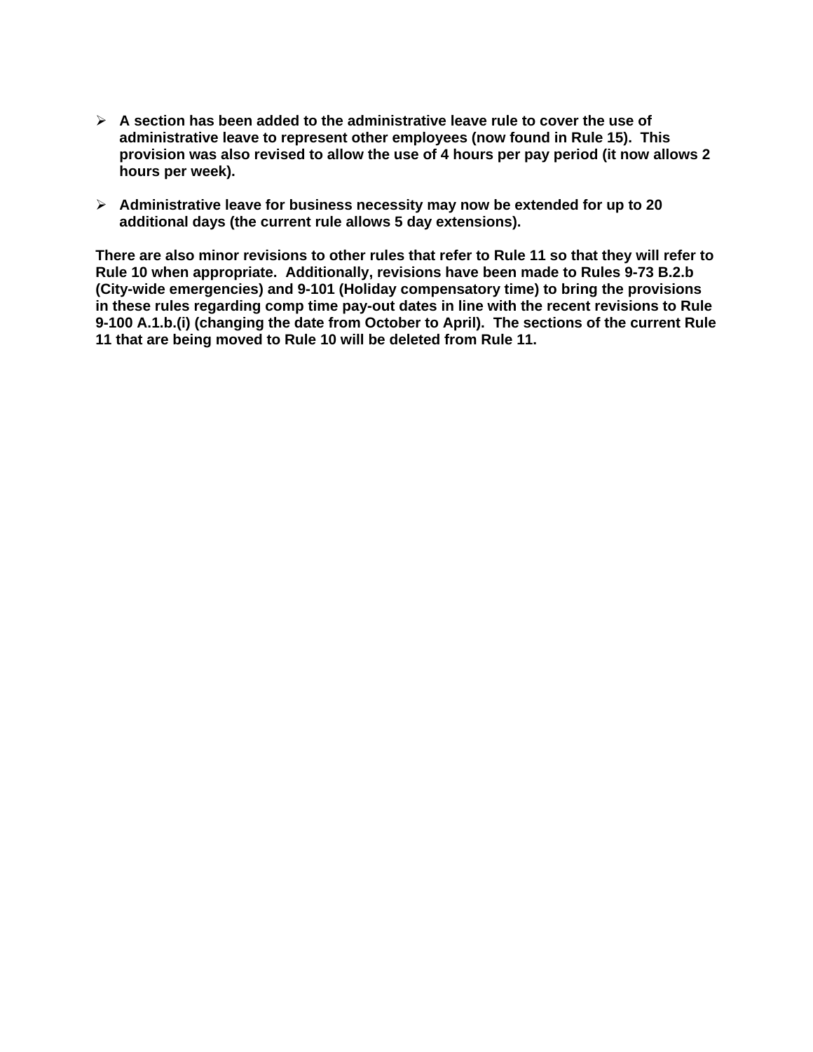- **A section has been added to the administrative leave rule to cover the use of administrative leave to represent other employees (now found in Rule 15). This provision was also revised to allow the use of 4 hours per pay period (it now allows 2 hours per week).**

- **Administrative leave for business necessity may now be extended for up to 20 additional days (the current rule allows 5 day extensions).**

**There are also minor revisions to other rules that refer to Rule 11 so that they will refer to Rule 10 when appropriate. Additionally, revisions have been made to Rules 9-73 B.2.b (City-wide emergencies) and 9-101 (Holiday compensatory time) to bring the provisions in these rules regarding comp time pay-out dates in line with the recent revisions to Rule 9-100 A.1.b.(i) (changing the date from October to April). The sections of the current Rule 11 that are being moved to Rule 10 will be deleted from Rule 11.**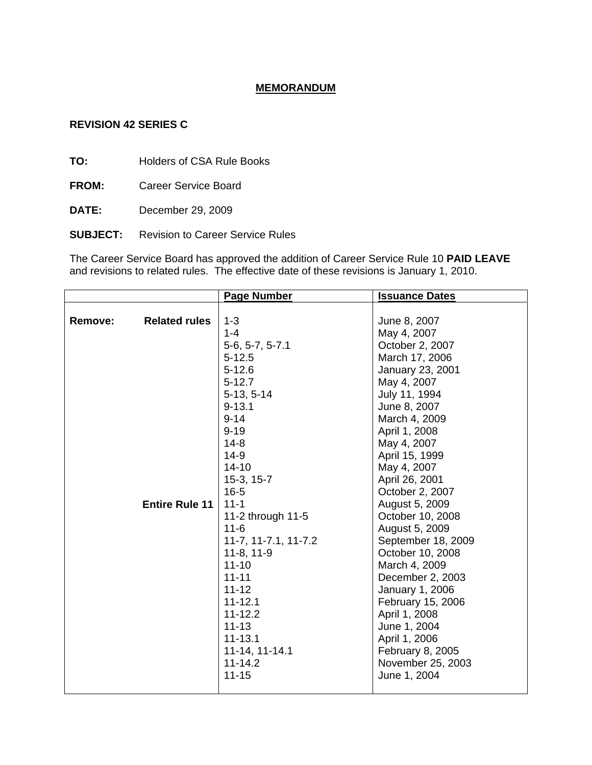**<u>MEMORANDUM</u>**

**REVISION 42 SERIES C**

**TO:** Holders of CSA Rule Books

**FROM:** Career Service Board

**DATE:** December 29, 2009

**SUBJECT:** Revision to Career Service Rules

The Career Service Board has approved the addition of Career Service Rule 10 **PAID LEAVE** and revisions to related rules. The effective date of these revisions is January 1, 2010.

| | | Page Number | Issuance Dates |
|---|---|---|---|
| **Remove:** | **Related rules** | 1-3 | June 8, 2007 |
| | | 1-4 | May 4, 2007 |
| | | 5-6, 5-7, 5-7.1 | October 2, 2007 |
| | | 5-12.5 | March 17, 2006 |
| | | 5-12.6 | January 23, 2001 |
| | | 5-12.7 | May 4, 2007 |
| | | 5-13, 5-14 | July 11, 1994 |
| | | 9-13.1 | June 8, 2007 |
| | | 9-14 | March 4, 2009 |
| | | 9-19 | April 1, 2008 |
| | | 14-8 | May 4, 2007 |
| | | 14-9 | April 15, 1999 |
| | | 14-10 | May 4, 2007 |
| | | 15-3, 15-7 | April 26, 2001 |
| | | 16-5 | October 2, 2007 |
| | **Entire Rule 11** | 11-1 | August 5, 2009 |
| | | 11-2 through 11-5 | October 10, 2008 |
| | | 11-6 | August 5, 2009 |
| | | 11-7, 11-7.1, 11-7.2 | September 18, 2009 |
| | | 11-8, 11-9 | October 10, 2008 |
| | | 11-10 | March 4, 2009 |
| | | 11-11 | December 2, 2003 |
| | | 11-12 | January 1, 2006 |
| | | 11-12.1 | February 15, 2006 |
| | | 11-12.2 | April 1, 2008 |
| | | 11-13 | June 1, 2004 |
| | | 11-13.1 | April 1, 2006 |
| | | 11-14, 11-14.1 | February 8, 2005 |
| | | 11-14.2 | November 25, 2003 |
| | | 11-15 | June 1, 2004 |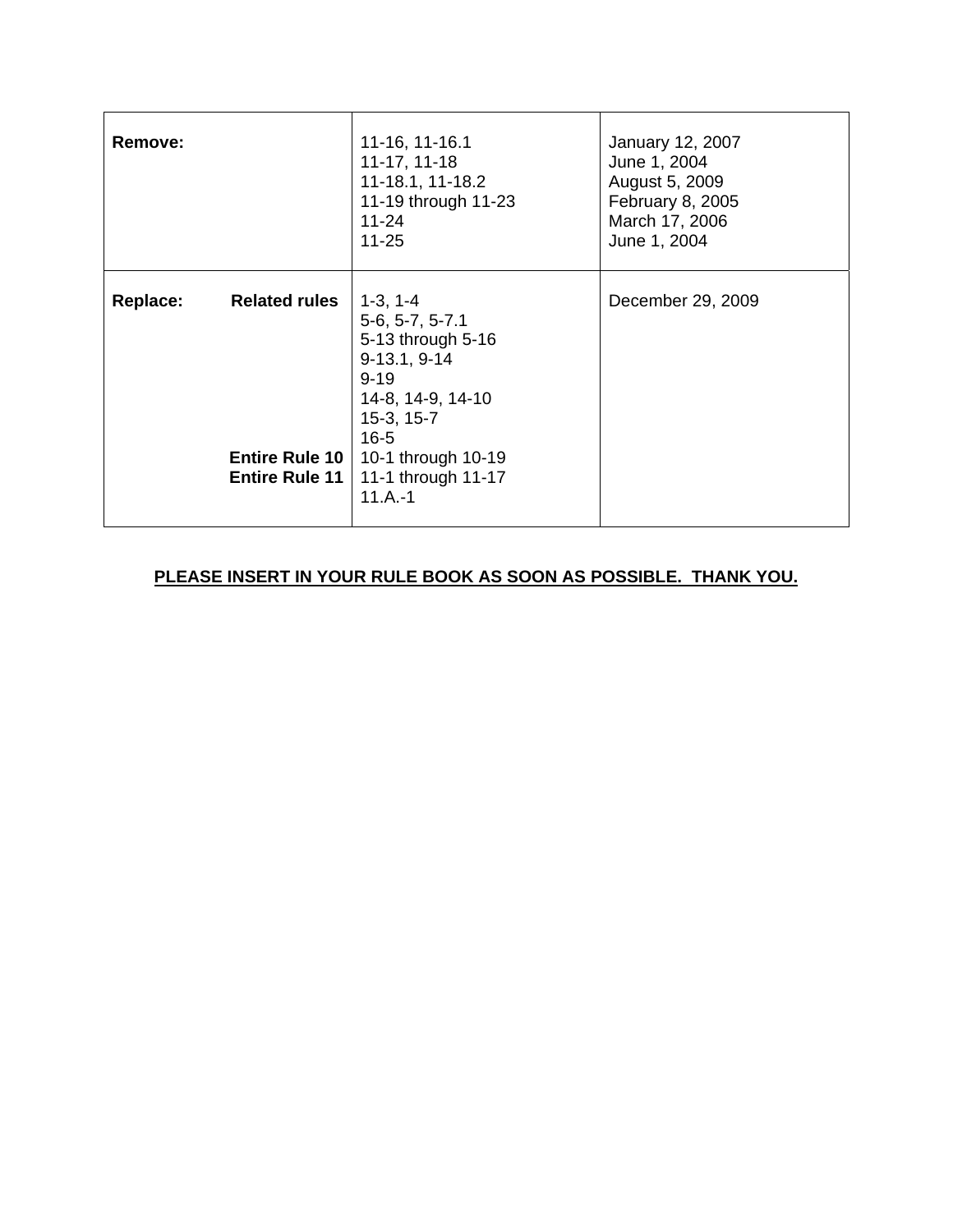| | | |
|---|---|---|
| **Remove:** | 11-16, 11-16.1<br>11-17, 11-18<br>11-18.1, 11-18.2<br>11-19 through 11-23<br>11-24<br>11-25 | January 12, 2007<br>June 1, 2004<br>August 5, 2009<br>February 8, 2005<br>March 17, 2006<br>June 1, 2004 |
| **Replace:** **Related rules**<br><br><br><br><br><br><br>**Entire Rule 10**<br>**Entire Rule 11** | 1-3, 1-4<br>5-6, 5-7, 5-7.1<br>5-13 through 5-16<br>9-13.1, 9-14<br>9-19<br>14-8, 14-9, 14-10<br>15-3, 15-7<br>16-5<br>10-1 through 10-19<br>11-1 through 11-17<br>11.A.-1 | December 29, 2009 |

**PLEASE INSERT IN YOUR RULE BOOK AS SOON AS POSSIBLE. THANK YOU.**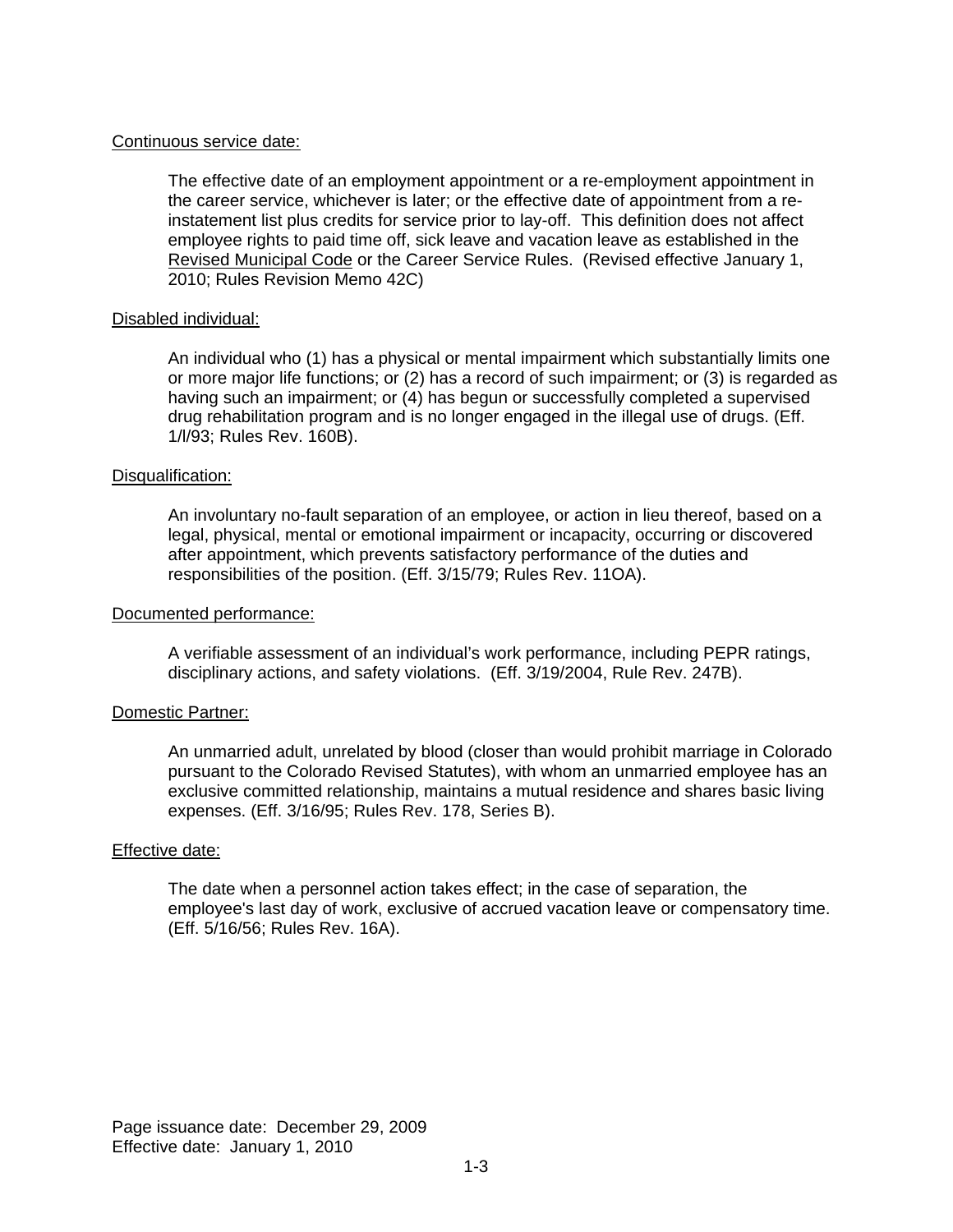Continuous service date:

The effective date of an employment appointment or a re-employment appointment in the career service, whichever is later; or the effective date of appointment from a re-instatement list plus credits for service prior to lay-off. This definition does not affect employee rights to paid time off, sick leave and vacation leave as established in the Revised Municipal Code or the Career Service Rules. (Revised effective January 1, 2010; Rules Revision Memo 42C)

Disabled individual:

An individual who (1) has a physical or mental impairment which substantially limits one or more major life functions; or (2) has a record of such impairment; or (3) is regarded as having such an impairment; or (4) has begun or successfully completed a supervised drug rehabilitation program and is no longer engaged in the illegal use of drugs. (Eff. 1/l/93; Rules Rev. 160B).

Disqualification:

An involuntary no-fault separation of an employee, or action in lieu thereof, based on a legal, physical, mental or emotional impairment or incapacity, occurring or discovered after appointment, which prevents satisfactory performance of the duties and responsibilities of the position. (Eff. 3/15/79; Rules Rev. 11OA).

Documented performance:

A verifiable assessment of an individual's work performance, including PEPR ratings, disciplinary actions, and safety violations. (Eff. 3/19/2004, Rule Rev. 247B).

Domestic Partner:

An unmarried adult, unrelated by blood (closer than would prohibit marriage in Colorado pursuant to the Colorado Revised Statutes), with whom an unmarried employee has an exclusive committed relationship, maintains a mutual residence and shares basic living expenses. (Eff. 3/16/95; Rules Rev. 178, Series B).

Effective date:

The date when a personnel action takes effect; in the case of separation, the employee's last day of work, exclusive of accrued vacation leave or compensatory time. (Eff. 5/16/56; Rules Rev. 16A).

Page issuance date: December 29, 2009
Effective date: January 1, 2010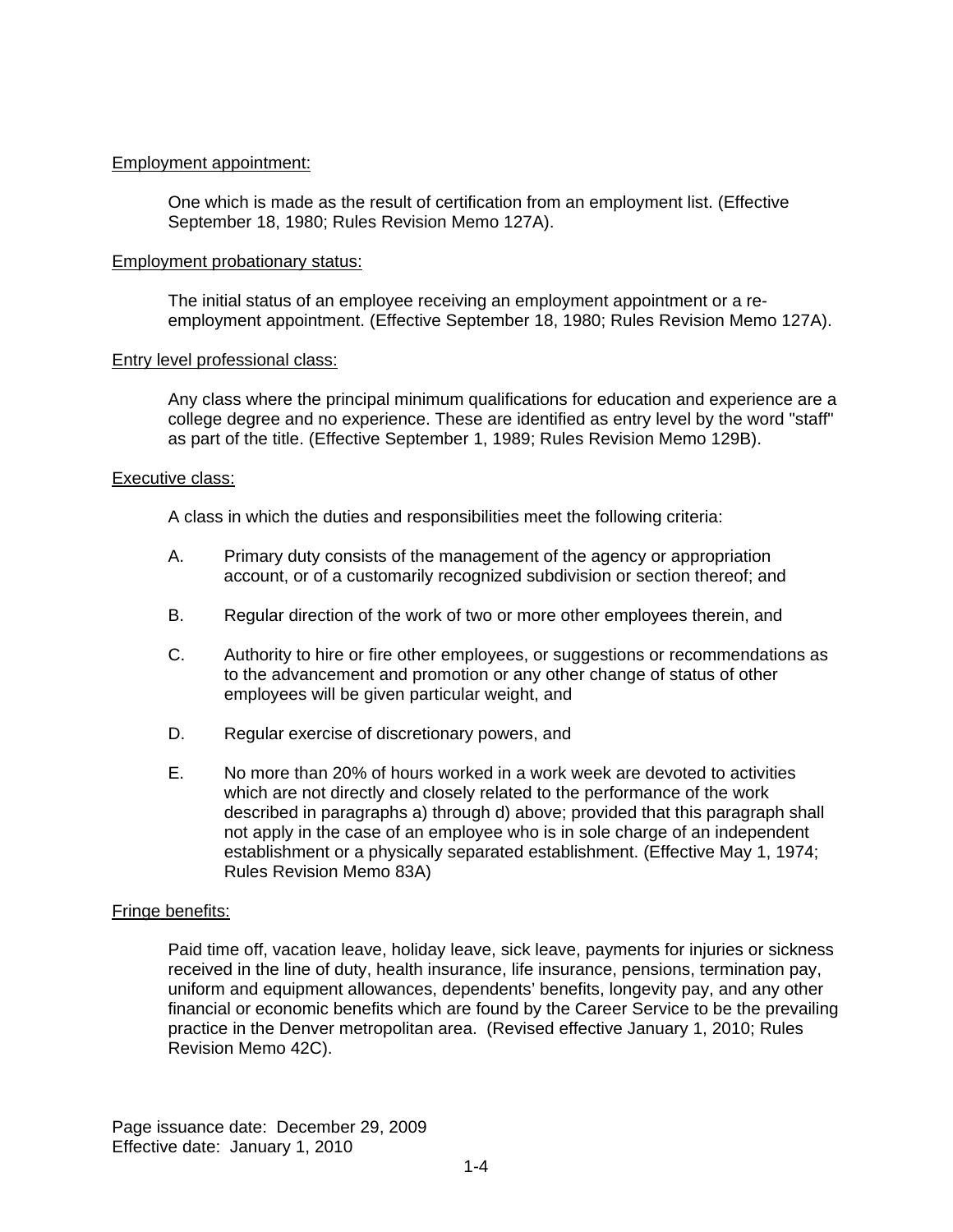Employment appointment:

One which is made as the result of certification from an employment list. (Effective September 18, 1980; Rules Revision Memo 127A).

Employment probationary status:

The initial status of an employee receiving an employment appointment or a re-employment appointment. (Effective September 18, 1980; Rules Revision Memo 127A).

Entry level professional class:

Any class where the principal minimum qualifications for education and experience are a college degree and no experience. These are identified as entry level by the word "staff" as part of the title. (Effective September 1, 1989; Rules Revision Memo 129B).

Executive class:

A class in which the duties and responsibilities meet the following criteria:

A. Primary duty consists of the management of the agency or appropriation account, or of a customarily recognized subdivision or section thereof; and

B. Regular direction of the work of two or more other employees therein, and

C. Authority to hire or fire other employees, or suggestions or recommendations as to the advancement and promotion or any other change of status of other employees will be given particular weight, and

D. Regular exercise of discretionary powers, and

E. No more than 20% of hours worked in a work week are devoted to activities which are not directly and closely related to the performance of the work described in paragraphs a) through d) above; provided that this paragraph shall not apply in the case of an employee who is in sole charge of an independent establishment or a physically separated establishment. (Effective May 1, 1974; Rules Revision Memo 83A)

Fringe benefits:

Paid time off, vacation leave, holiday leave, sick leave, payments for injuries or sickness received in the line of duty, health insurance, life insurance, pensions, termination pay, uniform and equipment allowances, dependents' benefits, longevity pay, and any other financial or economic benefits which are found by the Career Service to be the prevailing practice in the Denver metropolitan area. (Revised effective January 1, 2010; Rules Revision Memo 42C).

Page issuance date: December 29, 2009
Effective date: January 1, 2010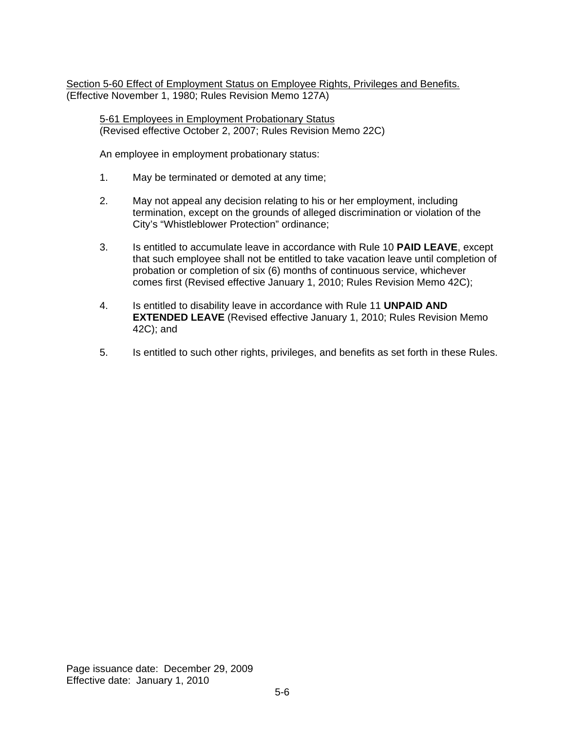Section 5-60 Effect of Employment Status on Employee Rights, Privileges and Benefits.
(Effective November 1, 1980; Rules Revision Memo 127A)

5-61 Employees in Employment Probationary Status
(Revised effective October 2, 2007; Rules Revision Memo 22C)

An employee in employment probationary status:

1. May be terminated or demoted at any time;

2. May not appeal any decision relating to his or her employment, including termination, except on the grounds of alleged discrimination or violation of the City's "Whistleblower Protection" ordinance;

3. Is entitled to accumulate leave in accordance with Rule 10 **PAID LEAVE**, except that such employee shall not be entitled to take vacation leave until completion of probation or completion of six (6) months of continuous service, whichever comes first (Revised effective January 1, 2010; Rules Revision Memo 42C);

4. Is entitled to disability leave in accordance with Rule 11 **UNPAID AND EXTENDED LEAVE** (Revised effective January 1, 2010; Rules Revision Memo 42C); and

5. Is entitled to such other rights, privileges, and benefits as set forth in these Rules.

Page issuance date: December 29, 2009
Effective date: January 1, 2010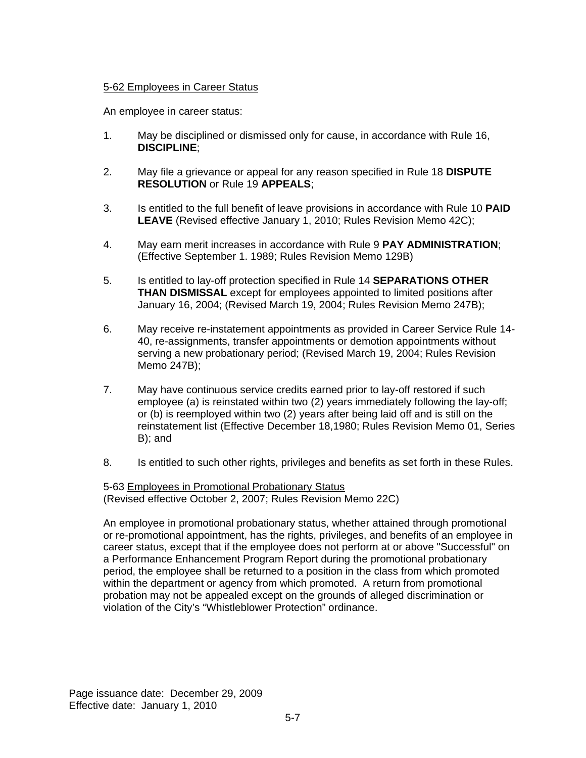5-62 Employees in Career Status

An employee in career status:

1. May be disciplined or dismissed only for cause, in accordance with Rule 16, **DISCIPLINE**;

2. May file a grievance or appeal for any reason specified in Rule 18 **DISPUTE RESOLUTION** or Rule 19 **APPEALS**;

3. Is entitled to the full benefit of leave provisions in accordance with Rule 10 **PAID LEAVE** (Revised effective January 1, 2010; Rules Revision Memo 42C);

4. May earn merit increases in accordance with Rule 9 **PAY ADMINISTRATION**; (Effective September 1. 1989; Rules Revision Memo 129B)

5. Is entitled to lay-off protection specified in Rule 14 **SEPARATIONS OTHER THAN DISMISSAL** except for employees appointed to limited positions after January 16, 2004; (Revised March 19, 2004; Rules Revision Memo 247B);

6. May receive re-instatement appointments as provided in Career Service Rule 14-40, re-assignments, transfer appointments or demotion appointments without serving a new probationary period; (Revised March 19, 2004; Rules Revision Memo 247B);

7. May have continuous service credits earned prior to lay-off restored if such employee (a) is reinstated within two (2) years immediately following the lay-off; or (b) is reemployed within two (2) years after being laid off and is still on the reinstatement list (Effective December 18,1980; Rules Revision Memo 01, Series B); and

8. Is entitled to such other rights, privileges and benefits as set forth in these Rules.

5-63 Employees in Promotional Probationary Status
(Revised effective October 2, 2007; Rules Revision Memo 22C)

An employee in promotional probationary status, whether attained through promotional or re-promotional appointment, has the rights, privileges, and benefits of an employee in career status, except that if the employee does not perform at or above "Successful" on a Performance Enhancement Program Report during the promotional probationary period, the employee shall be returned to a position in the class from which promoted within the department or agency from which promoted. A return from promotional probation may not be appealed except on the grounds of alleged discrimination or violation of the City's "Whistleblower Protection" ordinance.

Page issuance date: December 29, 2009
Effective date: January 1, 2010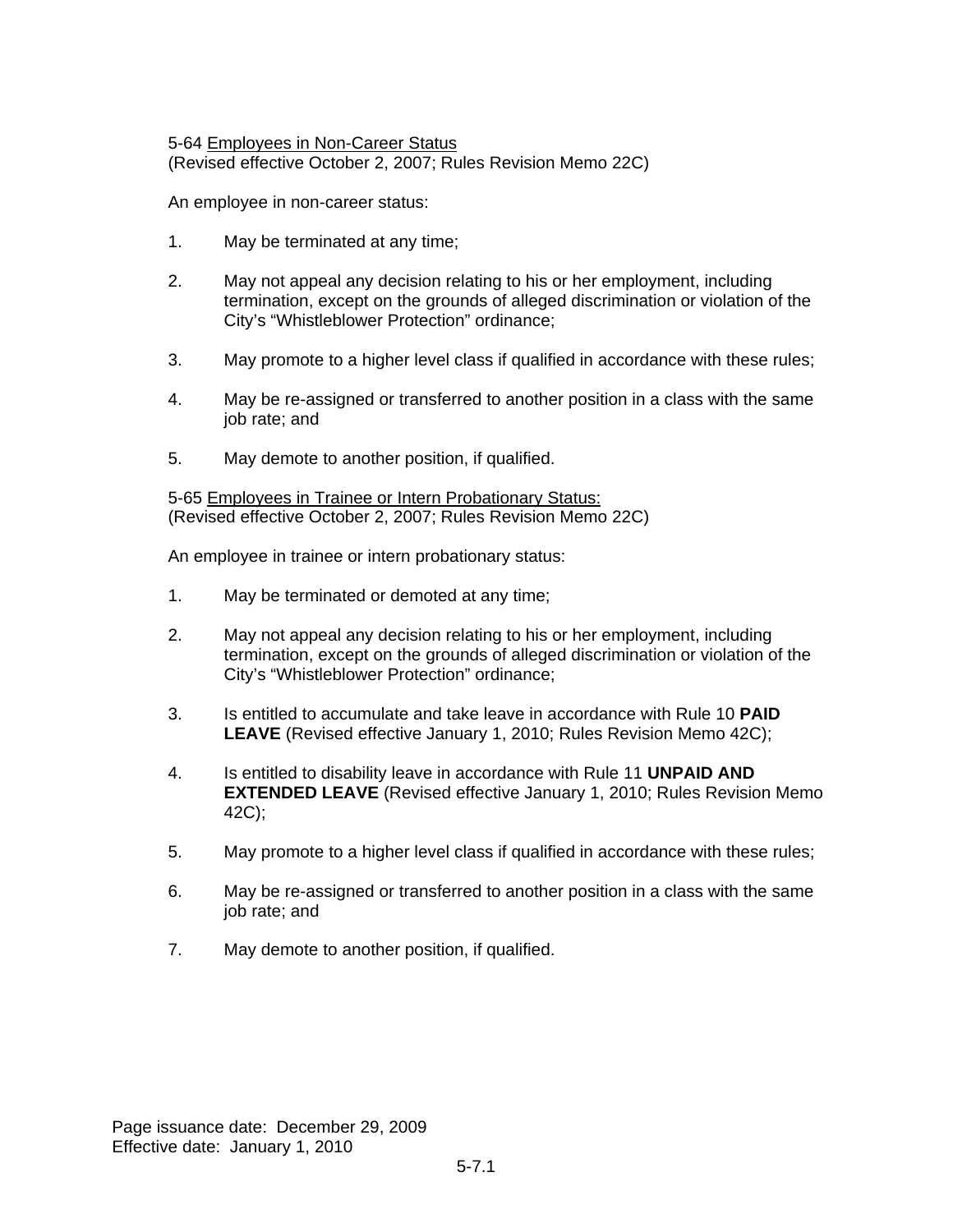5-64 Employees in Non-Career Status
(Revised effective October 2, 2007; Rules Revision Memo 22C)

An employee in non-career status:

1. May be terminated at any time;

2. May not appeal any decision relating to his or her employment, including termination, except on the grounds of alleged discrimination or violation of the City's "Whistleblower Protection" ordinance;

3. May promote to a higher level class if qualified in accordance with these rules;

4. May be re-assigned or transferred to another position in a class with the same job rate; and

5. May demote to another position, if qualified.

5-65 Employees in Trainee or Intern Probationary Status:
(Revised effective October 2, 2007; Rules Revision Memo 22C)

An employee in trainee or intern probationary status:

1. May be terminated or demoted at any time;

2. May not appeal any decision relating to his or her employment, including termination, except on the grounds of alleged discrimination or violation of the City's "Whistleblower Protection" ordinance;

3. Is entitled to accumulate and take leave in accordance with Rule 10 **PAID LEAVE** (Revised effective January 1, 2010; Rules Revision Memo 42C);

4. Is entitled to disability leave in accordance with Rule 11 **UNPAID AND EXTENDED LEAVE** (Revised effective January 1, 2010; Rules Revision Memo 42C);

5. May promote to a higher level class if qualified in accordance with these rules;

6. May be re-assigned or transferred to another position in a class with the same job rate; and

7. May demote to another position, if qualified.

Page issuance date: December 29, 2009
Effective date: January 1, 2010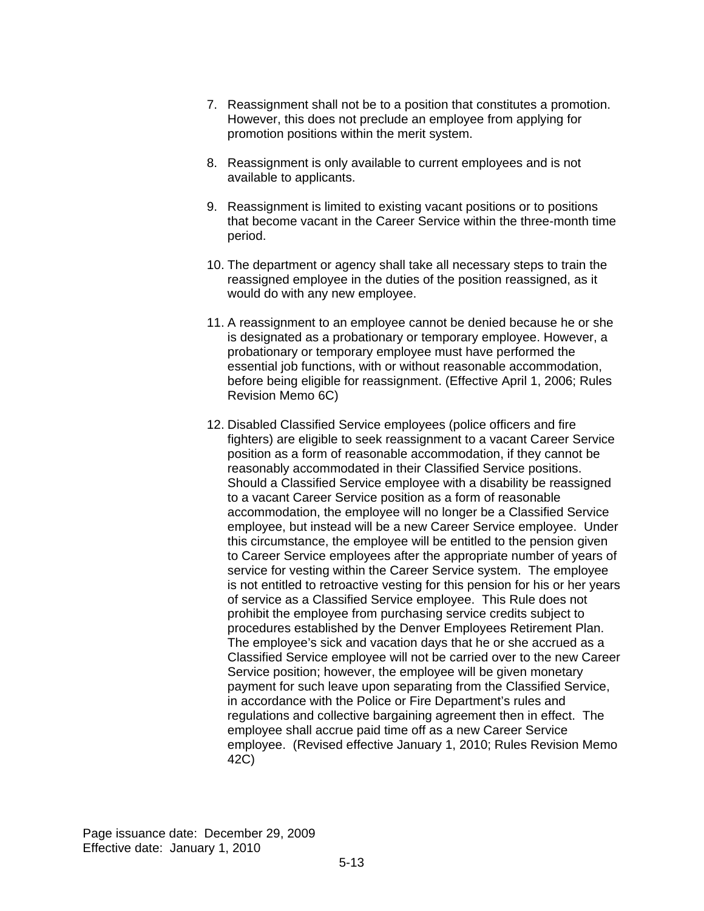7. Reassignment shall not be to a position that constitutes a promotion. However, this does not preclude an employee from applying for promotion positions within the merit system.

8. Reassignment is only available to current employees and is not available to applicants.

9. Reassignment is limited to existing vacant positions or to positions that become vacant in the Career Service within the three-month time period.

10. The department or agency shall take all necessary steps to train the reassigned employee in the duties of the position reassigned, as it would do with any new employee.

11. A reassignment to an employee cannot be denied because he or she is designated as a probationary or temporary employee. However, a probationary or temporary employee must have performed the essential job functions, with or without reasonable accommodation, before being eligible for reassignment. (Effective April 1, 2006; Rules Revision Memo 6C)

12. Disabled Classified Service employees (police officers and fire fighters) are eligible to seek reassignment to a vacant Career Service position as a form of reasonable accommodation, if they cannot be reasonably accommodated in their Classified Service positions. Should a Classified Service employee with a disability be reassigned to a vacant Career Service position as a form of reasonable accommodation, the employee will no longer be a Classified Service employee, but instead will be a new Career Service employee. Under this circumstance, the employee will be entitled to the pension given to Career Service employees after the appropriate number of years of service for vesting within the Career Service system. The employee is not entitled to retroactive vesting for this pension for his or her years of service as a Classified Service employee. This Rule does not prohibit the employee from purchasing service credits subject to procedures established by the Denver Employees Retirement Plan. The employee's sick and vacation days that he or she accrued as a Classified Service employee will not be carried over to the new Career Service position; however, the employee will be given monetary payment for such leave upon separating from the Classified Service, in accordance with the Police or Fire Department's rules and regulations and collective bargaining agreement then in effect. The employee shall accrue paid time off as a new Career Service employee. (Revised effective January 1, 2010; Rules Revision Memo 42C)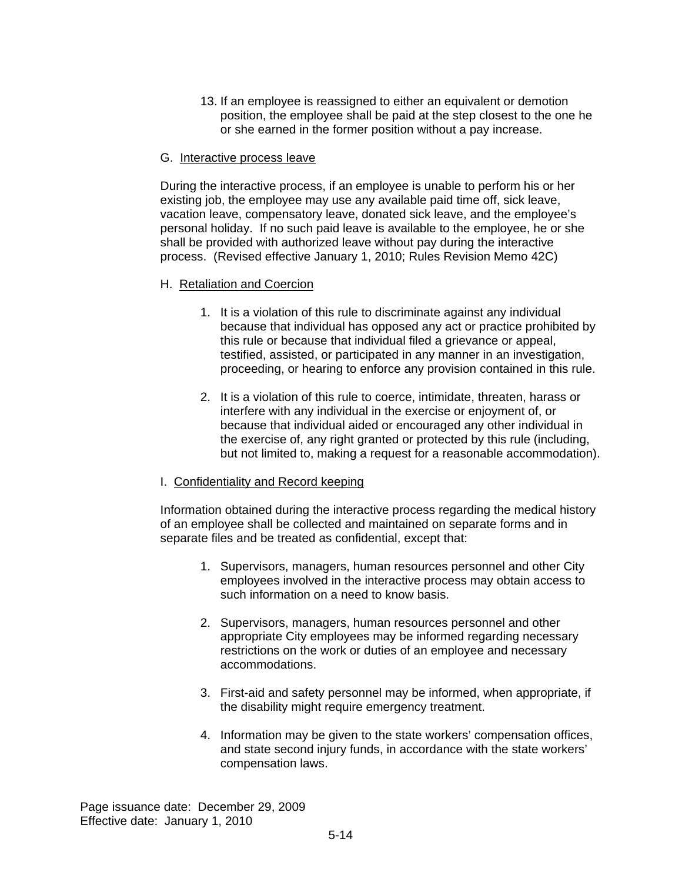13. If an employee is reassigned to either an equivalent or demotion position, the employee shall be paid at the step closest to the one he or she earned in the former position without a pay increase.

G. Interactive process leave

During the interactive process, if an employee is unable to perform his or her existing job, the employee may use any available paid time off, sick leave, vacation leave, compensatory leave, donated sick leave, and the employee's personal holiday. If no such paid leave is available to the employee, he or she shall be provided with authorized leave without pay during the interactive process. (Revised effective January 1, 2010; Rules Revision Memo 42C)

H. Retaliation and Coercion

1. It is a violation of this rule to discriminate against any individual because that individual has opposed any act or practice prohibited by this rule or because that individual filed a grievance or appeal, testified, assisted, or participated in any manner in an investigation, proceeding, or hearing to enforce any provision contained in this rule.

2. It is a violation of this rule to coerce, intimidate, threaten, harass or interfere with any individual in the exercise or enjoyment of, or because that individual aided or encouraged any other individual in the exercise of, any right granted or protected by this rule (including, but not limited to, making a request for a reasonable accommodation).

I. Confidentiality and Record keeping

Information obtained during the interactive process regarding the medical history of an employee shall be collected and maintained on separate forms and in separate files and be treated as confidential, except that:

1. Supervisors, managers, human resources personnel and other City employees involved in the interactive process may obtain access to such information on a need to know basis.

2. Supervisors, managers, human resources personnel and other appropriate City employees may be informed regarding necessary restrictions on the work or duties of an employee and necessary accommodations.

3. First-aid and safety personnel may be informed, when appropriate, if the disability might require emergency treatment.

4. Information may be given to the state workers' compensation offices, and state second injury funds, in accordance with the state workers' compensation laws.

Page issuance date: December 29, 2009
Effective date: January 1, 2010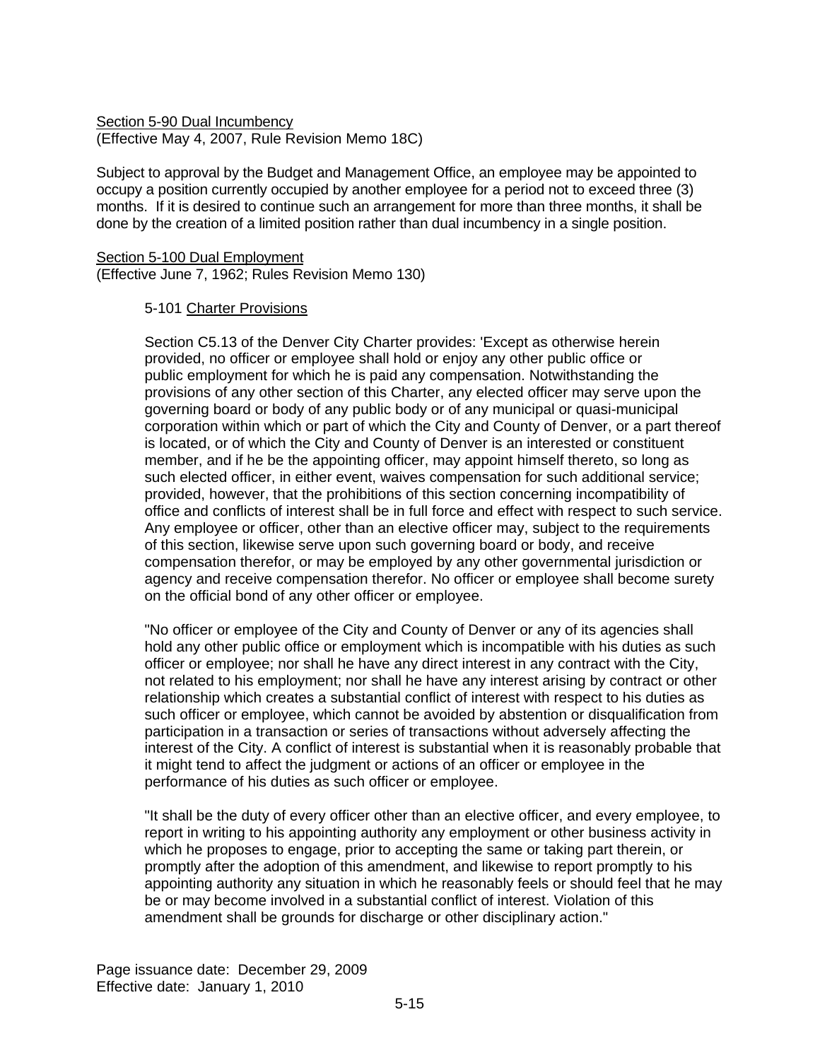<u>Section 5-90 Dual Incumbency</u>
(Effective May 4, 2007, Rule Revision Memo 18C)

Subject to approval by the Budget and Management Office, an employee may be appointed to occupy a position currently occupied by another employee for a period not to exceed three (3) months. If it is desired to continue such an arrangement for more than three months, it shall be done by the creation of a limited position rather than dual incumbency in a single position.

<u>Section 5-100 Dual Employment</u>
(Effective June 7, 1962; Rules Revision Memo 130)

5-101 <u>Charter Provisions</u>

Section C5.13 of the Denver City Charter provides: 'Except as otherwise herein provided, no officer or employee shall hold or enjoy any other public office or public employment for which he is paid any compensation. Notwithstanding the provisions of any other section of this Charter, any elected officer may serve upon the governing board or body of any public body or of any municipal or quasi-municipal corporation within which or part of which the City and County of Denver, or a part thereof is located, or of which the City and County of Denver is an interested or constituent member, and if he be the appointing officer, may appoint himself thereto, so long as such elected officer, in either event, waives compensation for such additional service; provided, however, that the prohibitions of this section concerning incompatibility of office and conflicts of interest shall be in full force and effect with respect to such service. Any employee or officer, other than an elective officer may, subject to the requirements of this section, likewise serve upon such governing board or body, and receive compensation therefor, or may be employed by any other governmental jurisdiction or agency and receive compensation therefor. No officer or employee shall become surety on the official bond of any other officer or employee.

"No officer or employee of the City and County of Denver or any of its agencies shall hold any other public office or employment which is incompatible with his duties as such officer or employee; nor shall he have any direct interest in any contract with the City, not related to his employment; nor shall he have any interest arising by contract or other relationship which creates a substantial conflict of interest with respect to his duties as such officer or employee, which cannot be avoided by abstention or disqualification from participation in a transaction or series of transactions without adversely affecting the interest of the City. A conflict of interest is substantial when it is reasonably probable that it might tend to affect the judgment or actions of an officer or employee in the performance of his duties as such officer or employee.

"It shall be the duty of every officer other than an elective officer, and every employee, to report in writing to his appointing authority any employment or other business activity in which he proposes to engage, prior to accepting the same or taking part therein, or promptly after the adoption of this amendment, and likewise to report promptly to his appointing authority any situation in which he reasonably feels or should feel that he may be or may become involved in a substantial conflict of interest. Violation of this amendment shall be grounds for discharge or other disciplinary action."

Page issuance date: December 29, 2009
Effective date: January 1, 2010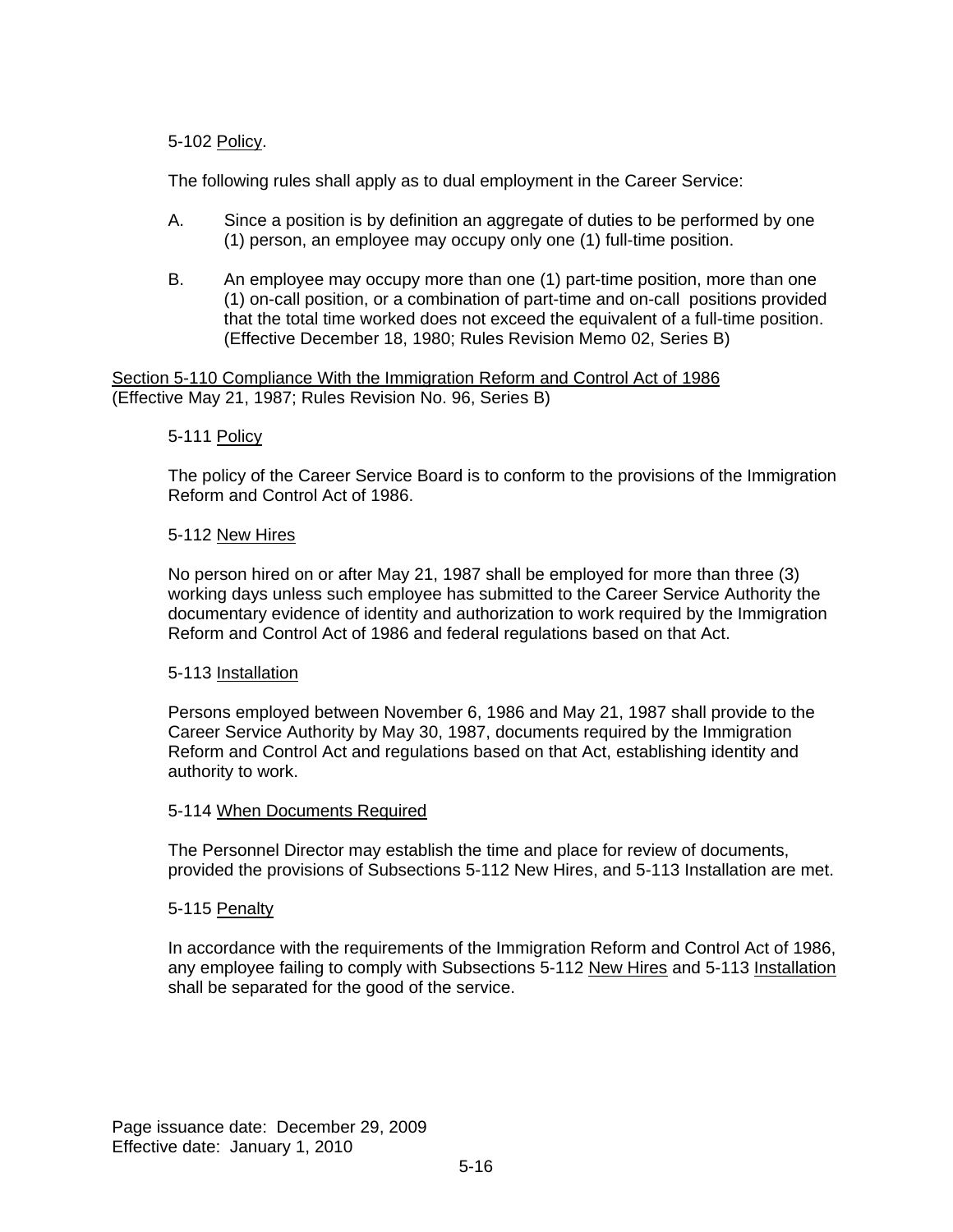5-102 Policy.

The following rules shall apply as to dual employment in the Career Service:

A. Since a position is by definition an aggregate of duties to be performed by one (1) person, an employee may occupy only one (1) full-time position.

B. An employee may occupy more than one (1) part-time position, more than one (1) on-call position, or a combination of part-time and on-call positions provided that the total time worked does not exceed the equivalent of a full-time position. (Effective December 18, 1980; Rules Revision Memo 02, Series B)

## Section 5-110 Compliance With the Immigration Reform and Control Act of 1986

(Effective May 21, 1987; Rules Revision No. 96, Series B)

5-111 Policy

The policy of the Career Service Board is to conform to the provisions of the Immigration Reform and Control Act of 1986.

5-112 New Hires

No person hired on or after May 21, 1987 shall be employed for more than three (3) working days unless such employee has submitted to the Career Service Authority the documentary evidence of identity and authorization to work required by the Immigration Reform and Control Act of 1986 and federal regulations based on that Act.

5-113 Installation

Persons employed between November 6, 1986 and May 21, 1987 shall provide to the Career Service Authority by May 30, 1987, documents required by the Immigration Reform and Control Act and regulations based on that Act, establishing identity and authority to work.

5-114 When Documents Required

The Personnel Director may establish the time and place for review of documents, provided the provisions of Subsections 5-112 New Hires, and 5-113 Installation are met.

5-115 Penalty

In accordance with the requirements of the Immigration Reform and Control Act of 1986, any employee failing to comply with Subsections 5-112 New Hires and 5-113 Installation shall be separated for the good of the service.

Page issuance date: December 29, 2009
Effective date: January 1, 2010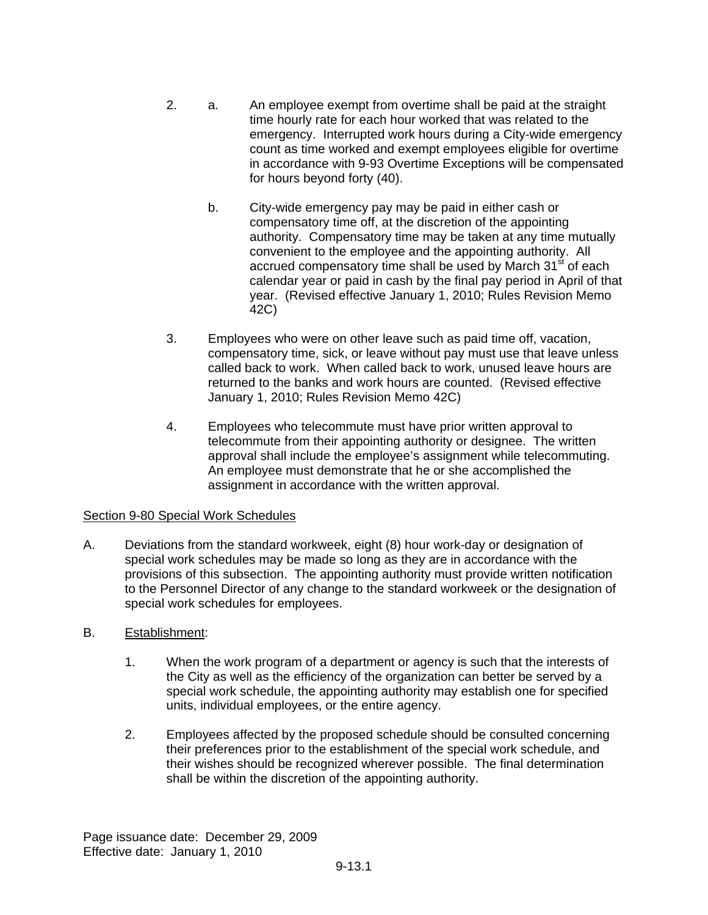2. a. An employee exempt from overtime shall be paid at the straight time hourly rate for each hour worked that was related to the emergency. Interrupted work hours during a City-wide emergency count as time worked and exempt employees eligible for overtime in accordance with 9-93 Overtime Exceptions will be compensated for hours beyond forty (40).

   b. City-wide emergency pay may be paid in either cash or compensatory time off, at the discretion of the appointing authority. Compensatory time may be taken at any time mutually convenient to the employee and the appointing authority. All accrued compensatory time shall be used by March 31st of each calendar year or paid in cash by the final pay period in April of that year. (Revised effective January 1, 2010; Rules Revision Memo 42C)

3. Employees who were on other leave such as paid time off, vacation, compensatory time, sick, or leave without pay must use that leave unless called back to work. When called back to work, unused leave hours are returned to the banks and work hours are counted. (Revised effective January 1, 2010; Rules Revision Memo 42C)

4. Employees who telecommute must have prior written approval to telecommute from their appointing authority or designee. The written approval shall include the employee's assignment while telecommuting. An employee must demonstrate that he or she accomplished the assignment in accordance with the written approval.

## Section 9-80 Special Work Schedules

A. Deviations from the standard workweek, eight (8) hour work-day or designation of special work schedules may be made so long as they are in accordance with the provisions of this subsection. The appointing authority must provide written notification to the Personnel Director of any change to the standard workweek or the designation of special work schedules for employees.

B. Establishment:

   1. When the work program of a department or agency is such that the interests of the City as well as the efficiency of the organization can better be served by a special work schedule, the appointing authority may establish one for specified units, individual employees, or the entire agency.

   2. Employees affected by the proposed schedule should be consulted concerning their preferences prior to the establishment of the special work schedule, and their wishes should be recognized wherever possible. The final determination shall be within the discretion of the appointing authority.

Page issuance date: December 29, 2009
Effective date: January 1, 2010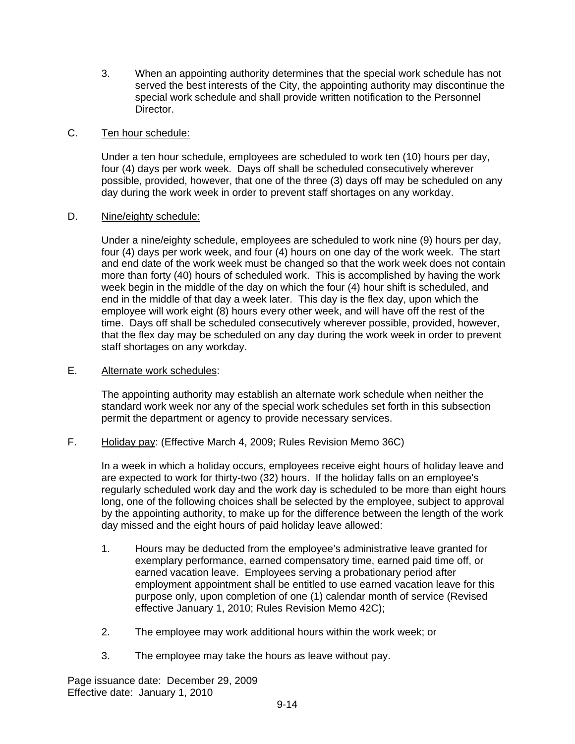3. When an appointing authority determines that the special work schedule has not served the best interests of the City, the appointing authority may discontinue the special work schedule and shall provide written notification to the Personnel Director.

C. Ten hour schedule:

Under a ten hour schedule, employees are scheduled to work ten (10) hours per day, four (4) days per work week. Days off shall be scheduled consecutively wherever possible, provided, however, that one of the three (3) days off may be scheduled on any day during the work week in order to prevent staff shortages on any workday.

D. Nine/eighty schedule:

Under a nine/eighty schedule, employees are scheduled to work nine (9) hours per day, four (4) days per work week, and four (4) hours on one day of the work week. The start and end date of the work week must be changed so that the work week does not contain more than forty (40) hours of scheduled work. This is accomplished by having the work week begin in the middle of the day on which the four (4) hour shift is scheduled, and end in the middle of that day a week later. This day is the flex day, upon which the employee will work eight (8) hours every other week, and will have off the rest of the time. Days off shall be scheduled consecutively wherever possible, provided, however, that the flex day may be scheduled on any day during the work week in order to prevent staff shortages on any workday.

E. Alternate work schedules:

The appointing authority may establish an alternate work schedule when neither the standard work week nor any of the special work schedules set forth in this subsection permit the department or agency to provide necessary services.

F. Holiday pay: (Effective March 4, 2009; Rules Revision Memo 36C)

In a week in which a holiday occurs, employees receive eight hours of holiday leave and are expected to work for thirty-two (32) hours. If the holiday falls on an employee's regularly scheduled work day and the work day is scheduled to be more than eight hours long, one of the following choices shall be selected by the employee, subject to approval by the appointing authority, to make up for the difference between the length of the work day missed and the eight hours of paid holiday leave allowed:

1. Hours may be deducted from the employee's administrative leave granted for exemplary performance, earned compensatory time, earned paid time off, or earned vacation leave. Employees serving a probationary period after employment appointment shall be entitled to use earned vacation leave for this purpose only, upon completion of one (1) calendar month of service (Revised effective January 1, 2010; Rules Revision Memo 42C);

2. The employee may work additional hours within the work week; or

3. The employee may take the hours as leave without pay.

Page issuance date: December 29, 2009
Effective date: January 1, 2010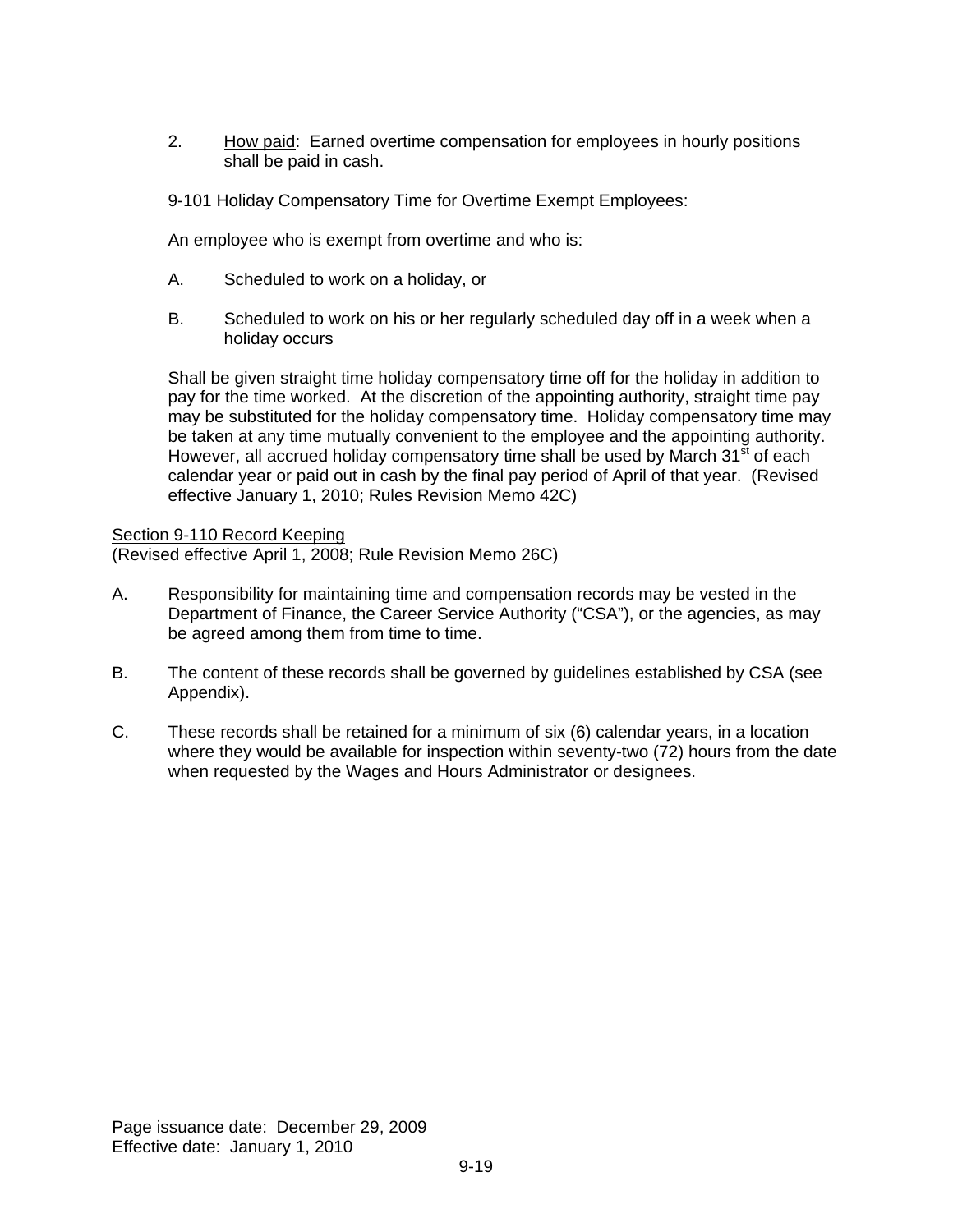2. <u>How paid</u>: Earned overtime compensation for employees in hourly positions shall be paid in cash.

9-101 <u>Holiday Compensatory Time for Overtime Exempt Employees:</u>

An employee who is exempt from overtime and who is:

A. Scheduled to work on a holiday, or

B. Scheduled to work on his or her regularly scheduled day off in a week when a holiday occurs

Shall be given straight time holiday compensatory time off for the holiday in addition to pay for the time worked. At the discretion of the appointing authority, straight time pay may be substituted for the holiday compensatory time. Holiday compensatory time may be taken at any time mutually convenient to the employee and the appointing authority. However, all accrued holiday compensatory time shall be used by March 31st of each calendar year or paid out in cash by the final pay period of April of that year. (Revised effective January 1, 2010; Rules Revision Memo 42C)

<u>Section 9-110 Record Keeping</u>
(Revised effective April 1, 2008; Rule Revision Memo 26C)

A. Responsibility for maintaining time and compensation records may be vested in the Department of Finance, the Career Service Authority ("CSA"), or the agencies, as may be agreed among them from time to time.

B. The content of these records shall be governed by guidelines established by CSA (see Appendix).

C. These records shall be retained for a minimum of six (6) calendar years, in a location where they would be available for inspection within seventy-two (72) hours from the date when requested by the Wages and Hours Administrator or designees.

Page issuance date: December 29, 2009
Effective date: January 1, 2010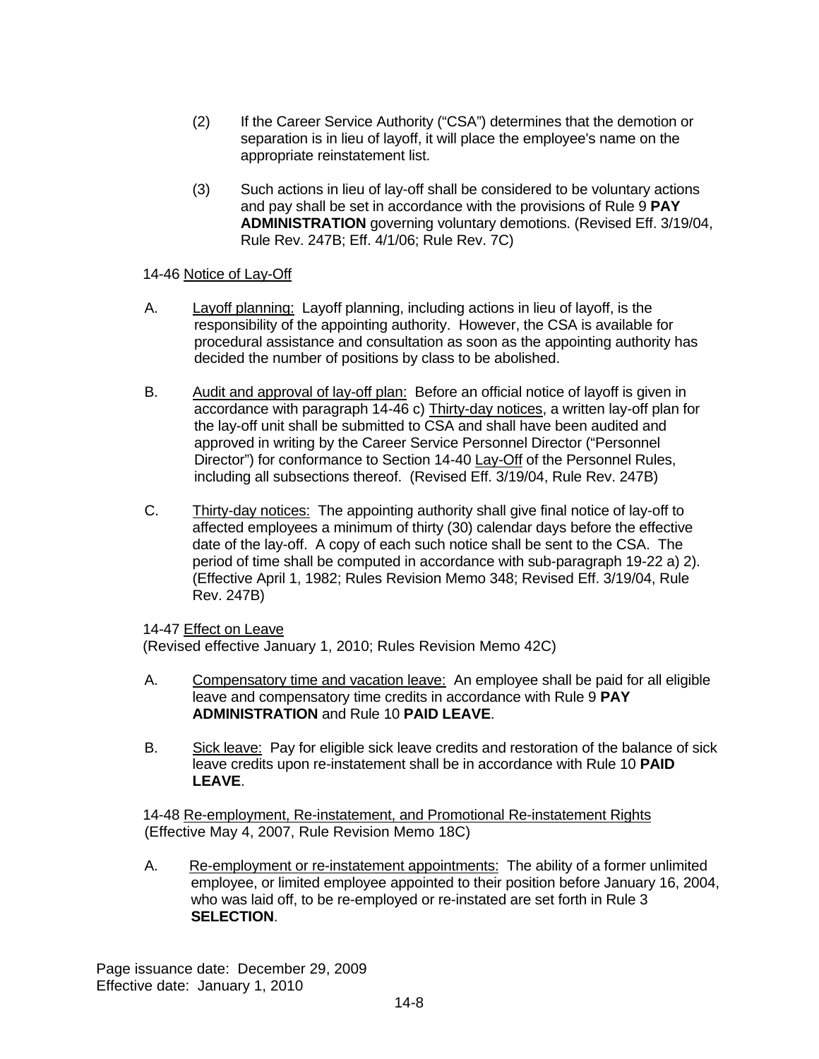(2) If the Career Service Authority ("CSA") determines that the demotion or separation is in lieu of layoff, it will place the employee's name on the appropriate reinstatement list.

(3) Such actions in lieu of lay-off shall be considered to be voluntary actions and pay shall be set in accordance with the provisions of Rule 9 **PAY ADMINISTRATION** governing voluntary demotions. (Revised Eff. 3/19/04, Rule Rev. 247B; Eff. 4/1/06; Rule Rev. 7C)

14-46 Notice of Lay-Off

A. Layoff planning: Layoff planning, including actions in lieu of layoff, is the responsibility of the appointing authority. However, the CSA is available for procedural assistance and consultation as soon as the appointing authority has decided the number of positions by class to be abolished.

B. Audit and approval of lay-off plan: Before an official notice of layoff is given in accordance with paragraph 14-46 c) Thirty-day notices, a written lay-off plan for the lay-off unit shall be submitted to CSA and shall have been audited and approved in writing by the Career Service Personnel Director ("Personnel Director") for conformance to Section 14-40 Lay-Off of the Personnel Rules, including all subsections thereof. (Revised Eff. 3/19/04, Rule Rev. 247B)

C. Thirty-day notices: The appointing authority shall give final notice of lay-off to affected employees a minimum of thirty (30) calendar days before the effective date of the lay-off. A copy of each such notice shall be sent to the CSA. The period of time shall be computed in accordance with sub-paragraph 19-22 a) 2). (Effective April 1, 1982; Rules Revision Memo 348; Revised Eff. 3/19/04, Rule Rev. 247B)

14-47 Effect on Leave
(Revised effective January 1, 2010; Rules Revision Memo 42C)

A. Compensatory time and vacation leave: An employee shall be paid for all eligible leave and compensatory time credits in accordance with Rule 9 **PAY ADMINISTRATION** and Rule 10 **PAID LEAVE**.

B. Sick leave: Pay for eligible sick leave credits and restoration of the balance of sick leave credits upon re-instatement shall be in accordance with Rule 10 **PAID LEAVE**.

14-48 Re-employment, Re-instatement, and Promotional Re-instatement Rights
(Effective May 4, 2007, Rule Revision Memo 18C)

A. Re-employment or re-instatement appointments: The ability of a former unlimited employee, or limited employee appointed to their position before January 16, 2004, who was laid off, to be re-employed or re-instated are set forth in Rule 3 **SELECTION**.

Page issuance date: December 29, 2009
Effective date: January 1, 2010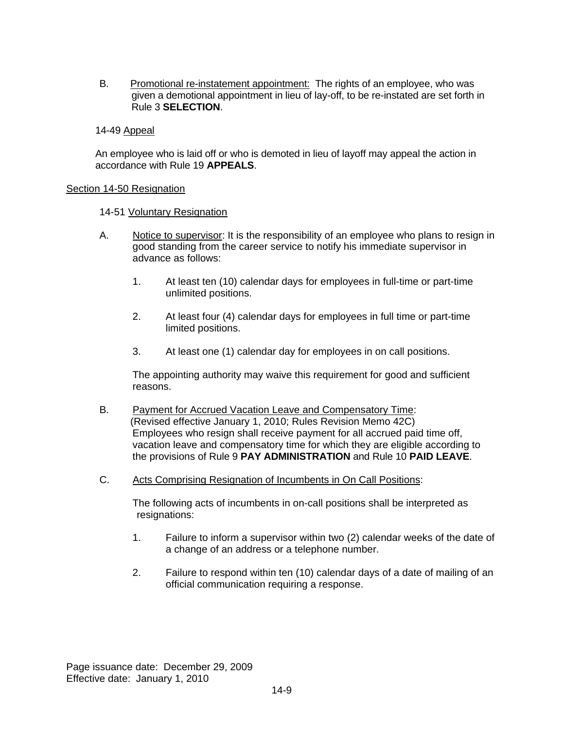B. Promotional re-instatement appointment: The rights of an employee, who was given a demotional appointment in lieu of lay-off, to be re-instated are set forth in Rule 3 **SELECTION**.

14-49 Appeal

An employee who is laid off or who is demoted in lieu of layoff may appeal the action in accordance with Rule 19 **APPEALS**.

Section 14-50 Resignation

14-51 Voluntary Resignation

A. Notice to supervisor: It is the responsibility of an employee who plans to resign in good standing from the career service to notify his immediate supervisor in advance as follows:

   1. At least ten (10) calendar days for employees in full-time or part-time unlimited positions.

   2. At least four (4) calendar days for employees in full time or part-time limited positions.

   3. At least one (1) calendar day for employees in on call positions.

   The appointing authority may waive this requirement for good and sufficient reasons.

B. Payment for Accrued Vacation Leave and Compensatory Time:
   (Revised effective January 1, 2010; Rules Revision Memo 42C)
   Employees who resign shall receive payment for all accrued paid time off, vacation leave and compensatory time for which they are eligible according to the provisions of Rule 9 **PAY ADMINISTRATION** and Rule 10 **PAID LEAVE**.

C. Acts Comprising Resignation of Incumbents in On Call Positions:

   The following acts of incumbents in on-call positions shall be interpreted as resignations:

   1. Failure to inform a supervisor within two (2) calendar weeks of the date of a change of an address or a telephone number.

   2. Failure to respond within ten (10) calendar days of a date of mailing of an official communication requiring a response.

Page issuance date: December 29, 2009
Effective date: January 1, 2010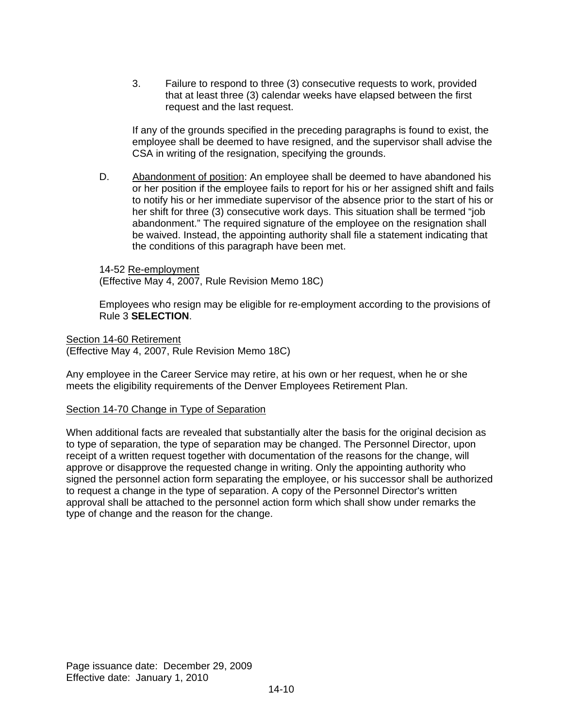3. Failure to respond to three (3) consecutive requests to work, provided that at least three (3) calendar weeks have elapsed between the first request and the last request.

If any of the grounds specified in the preceding paragraphs is found to exist, the employee shall be deemed to have resigned, and the supervisor shall advise the CSA in writing of the resignation, specifying the grounds.

D. Abandonment of position: An employee shall be deemed to have abandoned his or her position if the employee fails to report for his or her assigned shift and fails to notify his or her immediate supervisor of the absence prior to the start of his or her shift for three (3) consecutive work days. This situation shall be termed “job abandonment.” The required signature of the employee on the resignation shall be waived. Instead, the appointing authority shall file a statement indicating that the conditions of this paragraph have been met.

14-52 Re-employment
(Effective May 4, 2007, Rule Revision Memo 18C)

Employees who resign may be eligible for re-employment according to the provisions of Rule 3 **SELECTION**.

Section 14-60 Retirement
(Effective May 4, 2007, Rule Revision Memo 18C)

Any employee in the Career Service may retire, at his own or her request, when he or she meets the eligibility requirements of the Denver Employees Retirement Plan.

Section 14-70 Change in Type of Separation

When additional facts are revealed that substantially alter the basis for the original decision as to type of separation, the type of separation may be changed. The Personnel Director, upon receipt of a written request together with documentation of the reasons for the change, will approve or disapprove the requested change in writing. Only the appointing authority who signed the personnel action form separating the employee, or his successor shall be authorized to request a change in the type of separation. A copy of the Personnel Director's written approval shall be attached to the personnel action form which shall show under remarks the type of change and the reason for the change.

Page issuance date: December 29, 2009
Effective date: January 1, 2010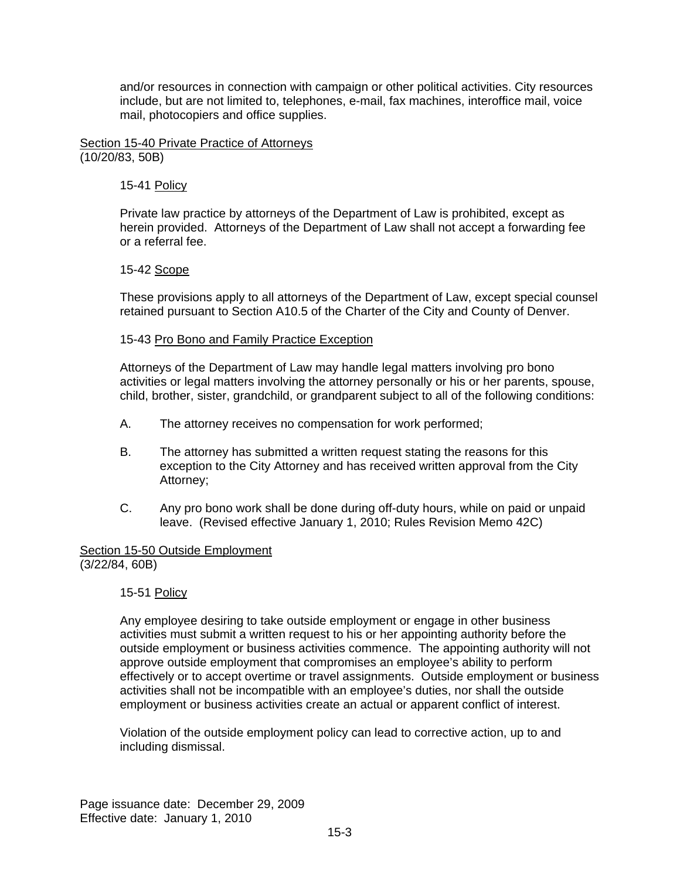and/or resources in connection with campaign or other political activities. City resources include, but are not limited to, telephones, e-mail, fax machines, interoffice mail, voice mail, photocopiers and office supplies.

## Section 15-40 Private Practice of Attorneys
(10/20/83, 50B)

### 15-41 Policy

Private law practice by attorneys of the Department of Law is prohibited, except as herein provided. Attorneys of the Department of Law shall not accept a forwarding fee or a referral fee.

### 15-42 Scope

These provisions apply to all attorneys of the Department of Law, except special counsel retained pursuant to Section A10.5 of the Charter of the City and County of Denver.

### 15-43 Pro Bono and Family Practice Exception

Attorneys of the Department of Law may handle legal matters involving pro bono activities or legal matters involving the attorney personally or his or her parents, spouse, child, brother, sister, grandchild, or grandparent subject to all of the following conditions:

A. The attorney receives no compensation for work performed;

B. The attorney has submitted a written request stating the reasons for this exception to the City Attorney and has received written approval from the City Attorney;

C. Any pro bono work shall be done during off-duty hours, while on paid or unpaid leave. (Revised effective January 1, 2010; Rules Revision Memo 42C)

## Section 15-50 Outside Employment
(3/22/84, 60B)

### 15-51 Policy

Any employee desiring to take outside employment or engage in other business activities must submit a written request to his or her appointing authority before the outside employment or business activities commence. The appointing authority will not approve outside employment that compromises an employee's ability to perform effectively or to accept overtime or travel assignments. Outside employment or business activities shall not be incompatible with an employee's duties, nor shall the outside employment or business activities create an actual or apparent conflict of interest.

Violation of the outside employment policy can lead to corrective action, up to and including dismissal.

Page issuance date: December 29, 2009
Effective date: January 1, 2010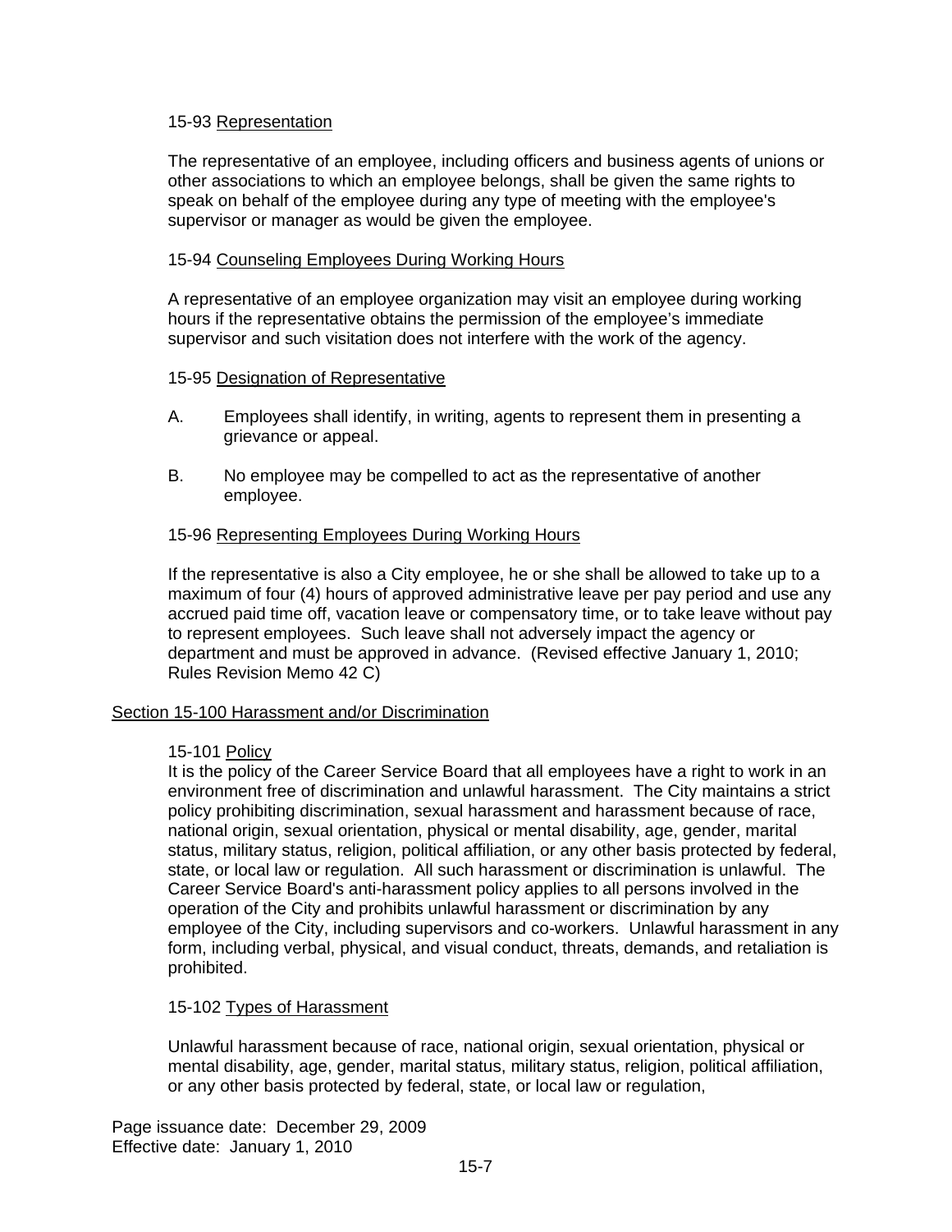#### 15-93 Representation

The representative of an employee, including officers and business agents of unions or other associations to which an employee belongs, shall be given the same rights to speak on behalf of the employee during any type of meeting with the employee's supervisor or manager as would be given the employee.

#### 15-94 Counseling Employees During Working Hours

A representative of an employee organization may visit an employee during working hours if the representative obtains the permission of the employee's immediate supervisor and such visitation does not interfere with the work of the agency.

#### 15-95 Designation of Representative

A. Employees shall identify, in writing, agents to represent them in presenting a grievance or appeal.

B. No employee may be compelled to act as the representative of another employee.

#### 15-96 Representing Employees During Working Hours

If the representative is also a City employee, he or she shall be allowed to take up to a maximum of four (4) hours of approved administrative leave per pay period and use any accrued paid time off, vacation leave or compensatory time, or to take leave without pay to represent employees. Such leave shall not adversely impact the agency or department and must be approved in advance. (Revised effective January 1, 2010; Rules Revision Memo 42 C)

### Section 15-100 Harassment and/or Discrimination

#### 15-101 Policy

It is the policy of the Career Service Board that all employees have a right to work in an environment free of discrimination and unlawful harassment. The City maintains a strict policy prohibiting discrimination, sexual harassment and harassment because of race, national origin, sexual orientation, physical or mental disability, age, gender, marital status, military status, religion, political affiliation, or any other basis protected by federal, state, or local law or regulation. All such harassment or discrimination is unlawful. The Career Service Board's anti-harassment policy applies to all persons involved in the operation of the City and prohibits unlawful harassment or discrimination by any employee of the City, including supervisors and co-workers. Unlawful harassment in any form, including verbal, physical, and visual conduct, threats, demands, and retaliation is prohibited.

#### 15-102 Types of Harassment

Unlawful harassment because of race, national origin, sexual orientation, physical or mental disability, age, gender, marital status, military status, religion, political affiliation, or any other basis protected by federal, state, or local law or regulation,

Page issuance date: December 29, 2009
Effective date: January 1, 2010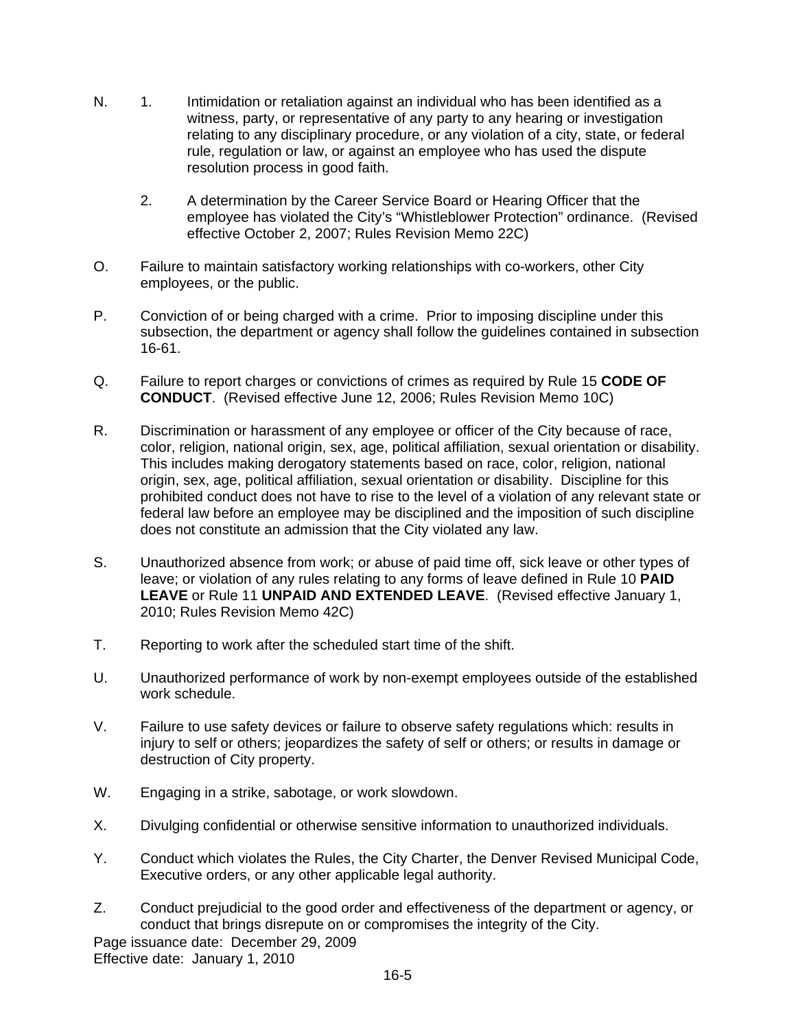N. 1. Intimidation or retaliation against an individual who has been identified as a witness, party, or representative of any party to any hearing or investigation relating to any disciplinary procedure, or any violation of a city, state, or federal rule, regulation or law, or against an employee who has used the dispute resolution process in good faith.

   2. A determination by the Career Service Board or Hearing Officer that the employee has violated the City's "Whistleblower Protection" ordinance. (Revised effective October 2, 2007; Rules Revision Memo 22C)

O. Failure to maintain satisfactory working relationships with co-workers, other City employees, or the public.

P. Conviction of or being charged with a crime. Prior to imposing discipline under this subsection, the department or agency shall follow the guidelines contained in subsection 16-61.

Q. Failure to report charges or convictions of crimes as required by Rule 15 **CODE OF CONDUCT**. (Revised effective June 12, 2006; Rules Revision Memo 10C)

R. Discrimination or harassment of any employee or officer of the City because of race, color, religion, national origin, sex, age, political affiliation, sexual orientation or disability. This includes making derogatory statements based on race, color, religion, national origin, sex, age, political affiliation, sexual orientation or disability. Discipline for this prohibited conduct does not have to rise to the level of a violation of any relevant state or federal law before an employee may be disciplined and the imposition of such discipline does not constitute an admission that the City violated any law.

S. Unauthorized absence from work; or abuse of paid time off, sick leave or other types of leave; or violation of any rules relating to any forms of leave defined in Rule 10 **PAID LEAVE** or Rule 11 **UNPAID AND EXTENDED LEAVE**. (Revised effective January 1, 2010; Rules Revision Memo 42C)

T. Reporting to work after the scheduled start time of the shift.

U. Unauthorized performance of work by non-exempt employees outside of the established work schedule.

V. Failure to use safety devices or failure to observe safety regulations which: results in injury to self or others; jeopardizes the safety of self or others; or results in damage or destruction of City property.

W. Engaging in a strike, sabotage, or work slowdown.

X. Divulging confidential or otherwise sensitive information to unauthorized individuals.

Y. Conduct which violates the Rules, the City Charter, the Denver Revised Municipal Code, Executive orders, or any other applicable legal authority.

Z. Conduct prejudicial to the good order and effectiveness of the department or agency, or conduct that brings disrepute on or compromises the integrity of the City.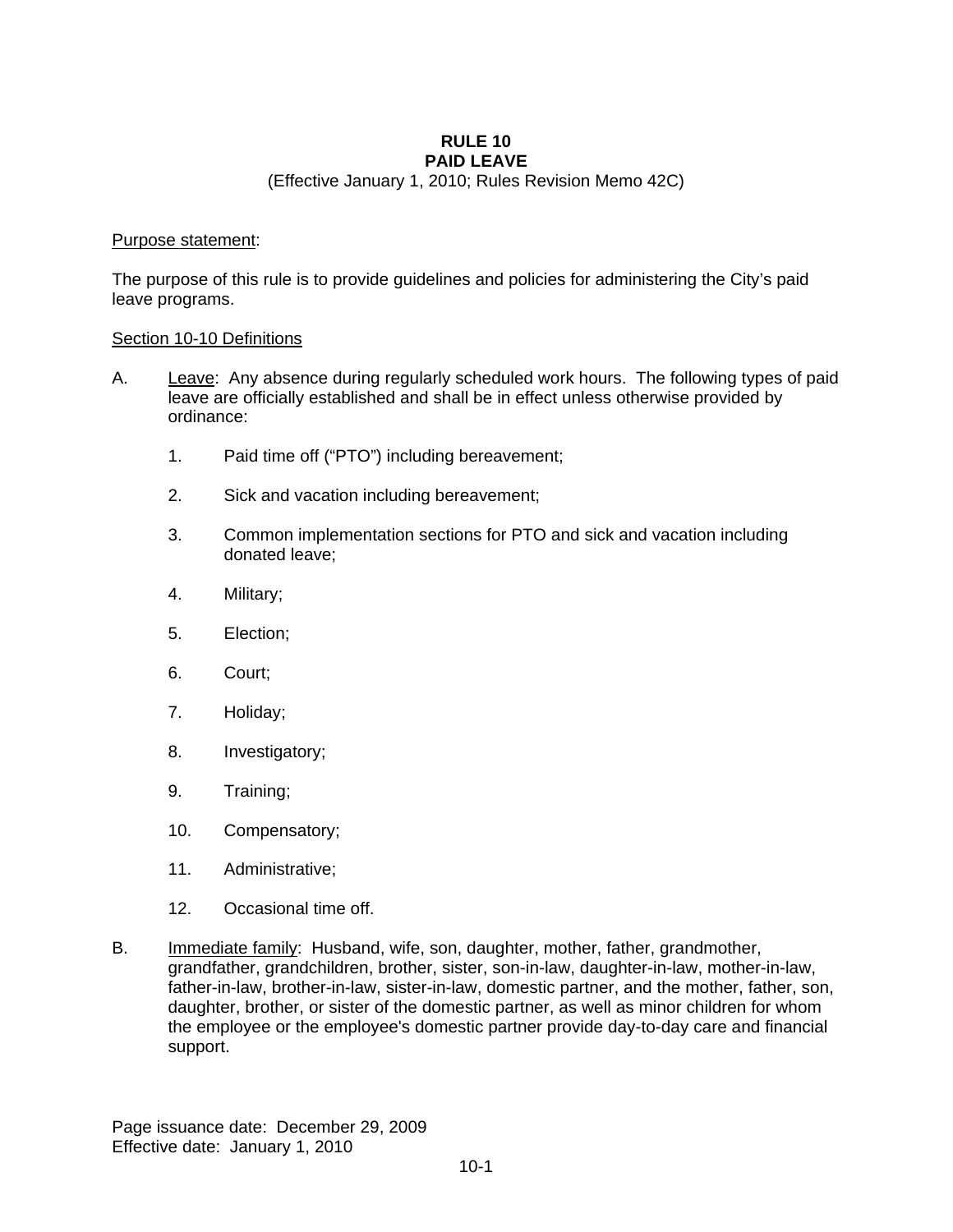# RULE 10
# PAID LEAVE

(Effective January 1, 2010; Rules Revision Memo 42C)

Purpose statement:

The purpose of this rule is to provide guidelines and policies for administering the City's paid leave programs.

Section 10-10 Definitions

A. Leave: Any absence during regularly scheduled work hours. The following types of paid leave are officially established and shall be in effect unless otherwise provided by ordinance:

   1. Paid time off ("PTO") including bereavement;

   2. Sick and vacation including bereavement;

   3. Common implementation sections for PTO and sick and vacation including donated leave;

   4. Military;

   5. Election;

   6. Court;

   7. Holiday;

   8. Investigatory;

   9. Training;

   10. Compensatory;

   11. Administrative;

   12. Occasional time off.

B. Immediate family: Husband, wife, son, daughter, mother, father, grandmother, grandfather, grandchildren, brother, sister, son-in-law, daughter-in-law, mother-in-law, father-in-law, brother-in-law, sister-in-law, domestic partner, and the mother, father, son, daughter, brother, or sister of the domestic partner, as well as minor children for whom the employee or the employee's domestic partner provide day-to-day care and financial support.

Page issuance date: December 29, 2009
Effective date: January 1, 2010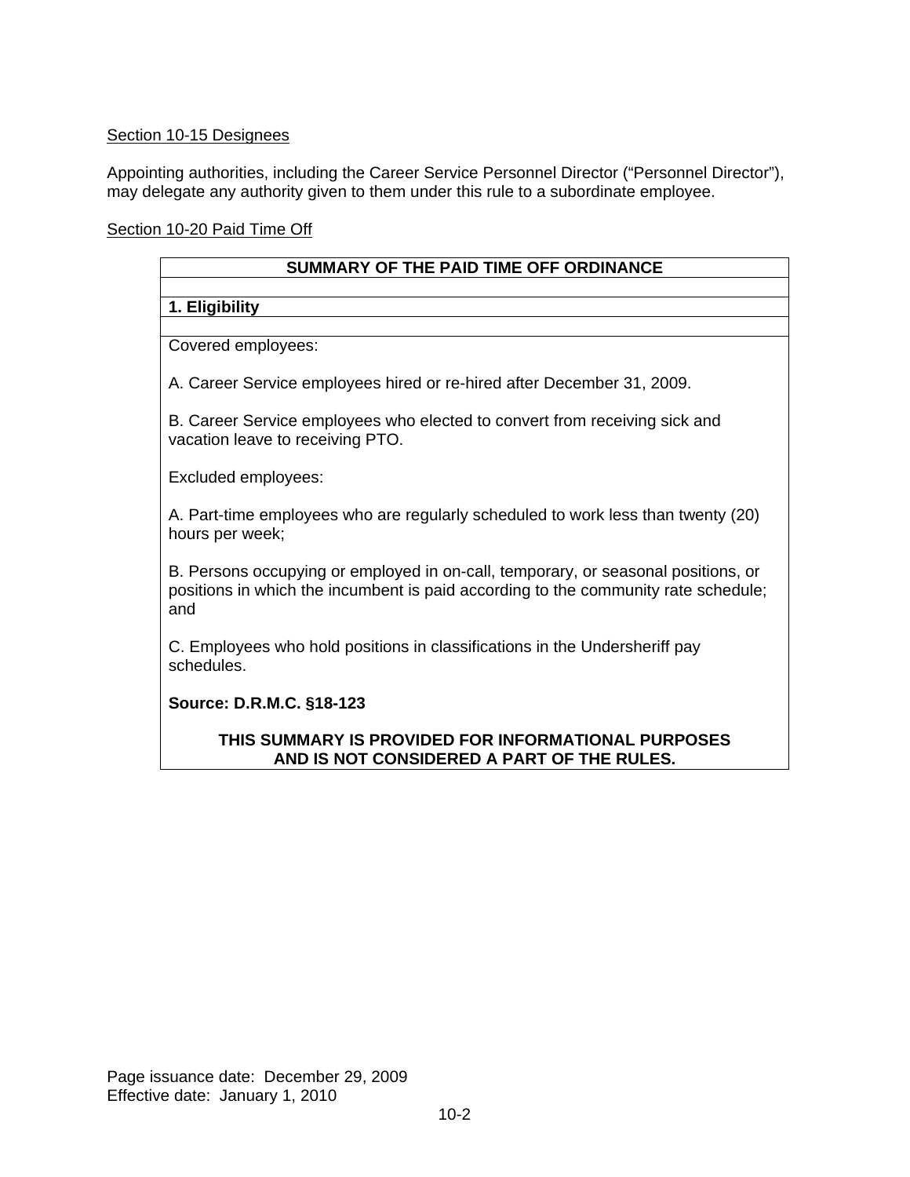Section 10-15 Designees

Appointing authorities, including the Career Service Personnel Director ("Personnel Director"), may delegate any authority given to them under this rule to a subordinate employee.

Section 10-20 Paid Time Off

| SUMMARY OF THE PAID TIME OFF ORDINANCE |
|---|
| **1. Eligibility** |
| Covered employees:<br><br>A. Career Service employees hired or re-hired after December 31, 2009.<br><br>B. Career Service employees who elected to convert from receiving sick and vacation leave to receiving PTO.<br><br>Excluded employees:<br><br>A. Part-time employees who are regularly scheduled to work less than twenty (20) hours per week;<br><br>B. Persons occupying or employed in on-call, temporary, or seasonal positions, or positions in which the incumbent is paid according to the community rate schedule; and<br><br>C. Employees who hold positions in classifications in the Undersheriff pay schedules.<br><br>**Source: D.R.M.C. §18-123**<br><br>**THIS SUMMARY IS PROVIDED FOR INFORMATIONAL PURPOSES AND IS NOT CONSIDERED A PART OF THE RULES.** |

Page issuance date: December 29, 2009
Effective date: January 1, 2010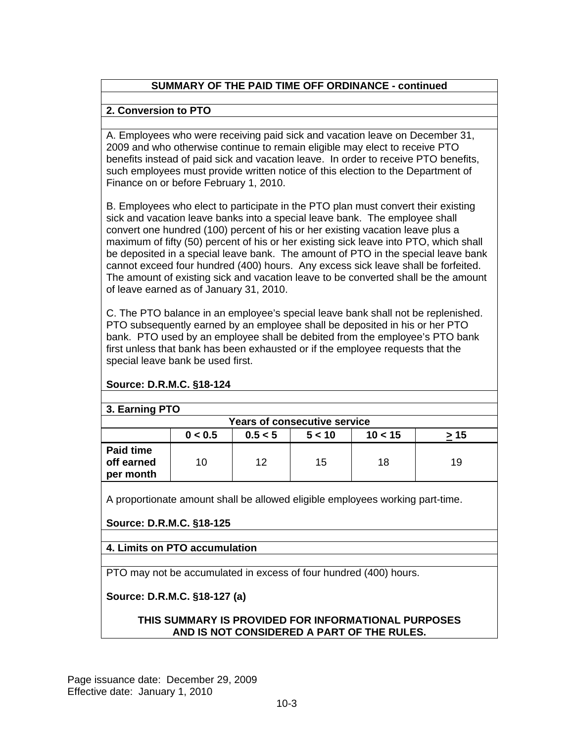**SUMMARY OF THE PAID TIME OFF ORDINANCE - continued**

**2. Conversion to PTO**

A. Employees who were receiving paid sick and vacation leave on December 31, 2009 and who otherwise continue to remain eligible may elect to receive PTO benefits instead of paid sick and vacation leave. In order to receive PTO benefits, such employees must provide written notice of this election to the Department of Finance on or before February 1, 2010.

B. Employees who elect to participate in the PTO plan must convert their existing sick and vacation leave banks into a special leave bank. The employee shall convert one hundred (100) percent of his or her existing vacation leave plus a maximum of fifty (50) percent of his or her existing sick leave into PTO, which shall be deposited in a special leave bank. The amount of PTO in the special leave bank cannot exceed four hundred (400) hours. Any excess sick leave shall be forfeited. The amount of existing sick and vacation leave to be converted shall be the amount of leave earned as of January 31, 2010.

C. The PTO balance in an employee's special leave bank shall not be replenished. PTO subsequently earned by an employee shall be deposited in his or her PTO bank. PTO used by an employee shall be debited from the employee's PTO bank first unless that bank has been exhausted or if the employee requests that the special leave bank be used first.

**Source: D.R.M.C. §18-124**

**3. Earning PTO**

| | Years of consecutive service | | | | |
|---|---|---|---|---|---|
| | **0 < 0.5** | **0.5 < 5** | **5 < 10** | **10 < 15** | **≥ 15** |
| **Paid time off earned per month** | 10 | 12 | 15 | 18 | 19 |

A proportionate amount shall be allowed eligible employees working part-time.

**Source: D.R.M.C. §18-125**

**4. Limits on PTO accumulation**

PTO may not be accumulated in excess of four hundred (400) hours.

**Source: D.R.M.C. §18-127 (a)**

**THIS SUMMARY IS PROVIDED FOR INFORMATIONAL PURPOSES AND IS NOT CONSIDERED A PART OF THE RULES.**

Page issuance date: December 29, 2009
Effective date: January 1, 2010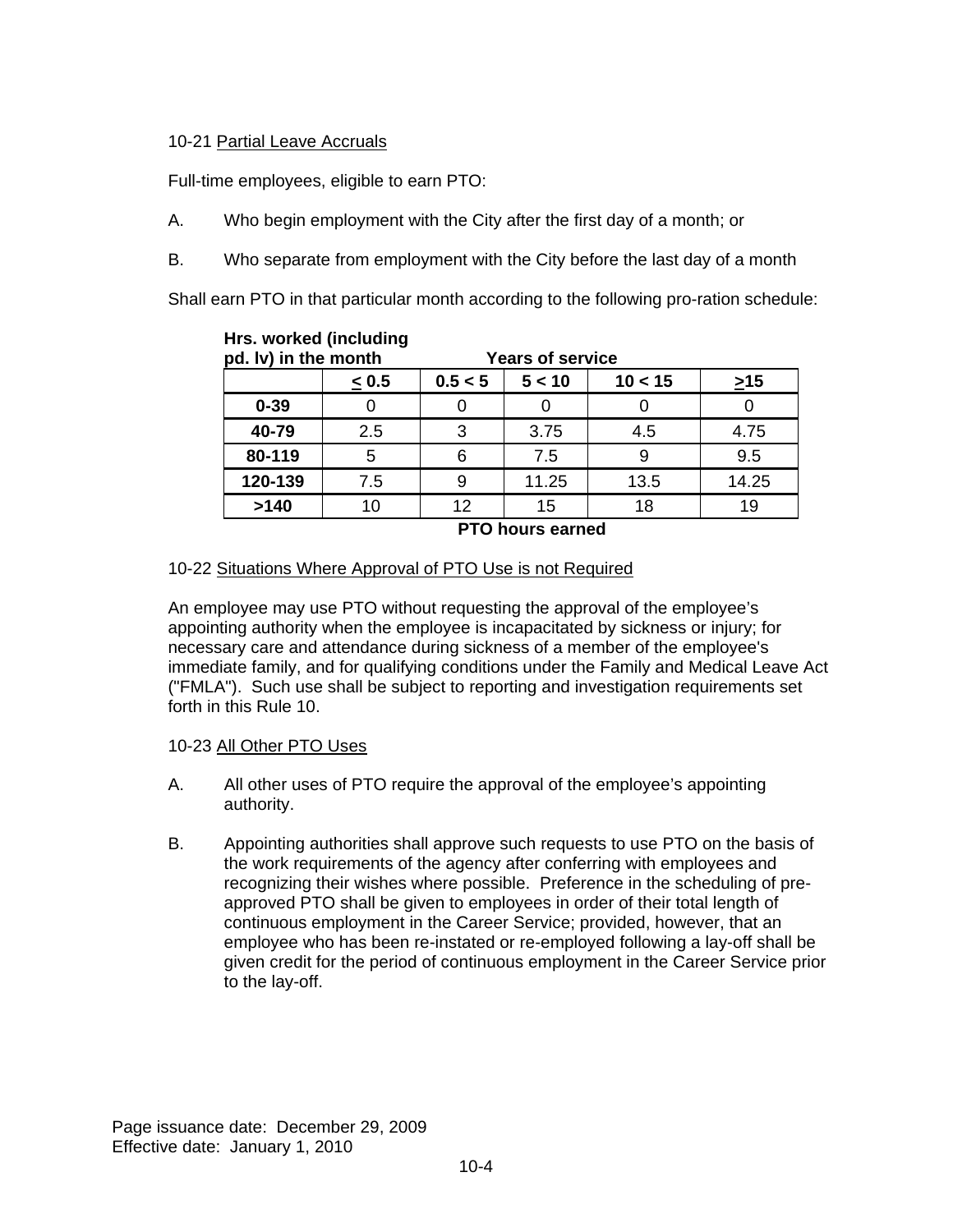10-21 Partial Leave Accruals

Full-time employees, eligible to earn PTO:

A. Who begin employment with the City after the first day of a month; or

B. Who separate from employment with the City before the last day of a month

Shall earn PTO in that particular month according to the following pro-ration schedule:

| Hrs. worked (including pd. lv) in the month | Years of service | | | | |
|---|---|---|---|---|---|
| | ≤ 0.5 | 0.5 < 5 | 5 < 10 | 10 < 15 | ≥15 |
| **0-39** | 0 | 0 | 0 | 0 | 0 |
| **40-79** | 2.5 | 3 | 3.75 | 4.5 | 4.75 |
| **80-119** | 5 | 6 | 7.5 | 9 | 9.5 |
| **120-139** | 7.5 | 9 | 11.25 | 13.5 | 14.25 |
| **>140** | 10 | 12 | 15 | 18 | 19 |

**PTO hours earned**

10-22 Situations Where Approval of PTO Use is not Required

An employee may use PTO without requesting the approval of the employee's appointing authority when the employee is incapacitated by sickness or injury; for necessary care and attendance during sickness of a member of the employee's immediate family, and for qualifying conditions under the Family and Medical Leave Act ("FMLA"). Such use shall be subject to reporting and investigation requirements set forth in this Rule 10.

10-23 All Other PTO Uses

A. All other uses of PTO require the approval of the employee's appointing authority.

B. Appointing authorities shall approve such requests to use PTO on the basis of the work requirements of the agency after conferring with employees and recognizing their wishes where possible. Preference in the scheduling of pre-approved PTO shall be given to employees in order of their total length of continuous employment in the Career Service; provided, however, that an employee who has been re-instated or re-employed following a lay-off shall be given credit for the period of continuous employment in the Career Service prior to the lay-off.

Page issuance date: December 29, 2009
Effective date: January 1, 2010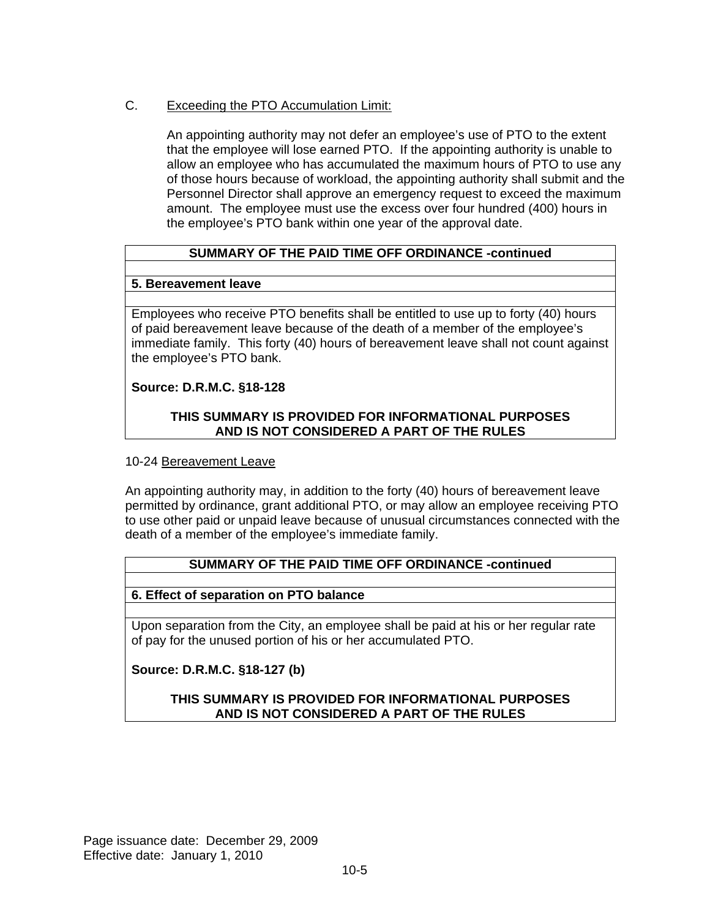C. Exceeding the PTO Accumulation Limit:

An appointing authority may not defer an employee's use of PTO to the extent that the employee will lose earned PTO. If the appointing authority is unable to allow an employee who has accumulated the maximum hours of PTO to use any of those hours because of workload, the appointing authority shall submit and the Personnel Director shall approve an emergency request to exceed the maximum amount. The employee must use the excess over four hundred (400) hours in the employee's PTO bank within one year of the approval date.

| **SUMMARY OF THE PAID TIME OFF ORDINANCE -continued** |
| --- |
| |
| **5. Bereavement leave** |
| |
| Employees who receive PTO benefits shall be entitled to use up to forty (40) hours of paid bereavement leave because of the death of a member of the employee's immediate family. This forty (40) hours of bereavement leave shall not count against the employee's PTO bank.<br><br>**Source: D.R.M.C. §18-128**<br><br>**THIS SUMMARY IS PROVIDED FOR INFORMATIONAL PURPOSES AND IS NOT CONSIDERED A PART OF THE RULES** |

10-24 Bereavement Leave

An appointing authority may, in addition to the forty (40) hours of bereavement leave permitted by ordinance, grant additional PTO, or may allow an employee receiving PTO to use other paid or unpaid leave because of unusual circumstances connected with the death of a member of the employee's immediate family.

| **SUMMARY OF THE PAID TIME OFF ORDINANCE -continued** |
| --- |
| |
| **6. Effect of separation on PTO balance** |
| |
| Upon separation from the City, an employee shall be paid at his or her regular rate of pay for the unused portion of his or her accumulated PTO.<br><br>**Source: D.R.M.C. §18-127 (b)**<br><br>**THIS SUMMARY IS PROVIDED FOR INFORMATIONAL PURPOSES AND IS NOT CONSIDERED A PART OF THE RULES** |

Page issuance date: December 29, 2009
Effective date: January 1, 2010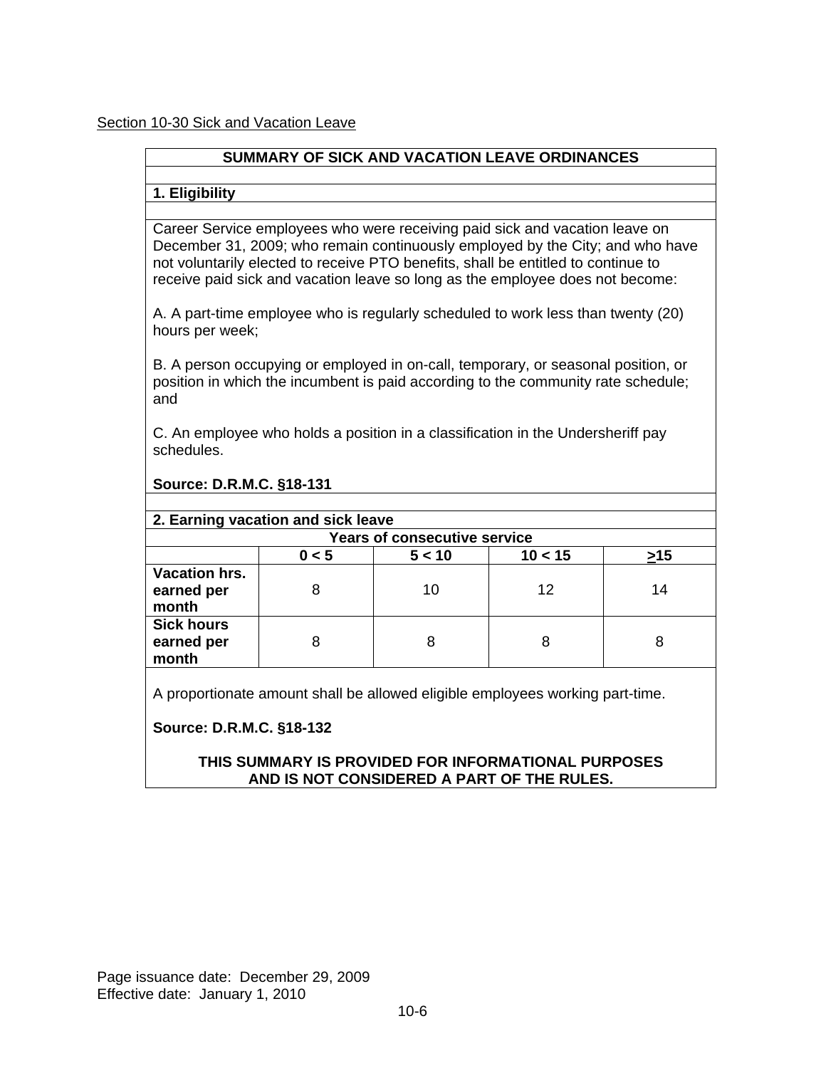Section 10-30 Sick and Vacation Leave

**SUMMARY OF SICK AND VACATION LEAVE ORDINANCES**

**1. Eligibility**

Career Service employees who were receiving paid sick and vacation leave on December 31, 2009; who remain continuously employed by the City; and who have not voluntarily elected to receive PTO benefits, shall be entitled to continue to receive paid sick and vacation leave so long as the employee does not become:

A. A part-time employee who is regularly scheduled to work less than twenty (20) hours per week;

B. A person occupying or employed in on-call, temporary, or seasonal position, or position in which the incumbent is paid according to the community rate schedule; and

C. An employee who holds a position in a classification in the Undersheriff pay schedules.

**Source: D.R.M.C. §18-131**

**2. Earning vacation and sick leave**

| | Years of consecutive service | | | |
|---|---|---|---|---|
| | **0 < 5** | **5 < 10** | **10 < 15** | **≥15** |
| **Vacation hrs. earned per month** | 8 | 10 | 12 | 14 |
| **Sick hours earned per month** | 8 | 8 | 8 | 8 |

A proportionate amount shall be allowed eligible employees working part-time.

**Source: D.R.M.C. §18-132**

**THIS SUMMARY IS PROVIDED FOR INFORMATIONAL PURPOSES AND IS NOT CONSIDERED A PART OF THE RULES.**

Page issuance date: December 29, 2009
Effective date: January 1, 2010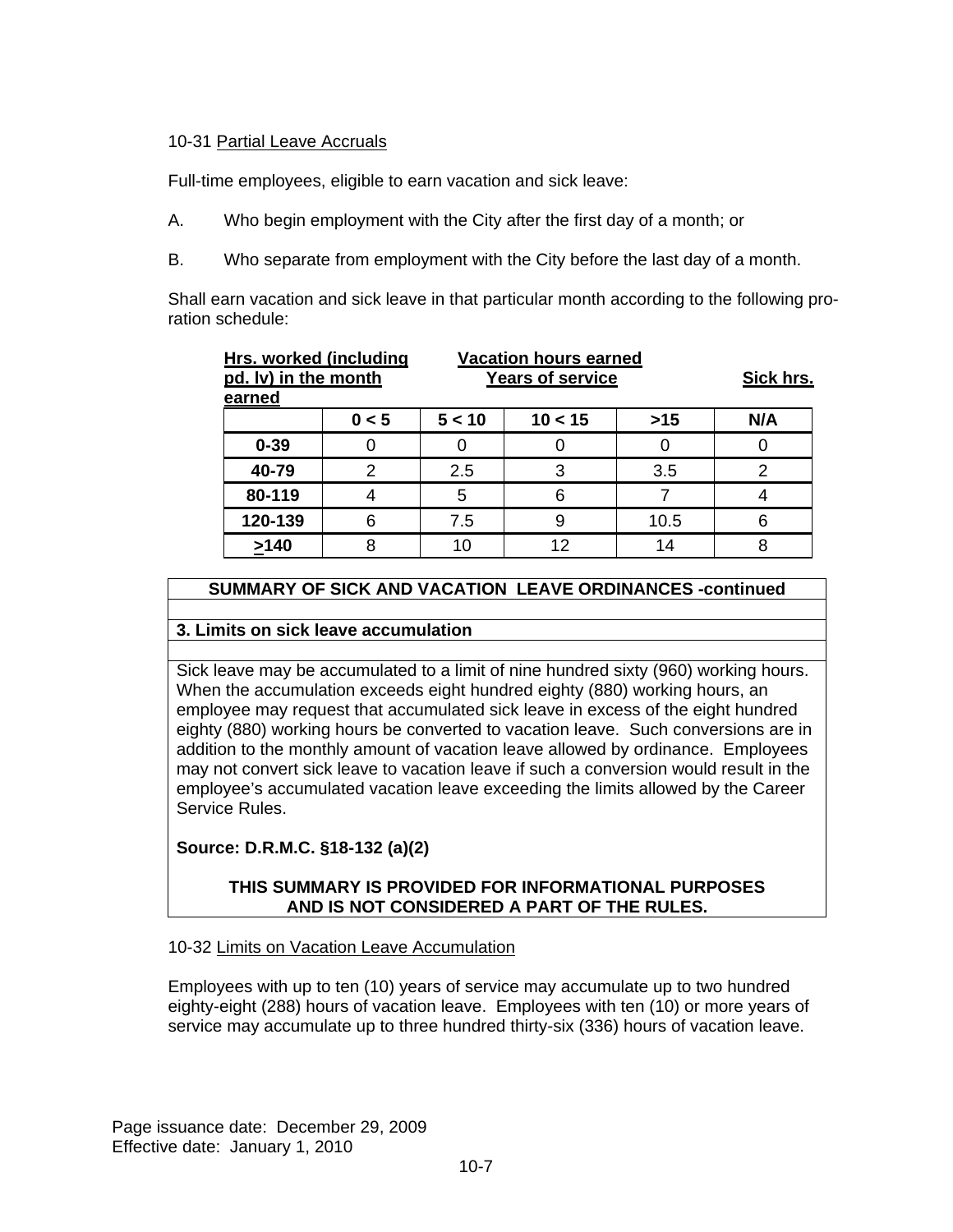10-31 Partial Leave Accruals

Full-time employees, eligible to earn vacation and sick leave:

A. Who begin employment with the City after the first day of a month; or

B. Who separate from employment with the City before the last day of a month.

Shall earn vacation and sick leave in that particular month according to the following pro-ration schedule:

| Hrs. worked (including pd. lv) in the month earned | Vacation hours earned Years of service | | | | Sick hrs. |
|---|---|---|---|---|---|
| | 0 < 5 | 5 < 10 | 10 < 15 | >15 | N/A |
| 0-39 | 0 | 0 | 0 | 0 | 0 |
| 40-79 | 2 | 2.5 | 3 | 3.5 | 2 |
| 80-119 | 4 | 5 | 6 | 7 | 4 |
| 120-139 | 6 | 7.5 | 9 | 10.5 | 6 |
| ≥140 | 8 | 10 | 12 | 14 | 8 |

**SUMMARY OF SICK AND VACATION LEAVE ORDINANCES -continued**

**3. Limits on sick leave accumulation**

Sick leave may be accumulated to a limit of nine hundred sixty (960) working hours. When the accumulation exceeds eight hundred eighty (880) working hours, an employee may request that accumulated sick leave in excess of the eight hundred eighty (880) working hours be converted to vacation leave. Such conversions are in addition to the monthly amount of vacation leave allowed by ordinance. Employees may not convert sick leave to vacation leave if such a conversion would result in the employee's accumulated vacation leave exceeding the limits allowed by the Career Service Rules.

**Source: D.R.M.C. §18-132 (a)(2)**

**THIS SUMMARY IS PROVIDED FOR INFORMATIONAL PURPOSES AND IS NOT CONSIDERED A PART OF THE RULES.**

10-32 Limits on Vacation Leave Accumulation

Employees with up to ten (10) years of service may accumulate up to two hundred eighty-eight (288) hours of vacation leave. Employees with ten (10) or more years of service may accumulate up to three hundred thirty-six (336) hours of vacation leave.

Page issuance date: December 29, 2009
Effective date: January 1, 2010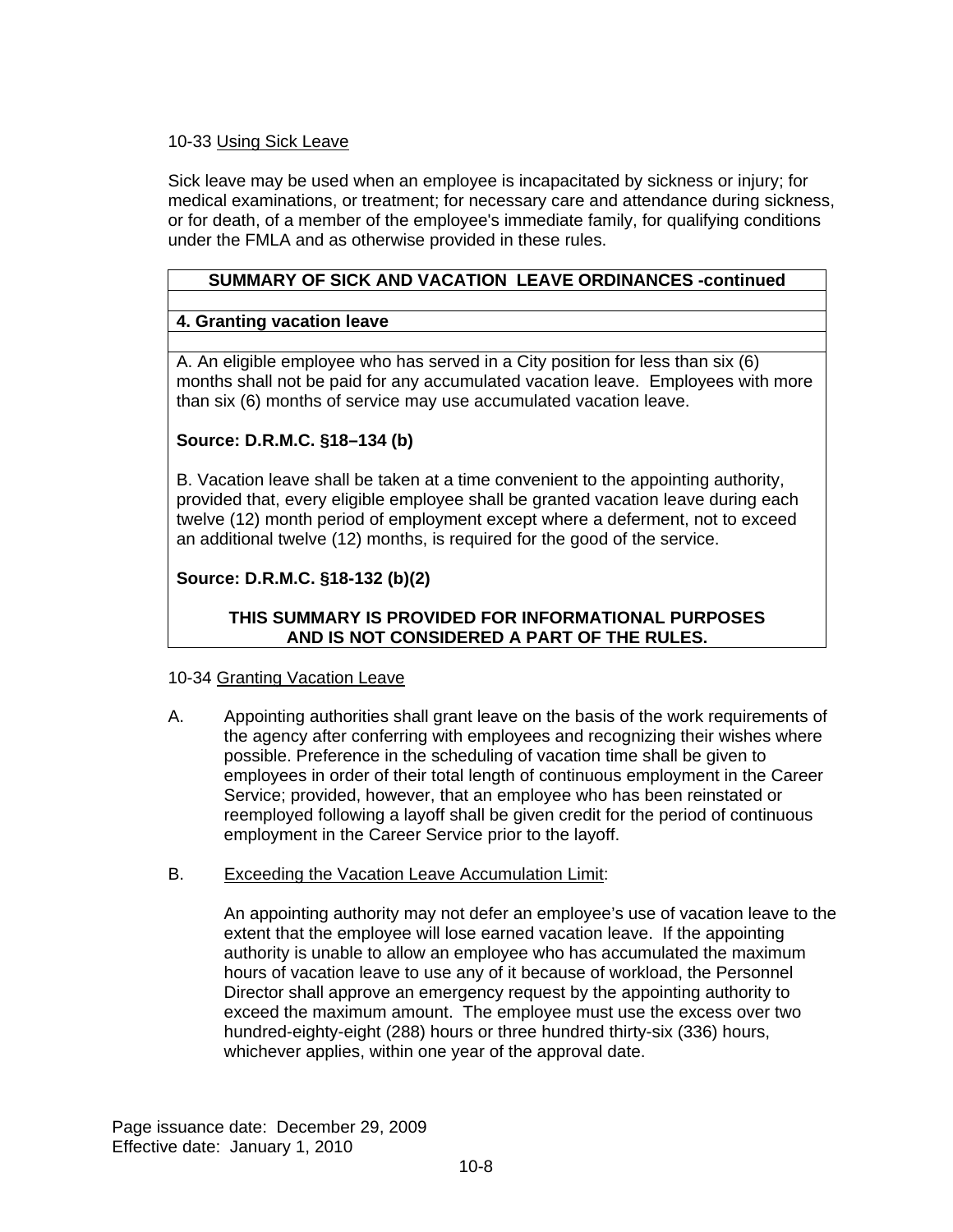10-33 Using Sick Leave

Sick leave may be used when an employee is incapacitated by sickness or injury; for medical examinations, or treatment; for necessary care and attendance during sickness, or for death, of a member of the employee's immediate family, for qualifying conditions under the FMLA and as otherwise provided in these rules.

| **SUMMARY OF SICK AND VACATION LEAVE ORDINANCES -continued** |
| --- |
| |
| **4. Granting vacation leave** |
| |
| A. An eligible employee who has served in a City position for less than six (6) months shall not be paid for any accumulated vacation leave. Employees with more than six (6) months of service may use accumulated vacation leave.<br><br>**Source: D.R.M.C. §18–134 (b)**<br><br>B. Vacation leave shall be taken at a time convenient to the appointing authority, provided that, every eligible employee shall be granted vacation leave during each twelve (12) month period of employment except where a deferment, not to exceed an additional twelve (12) months, is required for the good of the service.<br><br>**Source: D.R.M.C. §18-132 (b)(2)**<br><br>**THIS SUMMARY IS PROVIDED FOR INFORMATIONAL PURPOSES AND IS NOT CONSIDERED A PART OF THE RULES.** |

10-34 Granting Vacation Leave

A. Appointing authorities shall grant leave on the basis of the work requirements of the agency after conferring with employees and recognizing their wishes where possible. Preference in the scheduling of vacation time shall be given to employees in order of their total length of continuous employment in the Career Service; provided, however, that an employee who has been reinstated or reemployed following a layoff shall be given credit for the period of continuous employment in the Career Service prior to the layoff.

B. Exceeding the Vacation Leave Accumulation Limit:

An appointing authority may not defer an employee's use of vacation leave to the extent that the employee will lose earned vacation leave. If the appointing authority is unable to allow an employee who has accumulated the maximum hours of vacation leave to use any of it because of workload, the Personnel Director shall approve an emergency request by the appointing authority to exceed the maximum amount. The employee must use the excess over two hundred-eighty-eight (288) hours or three hundred thirty-six (336) hours, whichever applies, within one year of the approval date.

Page issuance date: December 29, 2009
Effective date: January 1, 2010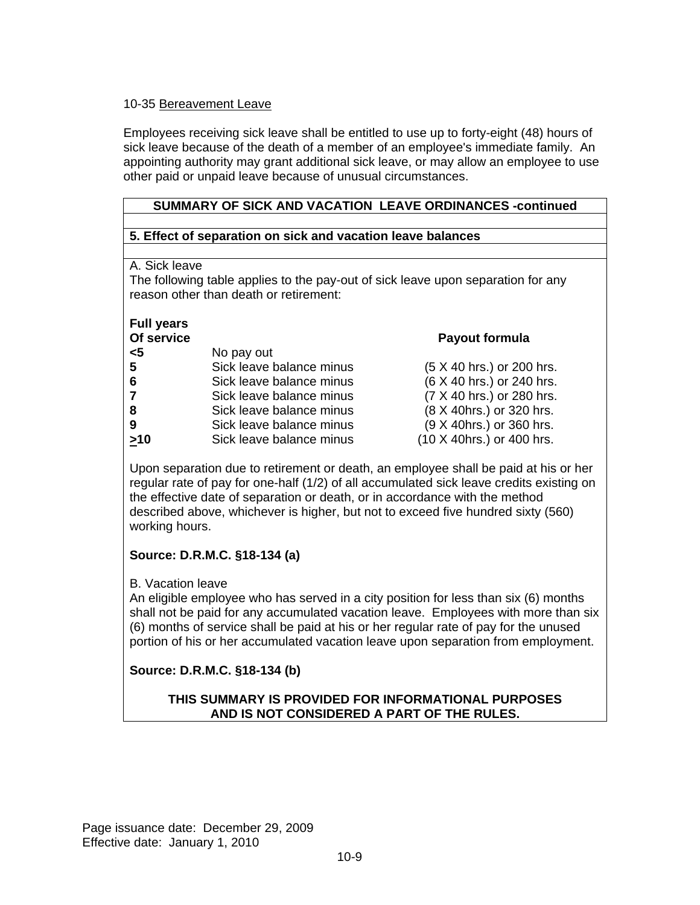10-35 Bereavement Leave

Employees receiving sick leave shall be entitled to use up to forty-eight (48) hours of sick leave because of the death of a member of an employee's immediate family. An appointing authority may grant additional sick leave, or may allow an employee to use other paid or unpaid leave because of unusual circumstances.

**SUMMARY OF SICK AND VACATION LEAVE ORDINANCES -continued**

**5. Effect of separation on sick and vacation leave balances**

A. Sick leave

The following table applies to the pay-out of sick leave upon separation for any reason other than death or retirement:

| **Full years Of service** | | **Payout formula** |
|---|---|---|
| **<5** | No pay out | |
| **5** | Sick leave balance minus | (5 X 40 hrs.) or 200 hrs. |
| **6** | Sick leave balance minus | (6 X 40 hrs.) or 240 hrs. |
| **7** | Sick leave balance minus | (7 X 40 hrs.) or 280 hrs. |
| **8** | Sick leave balance minus | (8 X 40hrs.) or 320 hrs. |
| **9** | Sick leave balance minus | (9 X 40hrs.) or 360 hrs. |
| **≥10** | Sick leave balance minus | (10 X 40hrs.) or 400 hrs. |

Upon separation due to retirement or death, an employee shall be paid at his or her regular rate of pay for one-half (1/2) of all accumulated sick leave credits existing on the effective date of separation or death, or in accordance with the method described above, whichever is higher, but not to exceed five hundred sixty (560) working hours.

**Source: D.R.M.C. §18-134 (a)**

B. Vacation leave

An eligible employee who has served in a city position for less than six (6) months shall not be paid for any accumulated vacation leave. Employees with more than six (6) months of service shall be paid at his or her regular rate of pay for the unused portion of his or her accumulated vacation leave upon separation from employment.

**Source: D.R.M.C. §18-134 (b)**

**THIS SUMMARY IS PROVIDED FOR INFORMATIONAL PURPOSES AND IS NOT CONSIDERED A PART OF THE RULES.**

Page issuance date: December 29, 2009
Effective date: January 1, 2010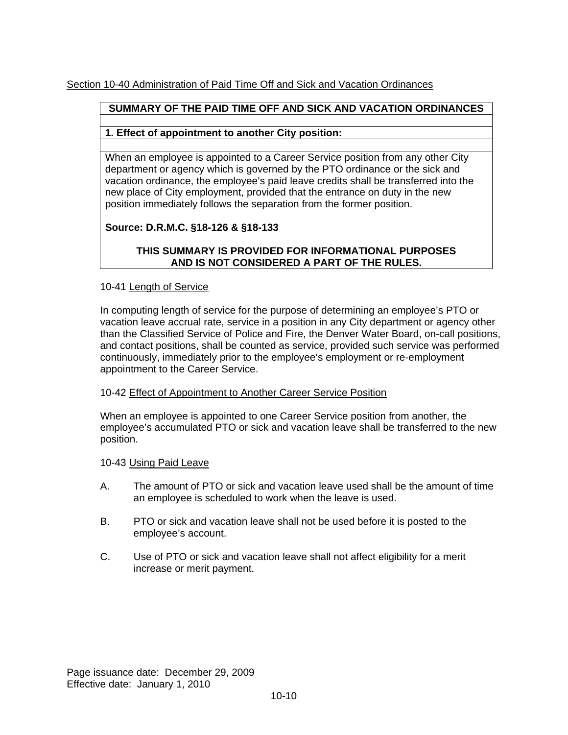Section 10-40 Administration of Paid Time Off and Sick and Vacation Ordinances

| SUMMARY OF THE PAID TIME OFF AND SICK AND VACATION ORDINANCES |
| --- |
| |
| **1. Effect of appointment to another City position:** |
| |
| When an employee is appointed to a Career Service position from any other City department or agency which is governed by the PTO ordinance or the sick and vacation ordinance, the employee's paid leave credits shall be transferred into the new place of City employment, provided that the entrance on duty in the new position immediately follows the separation from the former position.<br><br>**Source: D.R.M.C. §18-126 & §18-133**<br><br>**THIS SUMMARY IS PROVIDED FOR INFORMATIONAL PURPOSES AND IS NOT CONSIDERED A PART OF THE RULES.** |

10-41 Length of Service

In computing length of service for the purpose of determining an employee's PTO or vacation leave accrual rate, service in a position in any City department or agency other than the Classified Service of Police and Fire, the Denver Water Board, on-call positions, and contact positions, shall be counted as service, provided such service was performed continuously, immediately prior to the employee's employment or re-employment appointment to the Career Service.

10-42 Effect of Appointment to Another Career Service Position

When an employee is appointed to one Career Service position from another, the employee's accumulated PTO or sick and vacation leave shall be transferred to the new position.

10-43 Using Paid Leave

A. The amount of PTO or sick and vacation leave used shall be the amount of time an employee is scheduled to work when the leave is used.

B. PTO or sick and vacation leave shall not be used before it is posted to the employee's account.

C. Use of PTO or sick and vacation leave shall not affect eligibility for a merit increase or merit payment.

Page issuance date: December 29, 2009
Effective date: January 1, 2010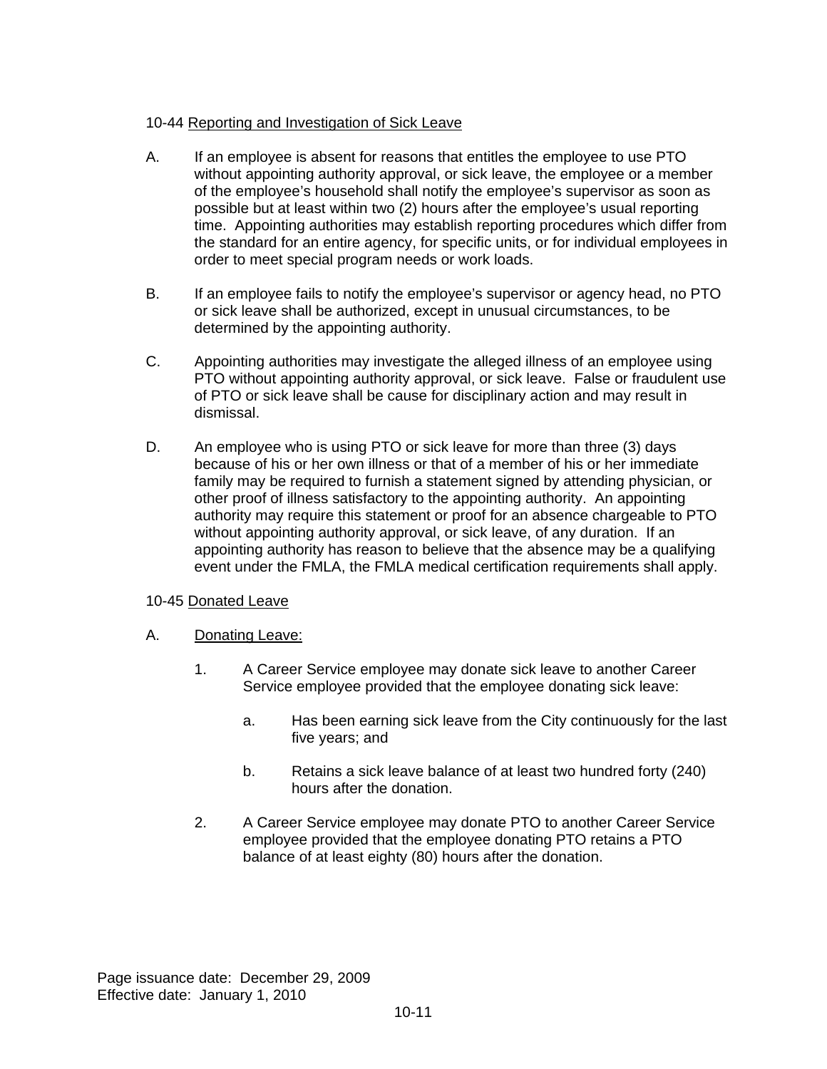### 10-44 Reporting and Investigation of Sick Leave

A. If an employee is absent for reasons that entitles the employee to use PTO without appointing authority approval, or sick leave, the employee or a member of the employee's household shall notify the employee's supervisor as soon as possible but at least within two (2) hours after the employee's usual reporting time. Appointing authorities may establish reporting procedures which differ from the standard for an entire agency, for specific units, or for individual employees in order to meet special program needs or work loads.

B. If an employee fails to notify the employee's supervisor or agency head, no PTO or sick leave shall be authorized, except in unusual circumstances, to be determined by the appointing authority.

C. Appointing authorities may investigate the alleged illness of an employee using PTO without appointing authority approval, or sick leave. False or fraudulent use of PTO or sick leave shall be cause for disciplinary action and may result in dismissal.

D. An employee who is using PTO or sick leave for more than three (3) days because of his or her own illness or that of a member of his or her immediate family may be required to furnish a statement signed by attending physician, or other proof of illness satisfactory to the appointing authority. An appointing authority may require this statement or proof for an absence chargeable to PTO without appointing authority approval, or sick leave, of any duration. If an appointing authority has reason to believe that the absence may be a qualifying event under the FMLA, the FMLA medical certification requirements shall apply.

### 10-45 Donated Leave

A. Donating Leave:

1. A Career Service employee may donate sick leave to another Career Service employee provided that the employee donating sick leave:

   a. Has been earning sick leave from the City continuously for the last five years; and

   b. Retains a sick leave balance of at least two hundred forty (240) hours after the donation.

2. A Career Service employee may donate PTO to another Career Service employee provided that the employee donating PTO retains a PTO balance of at least eighty (80) hours after the donation.

Page issuance date: December 29, 2009
Effective date: January 1, 2010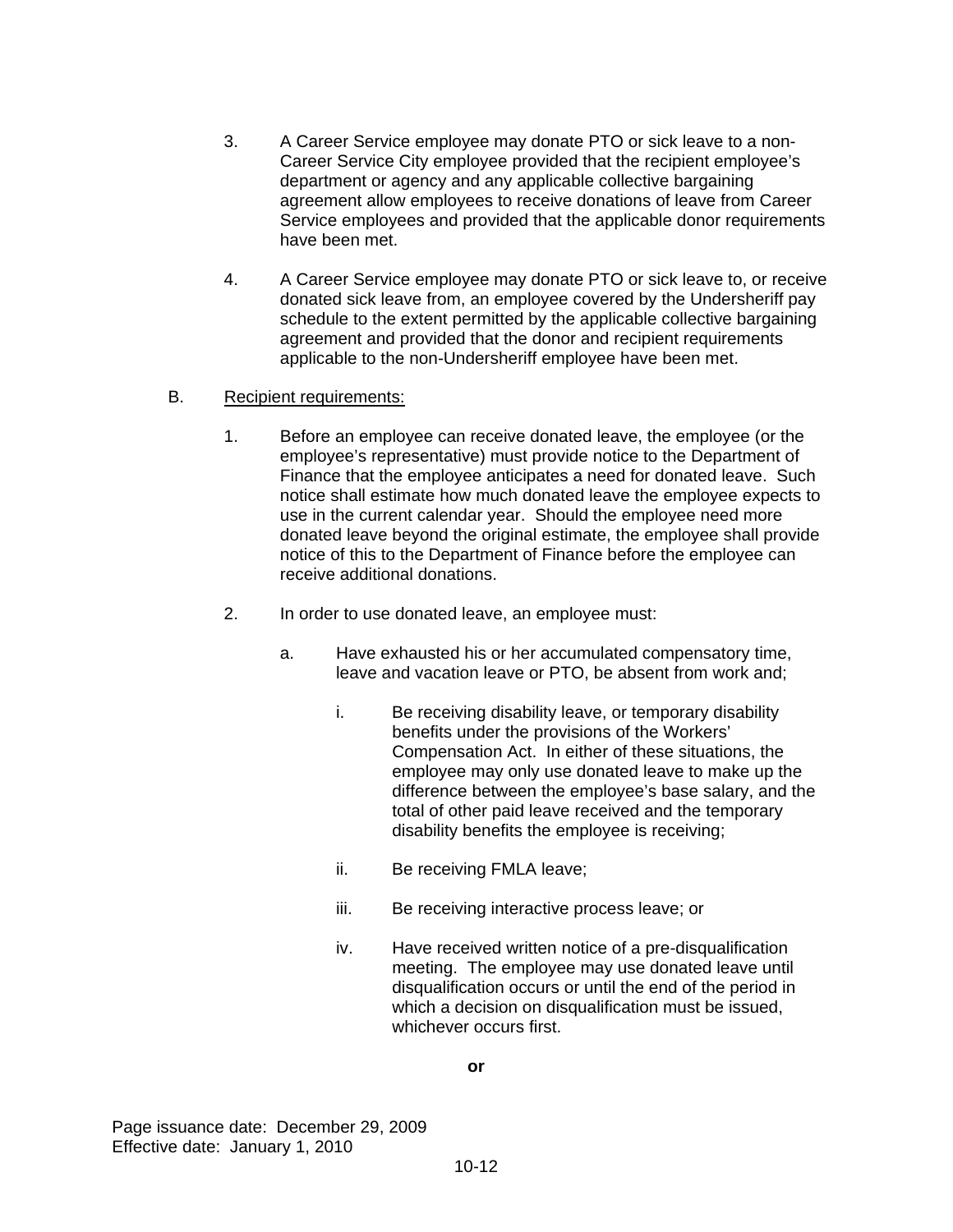3. A Career Service employee may donate PTO or sick leave to a non-Career Service City employee provided that the recipient employee's department or agency and any applicable collective bargaining agreement allow employees to receive donations of leave from Career Service employees and provided that the applicable donor requirements have been met.

4. A Career Service employee may donate PTO or sick leave to, or receive donated sick leave from, an employee covered by the Undersheriff pay schedule to the extent permitted by the applicable collective bargaining agreement and provided that the donor and recipient requirements applicable to the non-Undersheriff employee have been met.

B. <u>Recipient requirements:</u>

1. Before an employee can receive donated leave, the employee (or the employee's representative) must provide notice to the Department of Finance that the employee anticipates a need for donated leave. Such notice shall estimate how much donated leave the employee expects to use in the current calendar year. Should the employee need more donated leave beyond the original estimate, the employee shall provide notice of this to the Department of Finance before the employee can receive additional donations.

2. In order to use donated leave, an employee must:

   a. Have exhausted his or her accumulated compensatory time, leave and vacation leave or PTO, be absent from work and;

      i. Be receiving disability leave, or temporary disability benefits under the provisions of the Workers' Compensation Act. In either of these situations, the employee may only use donated leave to make up the difference between the employee's base salary, and the total of other paid leave received and the temporary disability benefits the employee is receiving;

      ii. Be receiving FMLA leave;

      iii. Be receiving interactive process leave; or

      iv. Have received written notice of a pre-disqualification meeting. The employee may use donated leave until disqualification occurs or until the end of the period in which a decision on disqualification must be issued, whichever occurs first.

**or**

Page issuance date: December 29, 2009
Effective date: January 1, 2010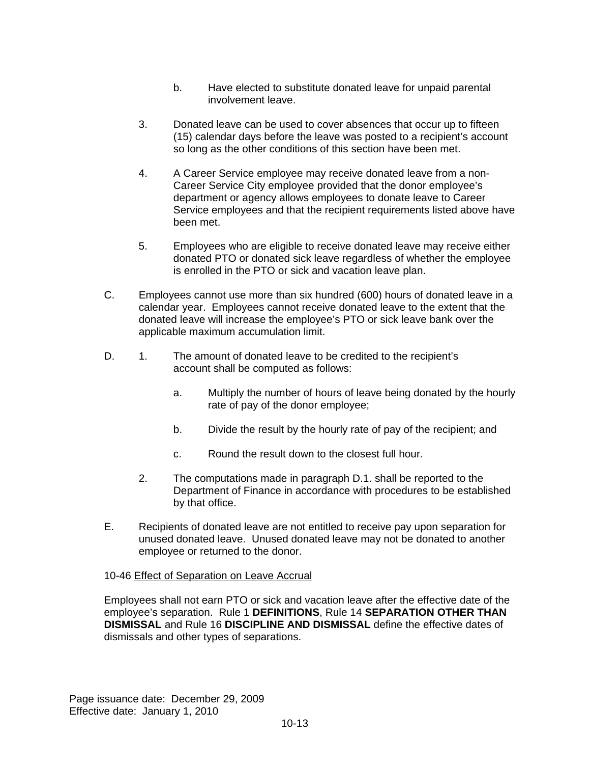b. Have elected to substitute donated leave for unpaid parental involvement leave.

3. Donated leave can be used to cover absences that occur up to fifteen (15) calendar days before the leave was posted to a recipient's account so long as the other conditions of this section have been met.

4. A Career Service employee may receive donated leave from a non-Career Service City employee provided that the donor employee's department or agency allows employees to donate leave to Career Service employees and that the recipient requirements listed above have been met.

5. Employees who are eligible to receive donated leave may receive either donated PTO or donated sick leave regardless of whether the employee is enrolled in the PTO or sick and vacation leave plan.

C. Employees cannot use more than six hundred (600) hours of donated leave in a calendar year. Employees cannot receive donated leave to the extent that the donated leave will increase the employee's PTO or sick leave bank over the applicable maximum accumulation limit.

D. 1. The amount of donated leave to be credited to the recipient's account shall be computed as follows:

a. Multiply the number of hours of leave being donated by the hourly rate of pay of the donor employee;

b. Divide the result by the hourly rate of pay of the recipient; and

c. Round the result down to the closest full hour.

2. The computations made in paragraph D.1. shall be reported to the Department of Finance in accordance with procedures to be established by that office.

E. Recipients of donated leave are not entitled to receive pay upon separation for unused donated leave. Unused donated leave may not be donated to another employee or returned to the donor.

10-46 Effect of Separation on Leave Accrual

Employees shall not earn PTO or sick and vacation leave after the effective date of the employee's separation. Rule 1 **DEFINITIONS**, Rule 14 **SEPARATION OTHER THAN DISMISSAL** and Rule 16 **DISCIPLINE AND DISMISSAL** define the effective dates of dismissals and other types of separations.

Page issuance date: December 29, 2009
Effective date: January 1, 2010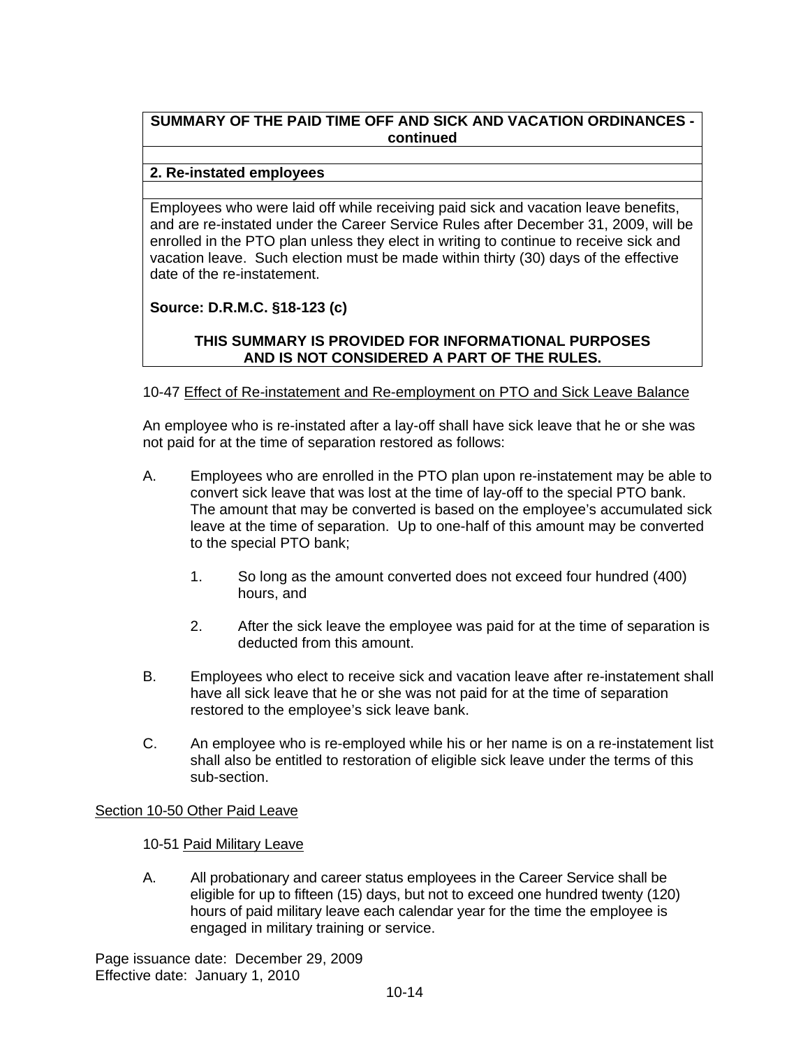**SUMMARY OF THE PAID TIME OFF AND SICK AND VACATION ORDINANCES - continued**

**2. Re-instated employees**

Employees who were laid off while receiving paid sick and vacation leave benefits, and are re-instated under the Career Service Rules after December 31, 2009, will be enrolled in the PTO plan unless they elect in writing to continue to receive sick and vacation leave. Such election must be made within thirty (30) days of the effective date of the re-instatement.

**Source: D.R.M.C. §18-123 (c)**

**THIS SUMMARY IS PROVIDED FOR INFORMATIONAL PURPOSES AND IS NOT CONSIDERED A PART OF THE RULES.**

10-47 Effect of Re-instatement and Re-employment on PTO and Sick Leave Balance

An employee who is re-instated after a lay-off shall have sick leave that he or she was not paid for at the time of separation restored as follows:

A. Employees who are enrolled in the PTO plan upon re-instatement may be able to convert sick leave that was lost at the time of lay-off to the special PTO bank. The amount that may be converted is based on the employee's accumulated sick leave at the time of separation. Up to one-half of this amount may be converted to the special PTO bank;

   1. So long as the amount converted does not exceed four hundred (400) hours, and

   2. After the sick leave the employee was paid for at the time of separation is deducted from this amount.

B. Employees who elect to receive sick and vacation leave after re-instatement shall have all sick leave that he or she was not paid for at the time of separation restored to the employee's sick leave bank.

C. An employee who is re-employed while his or her name is on a re-instatement list shall also be entitled to restoration of eligible sick leave under the terms of this sub-section.

## Section 10-50 Other Paid Leave

10-51 Paid Military Leave

A. All probationary and career status employees in the Career Service shall be eligible for up to fifteen (15) days, but not to exceed one hundred twenty (120) hours of paid military leave each calendar year for the time the employee is engaged in military training or service.

Page issuance date: December 29, 2009
Effective date: January 1, 2010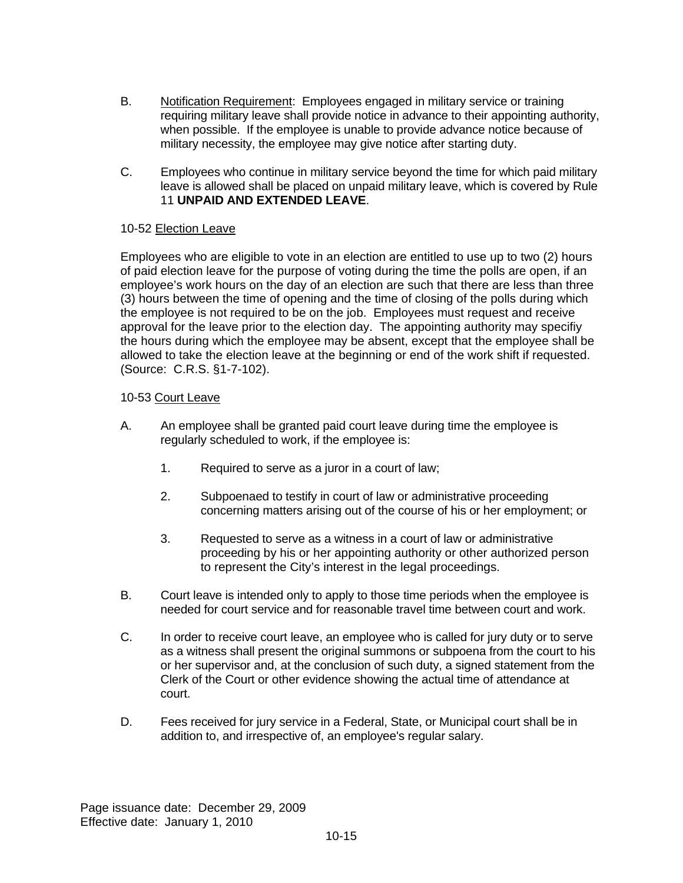B. Notification Requirement: Employees engaged in military service or training requiring military leave shall provide notice in advance to their appointing authority, when possible. If the employee is unable to provide advance notice because of military necessity, the employee may give notice after starting duty.

C. Employees who continue in military service beyond the time for which paid military leave is allowed shall be placed on unpaid military leave, which is covered by Rule 11 **UNPAID AND EXTENDED LEAVE**.

10-52 Election Leave

Employees who are eligible to vote in an election are entitled to use up to two (2) hours of paid election leave for the purpose of voting during the time the polls are open, if an employee's work hours on the day of an election are such that there are less than three (3) hours between the time of opening and the time of closing of the polls during which the employee is not required to be on the job. Employees must request and receive approval for the leave prior to the election day. The appointing authority may specifiy the hours during which the employee may be absent, except that the employee shall be allowed to take the election leave at the beginning or end of the work shift if requested. (Source: C.R.S. §1-7-102).

10-53 Court Leave

A. An employee shall be granted paid court leave during time the employee is regularly scheduled to work, if the employee is:

   1. Required to serve as a juror in a court of law;

   2. Subpoenaed to testify in court of law or administrative proceeding concerning matters arising out of the course of his or her employment; or

   3. Requested to serve as a witness in a court of law or administrative proceeding by his or her appointing authority or other authorized person to represent the City's interest in the legal proceedings.

B. Court leave is intended only to apply to those time periods when the employee is needed for court service and for reasonable travel time between court and work.

C. In order to receive court leave, an employee who is called for jury duty or to serve as a witness shall present the original summons or subpoena from the court to his or her supervisor and, at the conclusion of such duty, a signed statement from the Clerk of the Court or other evidence showing the actual time of attendance at court.

D. Fees received for jury service in a Federal, State, or Municipal court shall be in addition to, and irrespective of, an employee's regular salary.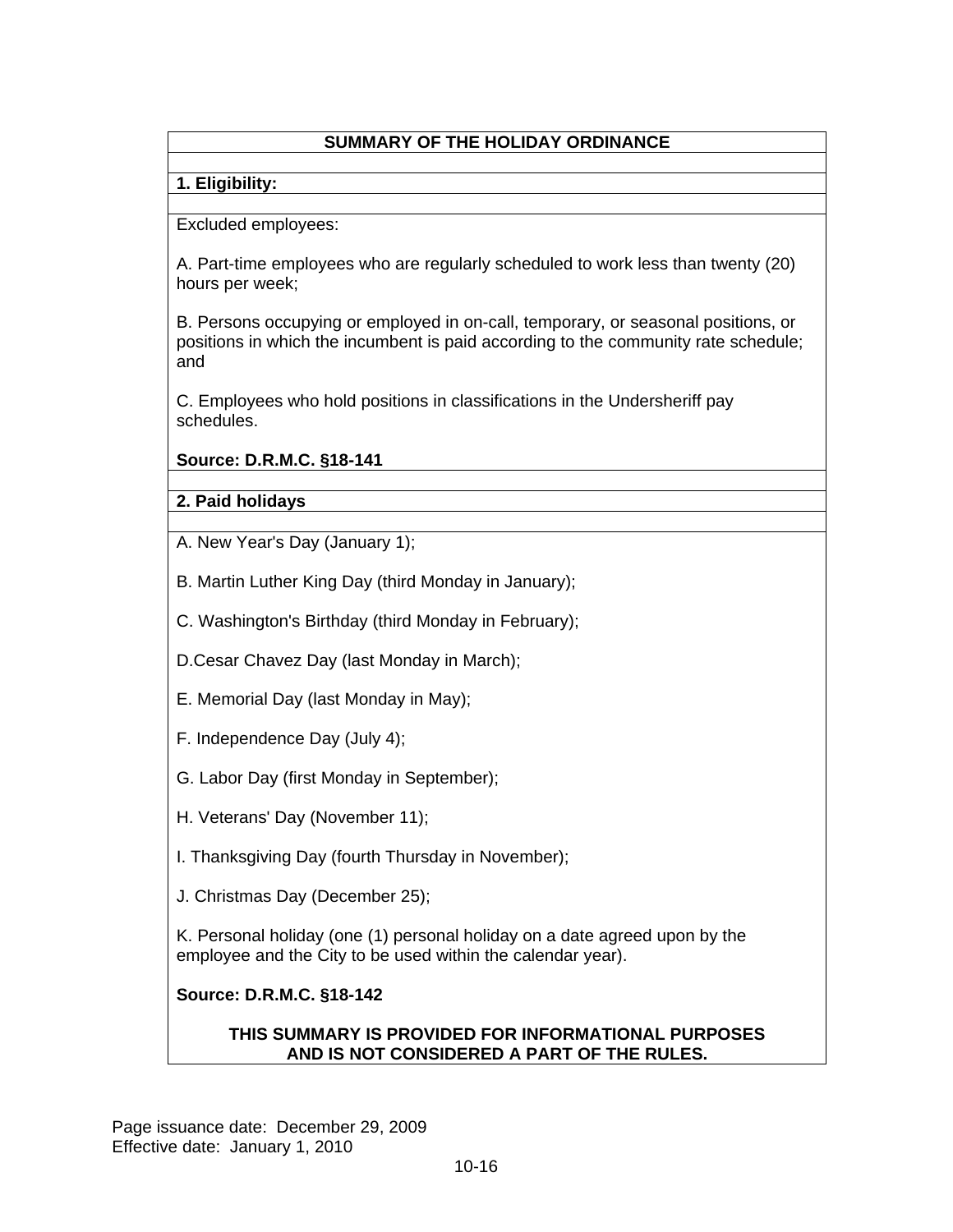## SUMMARY OF THE HOLIDAY ORDINANCE

**1. Eligibility:**

Excluded employees:

A. Part-time employees who are regularly scheduled to work less than twenty (20) hours per week;

B. Persons occupying or employed in on-call, temporary, or seasonal positions, or positions in which the incumbent is paid according to the community rate schedule; and

C. Employees who hold positions in classifications in the Undersheriff pay schedules.

**Source: D.R.M.C. §18-141**

**2. Paid holidays**

A. New Year's Day (January 1);

B. Martin Luther King Day (third Monday in January);

C. Washington's Birthday (third Monday in February);

D.Cesar Chavez Day (last Monday in March);

E. Memorial Day (last Monday in May);

F. Independence Day (July 4);

G. Labor Day (first Monday in September);

H. Veterans' Day (November 11);

I. Thanksgiving Day (fourth Thursday in November);

J. Christmas Day (December 25);

K. Personal holiday (one (1) personal holiday on a date agreed upon by the employee and the City to be used within the calendar year).

**Source: D.R.M.C. §18-142**

**THIS SUMMARY IS PROVIDED FOR INFORMATIONAL PURPOSES AND IS NOT CONSIDERED A PART OF THE RULES.**

Page issuance date: December 29, 2009
Effective date: January 1, 2010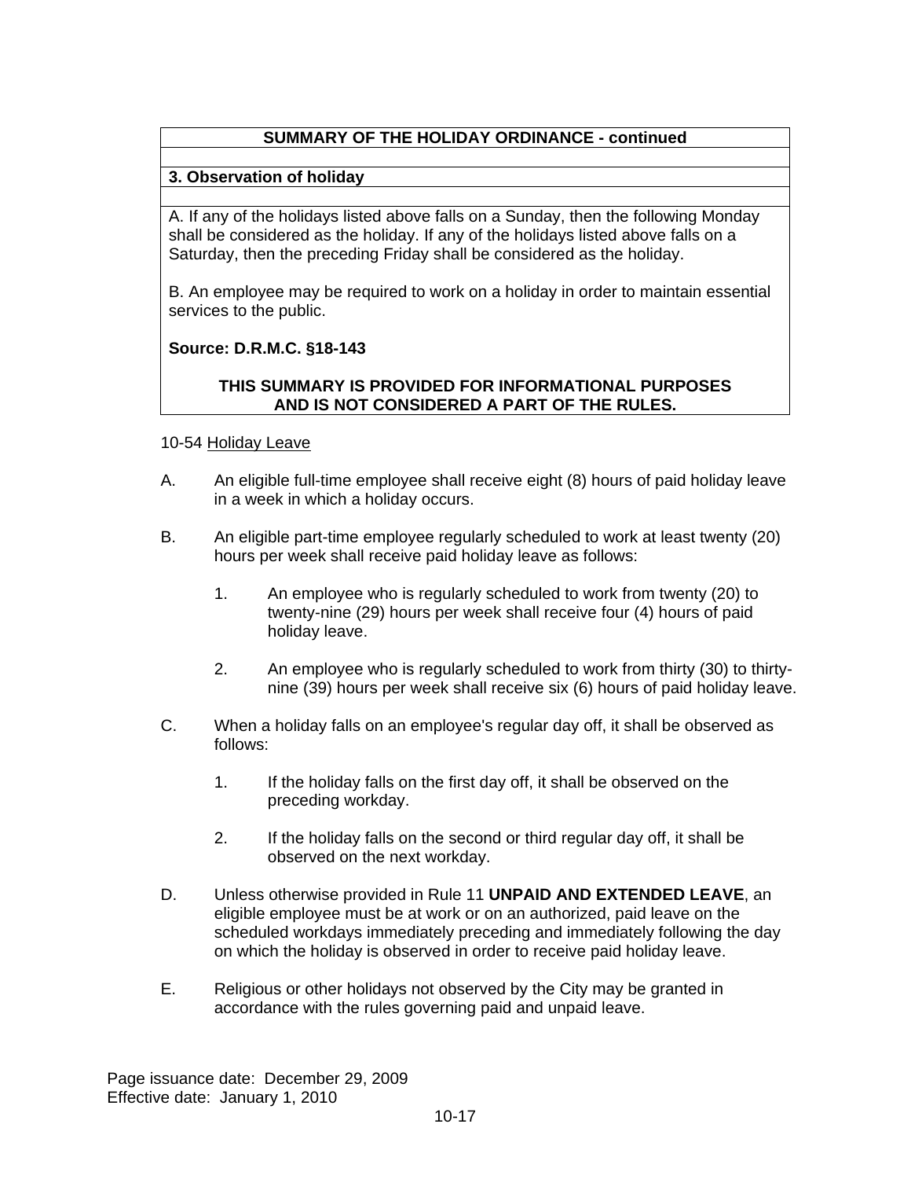| SUMMARY OF THE HOLIDAY ORDINANCE - continued |
| --- |
| |
| **3. Observation of holiday** |
| |
| A. If any of the holidays listed above falls on a Sunday, then the following Monday shall be considered as the holiday. If any of the holidays listed above falls on a Saturday, then the preceding Friday shall be considered as the holiday.<br><br>B. An employee may be required to work on a holiday in order to maintain essential services to the public.<br><br>**Source: D.R.M.C. §18-143**<br><br>**THIS SUMMARY IS PROVIDED FOR INFORMATIONAL PURPOSES AND IS NOT CONSIDERED A PART OF THE RULES.** |

10-54 Holiday Leave

A. An eligible full-time employee shall receive eight (8) hours of paid holiday leave in a week in which a holiday occurs.

B. An eligible part-time employee regularly scheduled to work at least twenty (20) hours per week shall receive paid holiday leave as follows:

   1. An employee who is regularly scheduled to work from twenty (20) to twenty-nine (29) hours per week shall receive four (4) hours of paid holiday leave.

   2. An employee who is regularly scheduled to work from thirty (30) to thirty-nine (39) hours per week shall receive six (6) hours of paid holiday leave.

C. When a holiday falls on an employee's regular day off, it shall be observed as follows:

   1. If the holiday falls on the first day off, it shall be observed on the preceding workday.

   2. If the holiday falls on the second or third regular day off, it shall be observed on the next workday.

D. Unless otherwise provided in Rule 11 **UNPAID AND EXTENDED LEAVE**, an eligible employee must be at work or on an authorized, paid leave on the scheduled workdays immediately preceding and immediately following the day on which the holiday is observed in order to receive paid holiday leave.

E. Religious or other holidays not observed by the City may be granted in accordance with the rules governing paid and unpaid leave.

Page issuance date: December 29, 2009
Effective date: January 1, 2010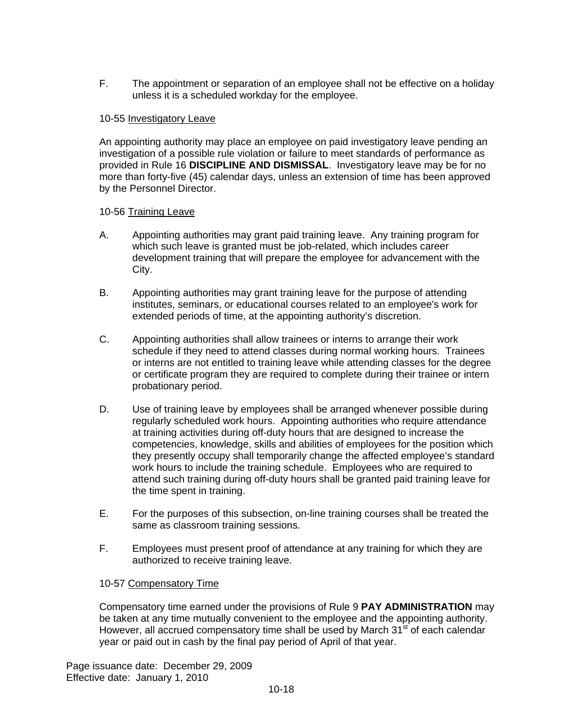F. The appointment or separation of an employee shall not be effective on a holiday unless it is a scheduled workday for the employee.

10-55 Investigatory Leave

An appointing authority may place an employee on paid investigatory leave pending an investigation of a possible rule violation or failure to meet standards of performance as provided in Rule 16 **DISCIPLINE AND DISMISSAL**. Investigatory leave may be for no more than forty-five (45) calendar days, unless an extension of time has been approved by the Personnel Director.

10-56 Training Leave

A. Appointing authorities may grant paid training leave. Any training program for which such leave is granted must be job-related, which includes career development training that will prepare the employee for advancement with the City.

B. Appointing authorities may grant training leave for the purpose of attending institutes, seminars, or educational courses related to an employee's work for extended periods of time, at the appointing authority's discretion.

C. Appointing authorities shall allow trainees or interns to arrange their work schedule if they need to attend classes during normal working hours. Trainees or interns are not entitled to training leave while attending classes for the degree or certificate program they are required to complete during their trainee or intern probationary period.

D. Use of training leave by employees shall be arranged whenever possible during regularly scheduled work hours. Appointing authorities who require attendance at training activities during off-duty hours that are designed to increase the competencies, knowledge, skills and abilities of employees for the position which they presently occupy shall temporarily change the affected employee's standard work hours to include the training schedule. Employees who are required to attend such training during off-duty hours shall be granted paid training leave for the time spent in training.

E. For the purposes of this subsection, on-line training courses shall be treated the same as classroom training sessions.

F. Employees must present proof of attendance at any training for which they are authorized to receive training leave.

10-57 Compensatory Time

Compensatory time earned under the provisions of Rule 9 **PAY ADMINISTRATION** may be taken at any time mutually convenient to the employee and the appointing authority. However, all accrued compensatory time shall be used by March 31st of each calendar year or paid out in cash by the final pay period of April of that year.

Page issuance date: December 29, 2009
Effective date: January 1, 2010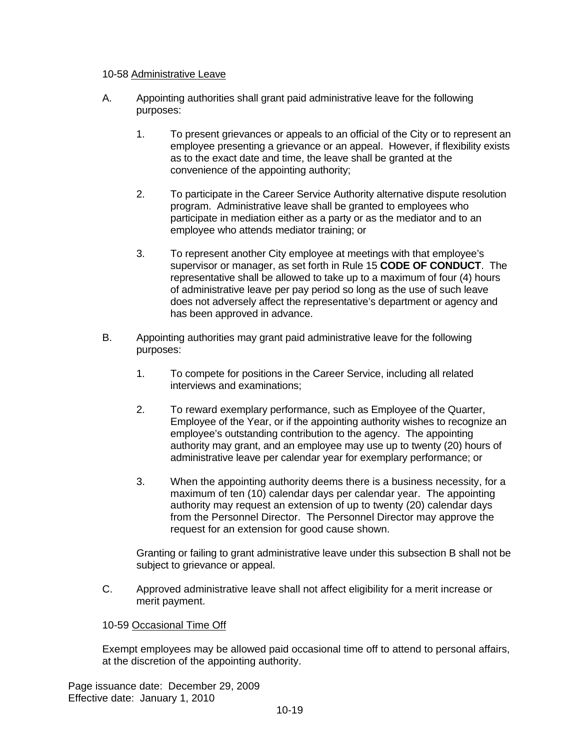10-58 Administrative Leave

A. Appointing authorities shall grant paid administrative leave for the following purposes:

   1. To present grievances or appeals to an official of the City or to represent an employee presenting a grievance or an appeal. However, if flexibility exists as to the exact date and time, the leave shall be granted at the convenience of the appointing authority;

   2. To participate in the Career Service Authority alternative dispute resolution program. Administrative leave shall be granted to employees who participate in mediation either as a party or as the mediator and to an employee who attends mediator training; or

   3. To represent another City employee at meetings with that employee's supervisor or manager, as set forth in Rule 15 **CODE OF CONDUCT**. The representative shall be allowed to take up to a maximum of four (4) hours of administrative leave per pay period so long as the use of such leave does not adversely affect the representative's department or agency and has been approved in advance.

B. Appointing authorities may grant paid administrative leave for the following purposes:

   1. To compete for positions in the Career Service, including all related interviews and examinations;

   2. To reward exemplary performance, such as Employee of the Quarter, Employee of the Year, or if the appointing authority wishes to recognize an employee's outstanding contribution to the agency. The appointing authority may grant, and an employee may use up to twenty (20) hours of administrative leave per calendar year for exemplary performance; or

   3. When the appointing authority deems there is a business necessity, for a maximum of ten (10) calendar days per calendar year. The appointing authority may request an extension of up to twenty (20) calendar days from the Personnel Director. The Personnel Director may approve the request for an extension for good cause shown.

   Granting or failing to grant administrative leave under this subsection B shall not be subject to grievance or appeal.

C. Approved administrative leave shall not affect eligibility for a merit increase or merit payment.

10-59 Occasional Time Off

Exempt employees may be allowed paid occasional time off to attend to personal affairs, at the discretion of the appointing authority.

Page issuance date: December 29, 2009
Effective date: January 1, 2010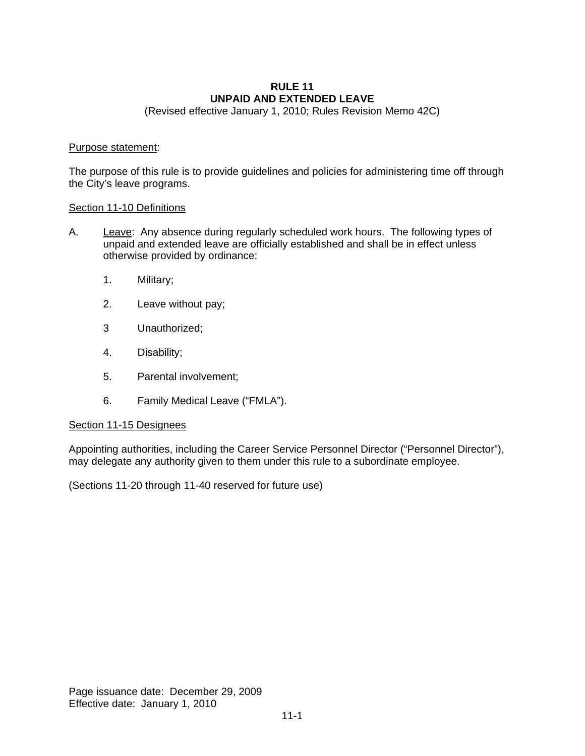# RULE 11
# UNPAID AND EXTENDED LEAVE

(Revised effective January 1, 2010; Rules Revision Memo 42C)

Purpose statement:

The purpose of this rule is to provide guidelines and policies for administering time off through the City's leave programs.

## Section 11-10 Definitions

A. Leave: Any absence during regularly scheduled work hours. The following types of unpaid and extended leave are officially established and shall be in effect unless otherwise provided by ordinance:

1. Military;
2. Leave without pay;
3 Unauthorized;
4. Disability;
5. Parental involvement;
6. Family Medical Leave ("FMLA").

## Section 11-15 Designees

Appointing authorities, including the Career Service Personnel Director ("Personnel Director"), may delegate any authority given to them under this rule to a subordinate employee.

(Sections 11-20 through 11-40 reserved for future use)

Page issuance date: December 29, 2009
Effective date: January 1, 2010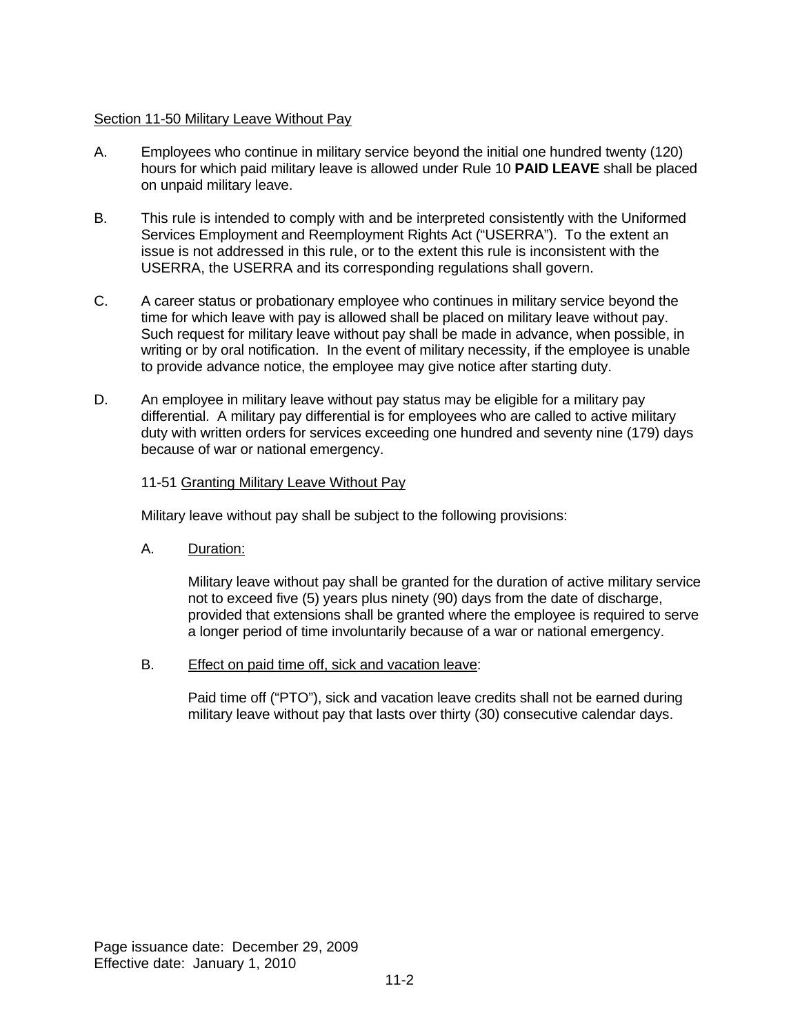## Section 11-50 Military Leave Without Pay

A. Employees who continue in military service beyond the initial one hundred twenty (120) hours for which paid military leave is allowed under Rule 10 **PAID LEAVE** shall be placed on unpaid military leave.

B. This rule is intended to comply with and be interpreted consistently with the Uniformed Services Employment and Reemployment Rights Act ("USERRA"). To the extent an issue is not addressed in this rule, or to the extent this rule is inconsistent with the USERRA, the USERRA and its corresponding regulations shall govern.

C. A career status or probationary employee who continues in military service beyond the time for which leave with pay is allowed shall be placed on military leave without pay. Such request for military leave without pay shall be made in advance, when possible, in writing or by oral notification. In the event of military necessity, if the employee is unable to provide advance notice, the employee may give notice after starting duty.

D. An employee in military leave without pay status may be eligible for a military pay differential. A military pay differential is for employees who are called to active military duty with written orders for services exceeding one hundred and seventy nine (179) days because of war or national emergency.

### 11-51 Granting Military Leave Without Pay

Military leave without pay shall be subject to the following provisions:

A. Duration:

Military leave without pay shall be granted for the duration of active military service not to exceed five (5) years plus ninety (90) days from the date of discharge, provided that extensions shall be granted where the employee is required to serve a longer period of time involuntarily because of a war or national emergency.

B. Effect on paid time off, sick and vacation leave:

Paid time off ("PTO"), sick and vacation leave credits shall not be earned during military leave without pay that lasts over thirty (30) consecutive calendar days.

Page issuance date: December 29, 2009
Effective date: January 1, 2010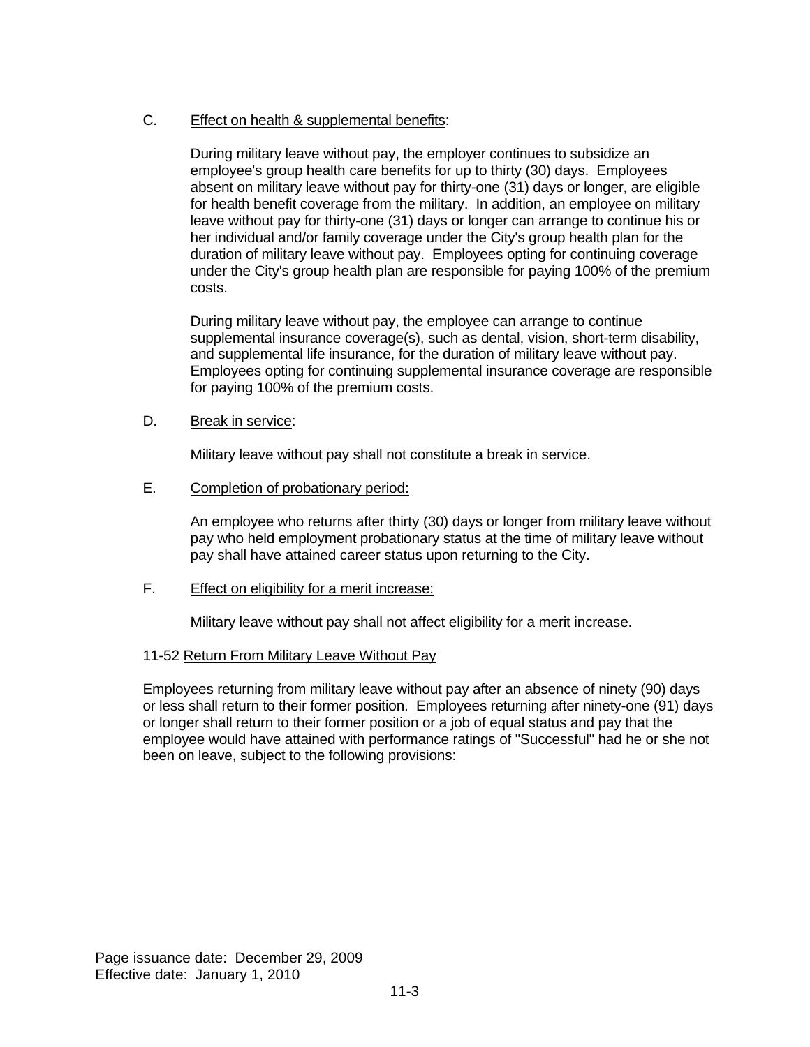C. <u>Effect on health & supplemental benefits</u>:

During military leave without pay, the employer continues to subsidize an employee's group health care benefits for up to thirty (30) days. Employees absent on military leave without pay for thirty-one (31) days or longer, are eligible for health benefit coverage from the military. In addition, an employee on military leave without pay for thirty-one (31) days or longer can arrange to continue his or her individual and/or family coverage under the City's group health plan for the duration of military leave without pay. Employees opting for continuing coverage under the City's group health plan are responsible for paying 100% of the premium costs.

During military leave without pay, the employee can arrange to continue supplemental insurance coverage(s), such as dental, vision, short-term disability, and supplemental life insurance, for the duration of military leave without pay. Employees opting for continuing supplemental insurance coverage are responsible for paying 100% of the premium costs.

D. <u>Break in service</u>:

Military leave without pay shall not constitute a break in service.

E. <u>Completion of probationary period:</u>

An employee who returns after thirty (30) days or longer from military leave without pay who held employment probationary status at the time of military leave without pay shall have attained career status upon returning to the City.

F. <u>Effect on eligibility for a merit increase:</u>

Military leave without pay shall not affect eligibility for a merit increase.

11-52 <u>Return From Military Leave Without Pay</u>

Employees returning from military leave without pay after an absence of ninety (90) days or less shall return to their former position. Employees returning after ninety-one (91) days or longer shall return to their former position or a job of equal status and pay that the employee would have attained with performance ratings of "Successful" had he or she not been on leave, subject to the following provisions:

Page issuance date: December 29, 2009
Effective date: January 1, 2010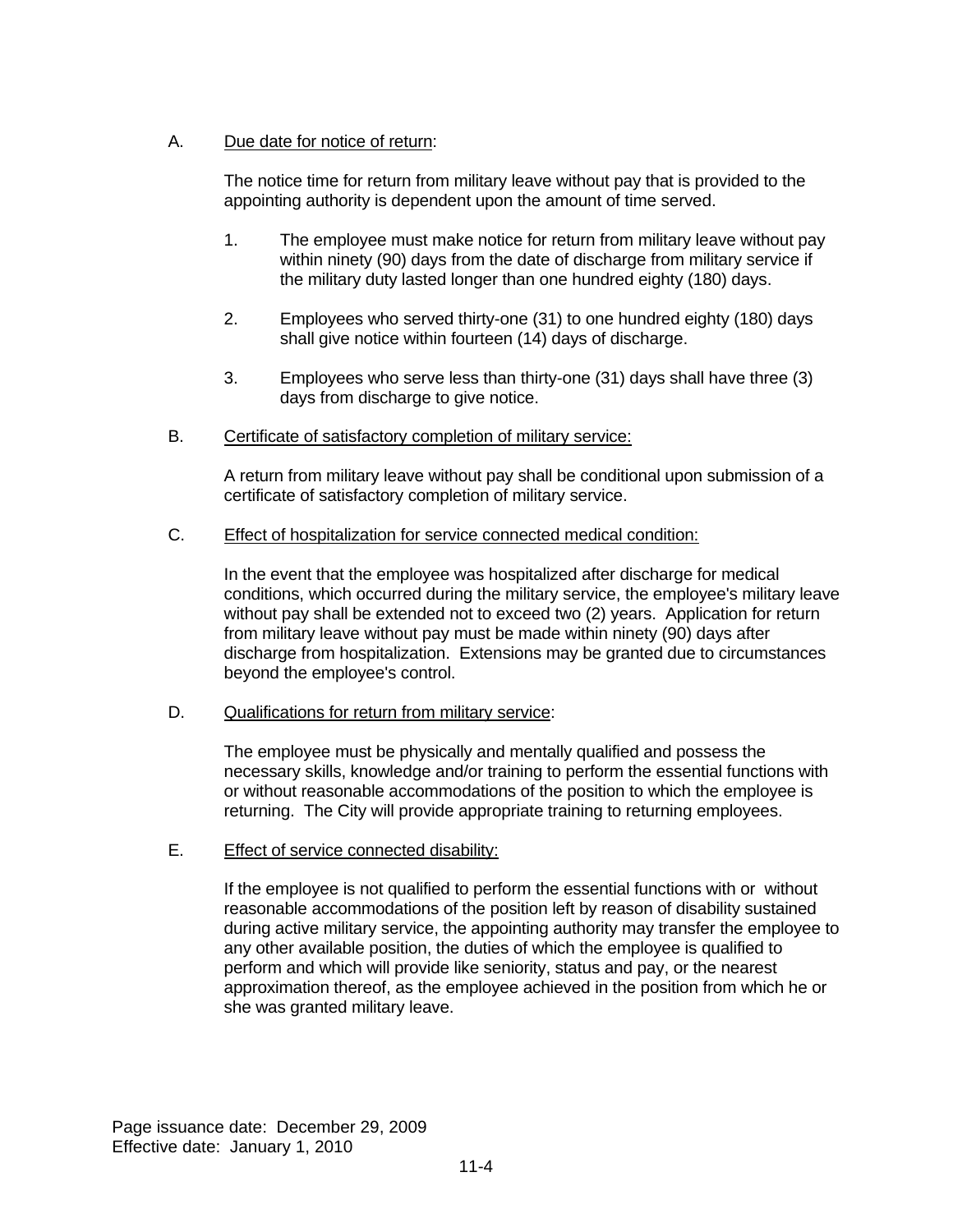A. Due date for notice of return:

The notice time for return from military leave without pay that is provided to the appointing authority is dependent upon the amount of time served.

1. The employee must make notice for return from military leave without pay within ninety (90) days from the date of discharge from military service if the military duty lasted longer than one hundred eighty (180) days.

2. Employees who served thirty-one (31) to one hundred eighty (180) days shall give notice within fourteen (14) days of discharge.

3. Employees who serve less than thirty-one (31) days shall have three (3) days from discharge to give notice.

B. Certificate of satisfactory completion of military service:

A return from military leave without pay shall be conditional upon submission of a certificate of satisfactory completion of military service.

C. Effect of hospitalization for service connected medical condition:

In the event that the employee was hospitalized after discharge for medical conditions, which occurred during the military service, the employee's military leave without pay shall be extended not to exceed two (2) years. Application for return from military leave without pay must be made within ninety (90) days after discharge from hospitalization. Extensions may be granted due to circumstances beyond the employee's control.

D. Qualifications for return from military service:

The employee must be physically and mentally qualified and possess the necessary skills, knowledge and/or training to perform the essential functions with or without reasonable accommodations of the position to which the employee is returning. The City will provide appropriate training to returning employees.

E. Effect of service connected disability:

If the employee is not qualified to perform the essential functions with or without reasonable accommodations of the position left by reason of disability sustained during active military service, the appointing authority may transfer the employee to any other available position, the duties of which the employee is qualified to perform and which will provide like seniority, status and pay, or the nearest approximation thereof, as the employee achieved in the position from which he or she was granted military leave.

Page issuance date: December 29, 2009
Effective date: January 1, 2010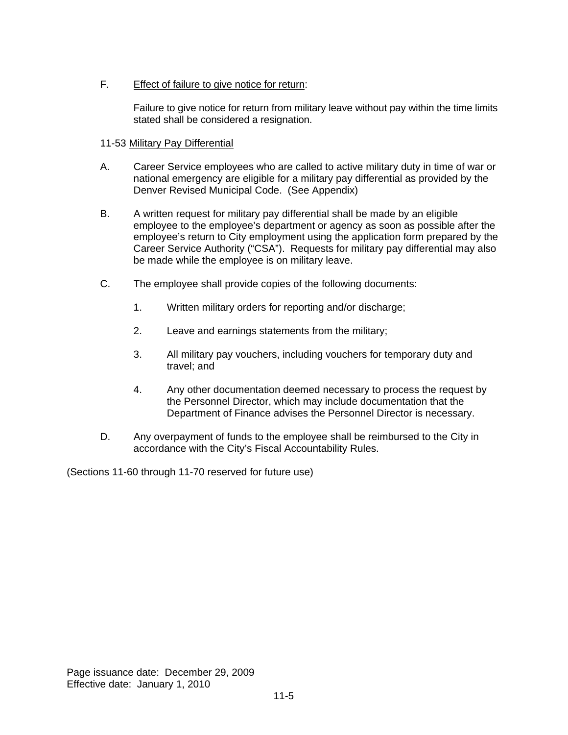F. Effect of failure to give notice for return:

Failure to give notice for return from military leave without pay within the time limits stated shall be considered a resignation.

11-53 Military Pay Differential

A. Career Service employees who are called to active military duty in time of war or national emergency are eligible for a military pay differential as provided by the Denver Revised Municipal Code. (See Appendix)

B. A written request for military pay differential shall be made by an eligible employee to the employee's department or agency as soon as possible after the employee's return to City employment using the application form prepared by the Career Service Authority ("CSA"). Requests for military pay differential may also be made while the employee is on military leave.

C. The employee shall provide copies of the following documents:

1. Written military orders for reporting and/or discharge;

2. Leave and earnings statements from the military;

3. All military pay vouchers, including vouchers for temporary duty and travel; and

4. Any other documentation deemed necessary to process the request by the Personnel Director, which may include documentation that the Department of Finance advises the Personnel Director is necessary.

D. Any overpayment of funds to the employee shall be reimbursed to the City in accordance with the City's Fiscal Accountability Rules.

(Sections 11-60 through 11-70 reserved for future use)

Page issuance date: December 29, 2009
Effective date: January 1, 2010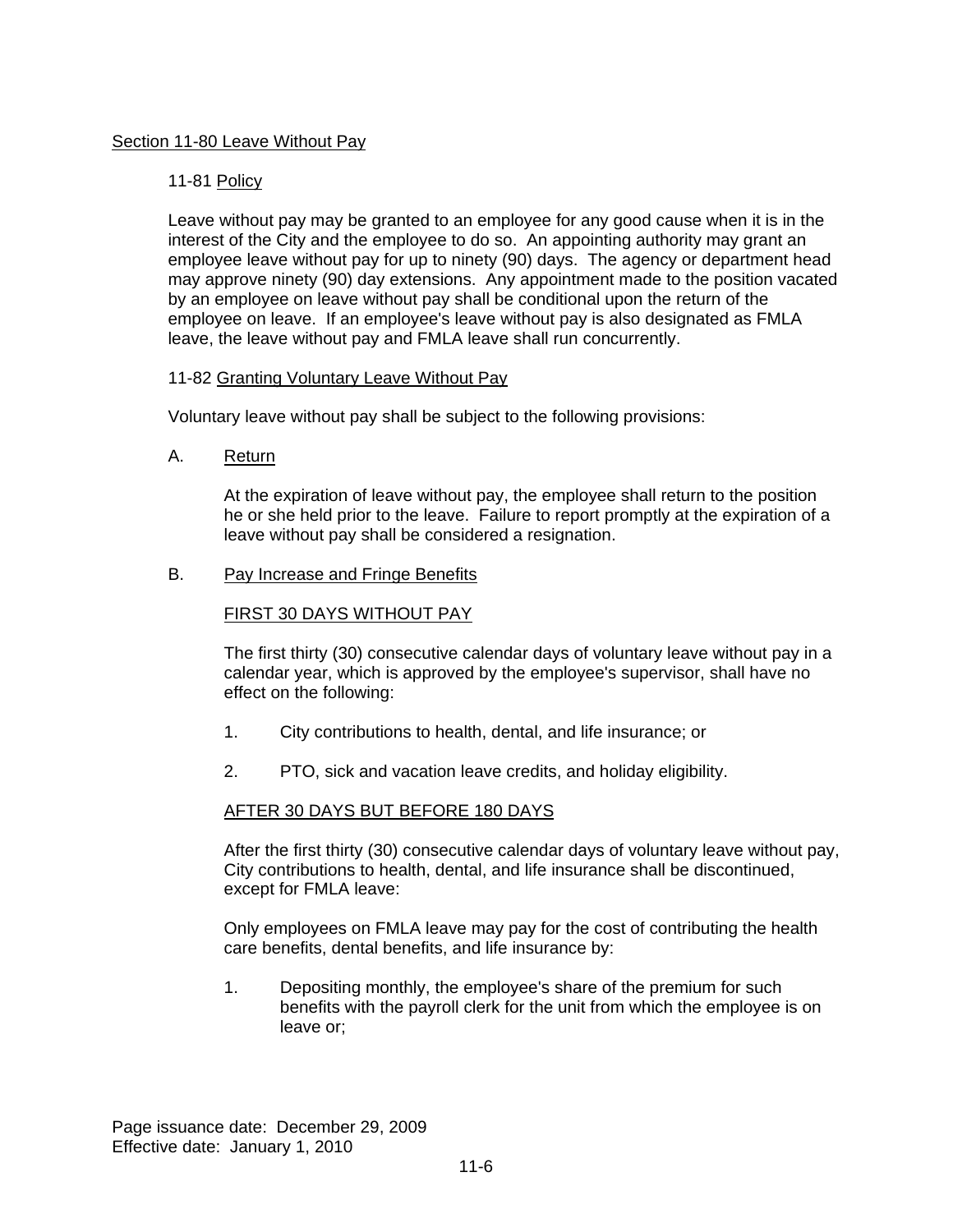## Section 11-80 Leave Without Pay

### 11-81 Policy

Leave without pay may be granted to an employee for any good cause when it is in the interest of the City and the employee to do so. An appointing authority may grant an employee leave without pay for up to ninety (90) days. The agency or department head may approve ninety (90) day extensions. Any appointment made to the position vacated by an employee on leave without pay shall be conditional upon the return of the employee on leave. If an employee's leave without pay is also designated as FMLA leave, the leave without pay and FMLA leave shall run concurrently.

### 11-82 Granting Voluntary Leave Without Pay

Voluntary leave without pay shall be subject to the following provisions:

A. Return

At the expiration of leave without pay, the employee shall return to the position he or she held prior to the leave. Failure to report promptly at the expiration of a leave without pay shall be considered a resignation.

B. Pay Increase and Fringe Benefits

FIRST 30 DAYS WITHOUT PAY

The first thirty (30) consecutive calendar days of voluntary leave without pay in a calendar year, which is approved by the employee's supervisor, shall have no effect on the following:

1. City contributions to health, dental, and life insurance; or
2. PTO, sick and vacation leave credits, and holiday eligibility.

AFTER 30 DAYS BUT BEFORE 180 DAYS

After the first thirty (30) consecutive calendar days of voluntary leave without pay, City contributions to health, dental, and life insurance shall be discontinued, except for FMLA leave:

Only employees on FMLA leave may pay for the cost of contributing the health care benefits, dental benefits, and life insurance by:

1. Depositing monthly, the employee's share of the premium for such benefits with the payroll clerk for the unit from which the employee is on leave or;

Page issuance date: December 29, 2009
Effective date: January 1, 2010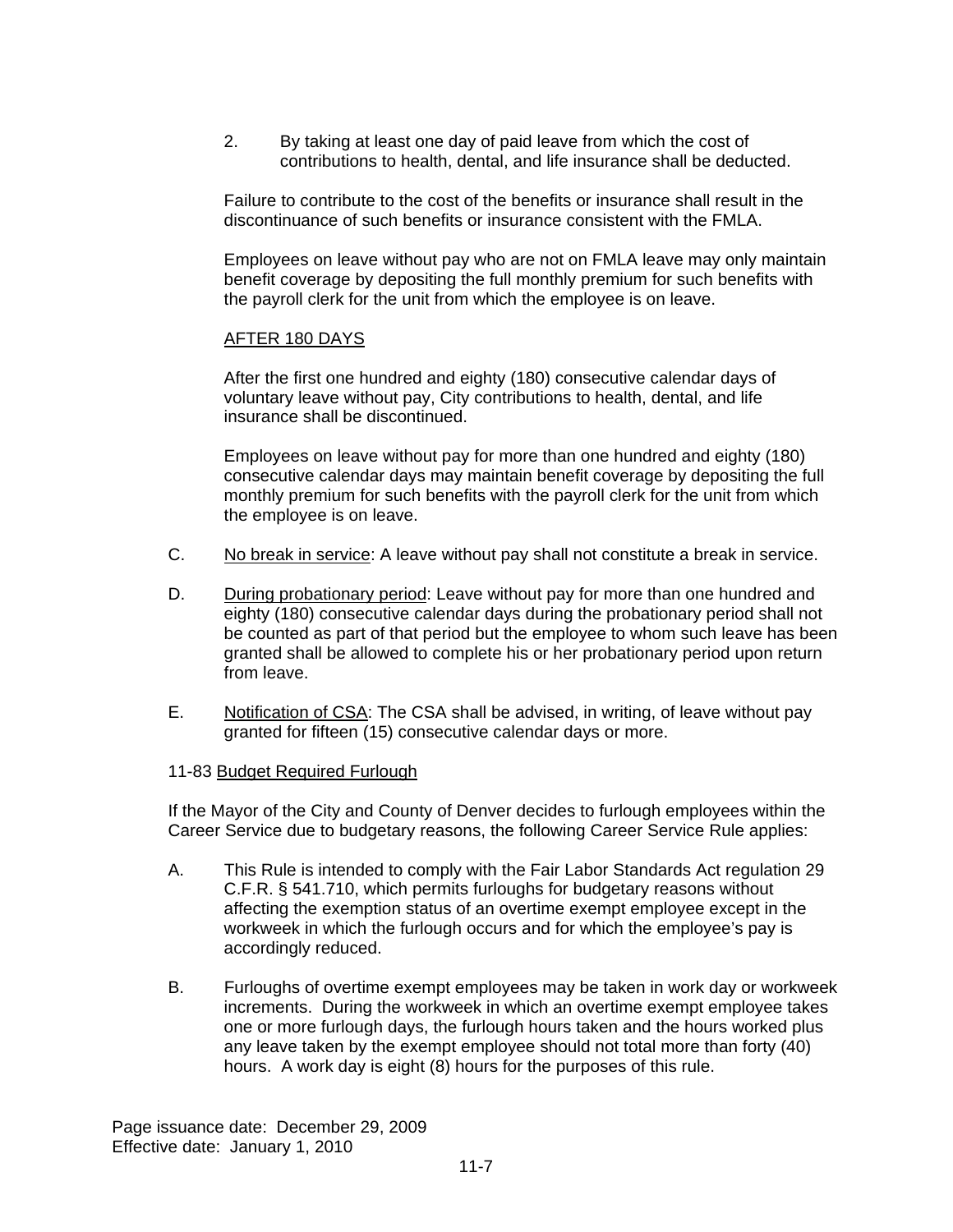2. By taking at least one day of paid leave from which the cost of contributions to health, dental, and life insurance shall be deducted.

Failure to contribute to the cost of the benefits or insurance shall result in the discontinuance of such benefits or insurance consistent with the FMLA.

Employees on leave without pay who are not on FMLA leave may only maintain benefit coverage by depositing the full monthly premium for such benefits with the payroll clerk for the unit from which the employee is on leave.

AFTER 180 DAYS

After the first one hundred and eighty (180) consecutive calendar days of voluntary leave without pay, City contributions to health, dental, and life insurance shall be discontinued.

Employees on leave without pay for more than one hundred and eighty (180) consecutive calendar days may maintain benefit coverage by depositing the full monthly premium for such benefits with the payroll clerk for the unit from which the employee is on leave.

C. No break in service: A leave without pay shall not constitute a break in service.

D. During probationary period: Leave without pay for more than one hundred and eighty (180) consecutive calendar days during the probationary period shall not be counted as part of that period but the employee to whom such leave has been granted shall be allowed to complete his or her probationary period upon return from leave.

E. Notification of CSA: The CSA shall be advised, in writing, of leave without pay granted for fifteen (15) consecutive calendar days or more.

## 11-83 Budget Required Furlough

If the Mayor of the City and County of Denver decides to furlough employees within the Career Service due to budgetary reasons, the following Career Service Rule applies:

A. This Rule is intended to comply with the Fair Labor Standards Act regulation 29 C.F.R. § 541.710, which permits furloughs for budgetary reasons without affecting the exemption status of an overtime exempt employee except in the workweek in which the furlough occurs and for which the employee's pay is accordingly reduced.

B. Furloughs of overtime exempt employees may be taken in work day or workweek increments. During the workweek in which an overtime exempt employee takes one or more furlough days, the furlough hours taken and the hours worked plus any leave taken by the exempt employee should not total more than forty (40) hours. A work day is eight (8) hours for the purposes of this rule.

Page issuance date: December 29, 2009
Effective date: January 1, 2010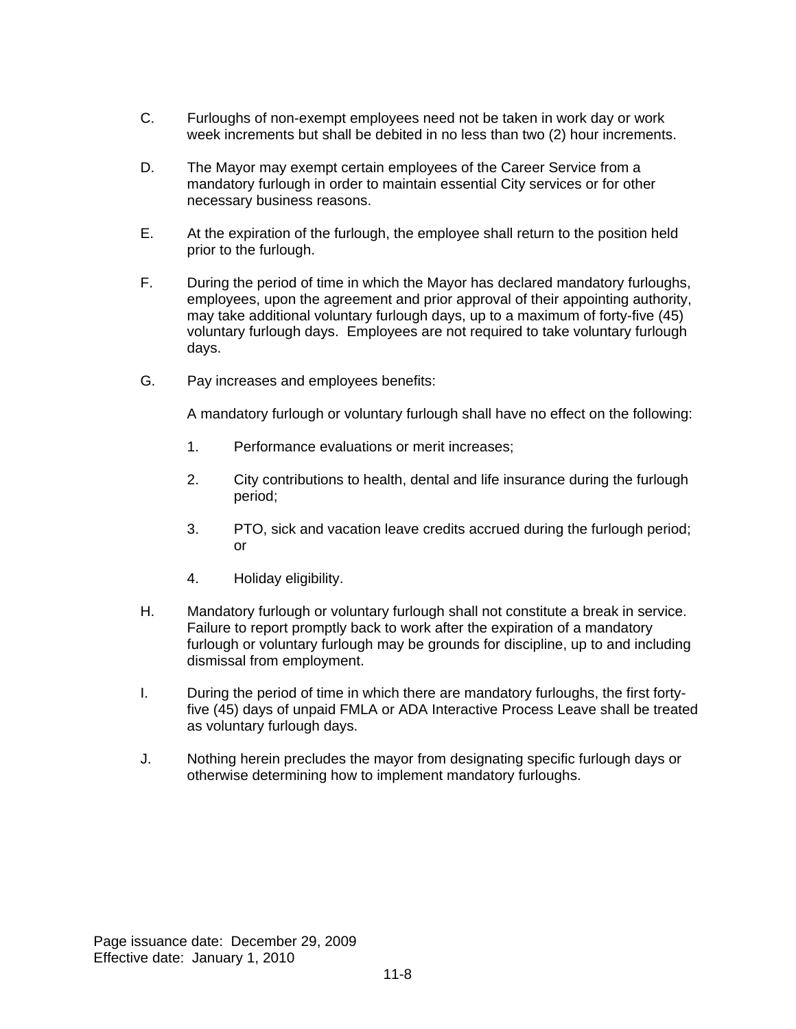C. Furloughs of non-exempt employees need not be taken in work day or work week increments but shall be debited in no less than two (2) hour increments.

D. The Mayor may exempt certain employees of the Career Service from a mandatory furlough in order to maintain essential City services or for other necessary business reasons.

E. At the expiration of the furlough, the employee shall return to the position held prior to the furlough.

F. During the period of time in which the Mayor has declared mandatory furloughs, employees, upon the agreement and prior approval of their appointing authority, may take additional voluntary furlough days, up to a maximum of forty-five (45) voluntary furlough days. Employees are not required to take voluntary furlough days.

G. Pay increases and employees benefits:

   A mandatory furlough or voluntary furlough shall have no effect on the following:

   1. Performance evaluations or merit increases;

   2. City contributions to health, dental and life insurance during the furlough period;

   3. PTO, sick and vacation leave credits accrued during the furlough period; or

   4. Holiday eligibility.

H. Mandatory furlough or voluntary furlough shall not constitute a break in service. Failure to report promptly back to work after the expiration of a mandatory furlough or voluntary furlough may be grounds for discipline, up to and including dismissal from employment.

I. During the period of time in which there are mandatory furloughs, the first forty-five (45) days of unpaid FMLA or ADA Interactive Process Leave shall be treated as voluntary furlough days.

J. Nothing herein precludes the mayor from designating specific furlough days or otherwise determining how to implement mandatory furloughs.

Page issuance date: December 29, 2009
Effective date: January 1, 2010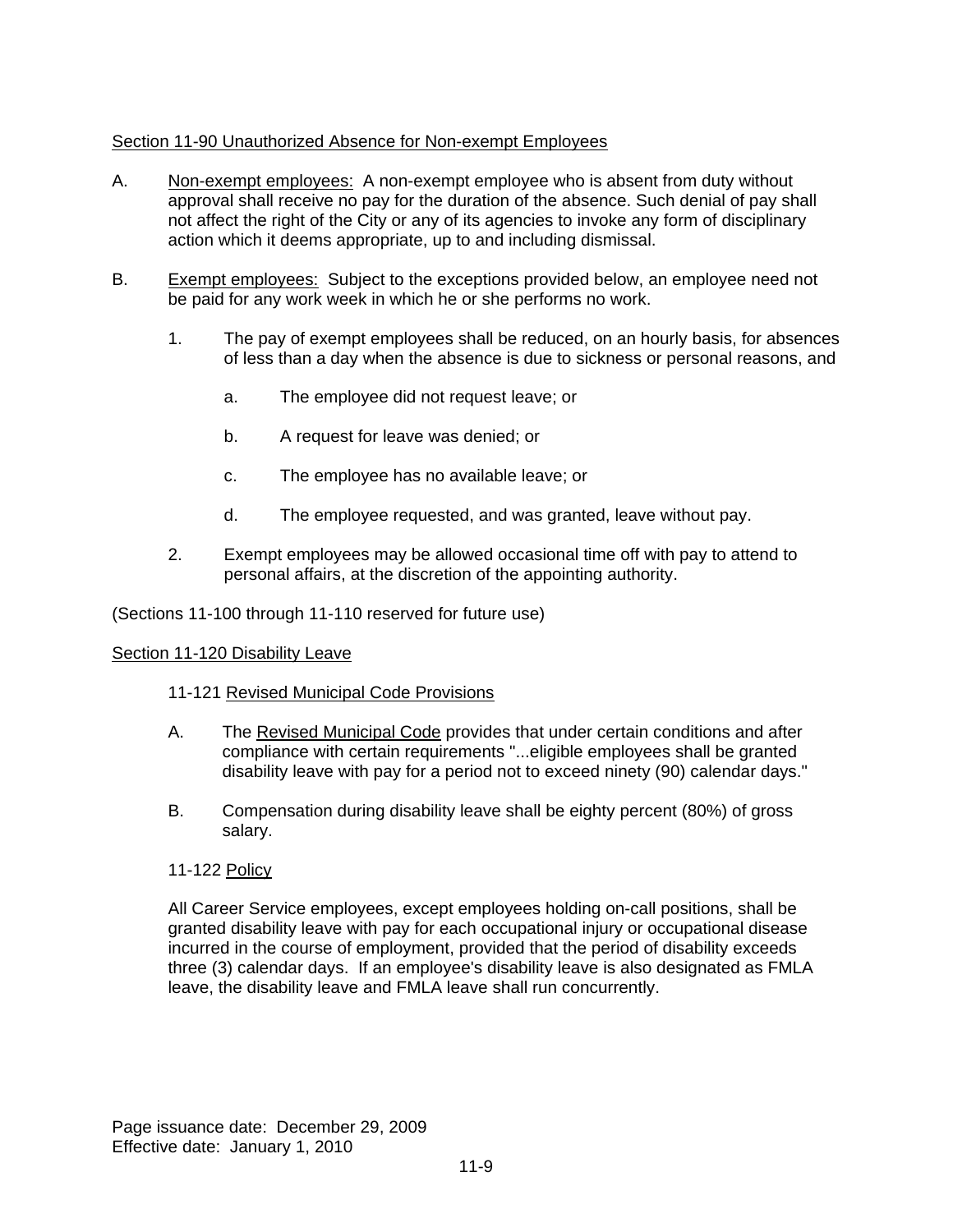Section 11-90 Unauthorized Absence for Non-exempt Employees

A. Non-exempt employees: A non-exempt employee who is absent from duty without approval shall receive no pay for the duration of the absence. Such denial of pay shall not affect the right of the City or any of its agencies to invoke any form of disciplinary action which it deems appropriate, up to and including dismissal.

B. Exempt employees: Subject to the exceptions provided below, an employee need not be paid for any work week in which he or she performs no work.

   1. The pay of exempt employees shall be reduced, on an hourly basis, for absences of less than a day when the absence is due to sickness or personal reasons, and

      a. The employee did not request leave; or

      b. A request for leave was denied; or

      c. The employee has no available leave; or

      d. The employee requested, and was granted, leave without pay.

   2. Exempt employees may be allowed occasional time off with pay to attend to personal affairs, at the discretion of the appointing authority.

(Sections 11-100 through 11-110 reserved for future use)

Section 11-120 Disability Leave

11-121 Revised Municipal Code Provisions

A. The Revised Municipal Code provides that under certain conditions and after compliance with certain requirements "...eligible employees shall be granted disability leave with pay for a period not to exceed ninety (90) calendar days."

B. Compensation during disability leave shall be eighty percent (80%) of gross salary.

11-122 Policy

All Career Service employees, except employees holding on-call positions, shall be granted disability leave with pay for each occupational injury or occupational disease incurred in the course of employment, provided that the period of disability exceeds three (3) calendar days. If an employee's disability leave is also designated as FMLA leave, the disability leave and FMLA leave shall run concurrently.

Page issuance date: December 29, 2009
Effective date: January 1, 2010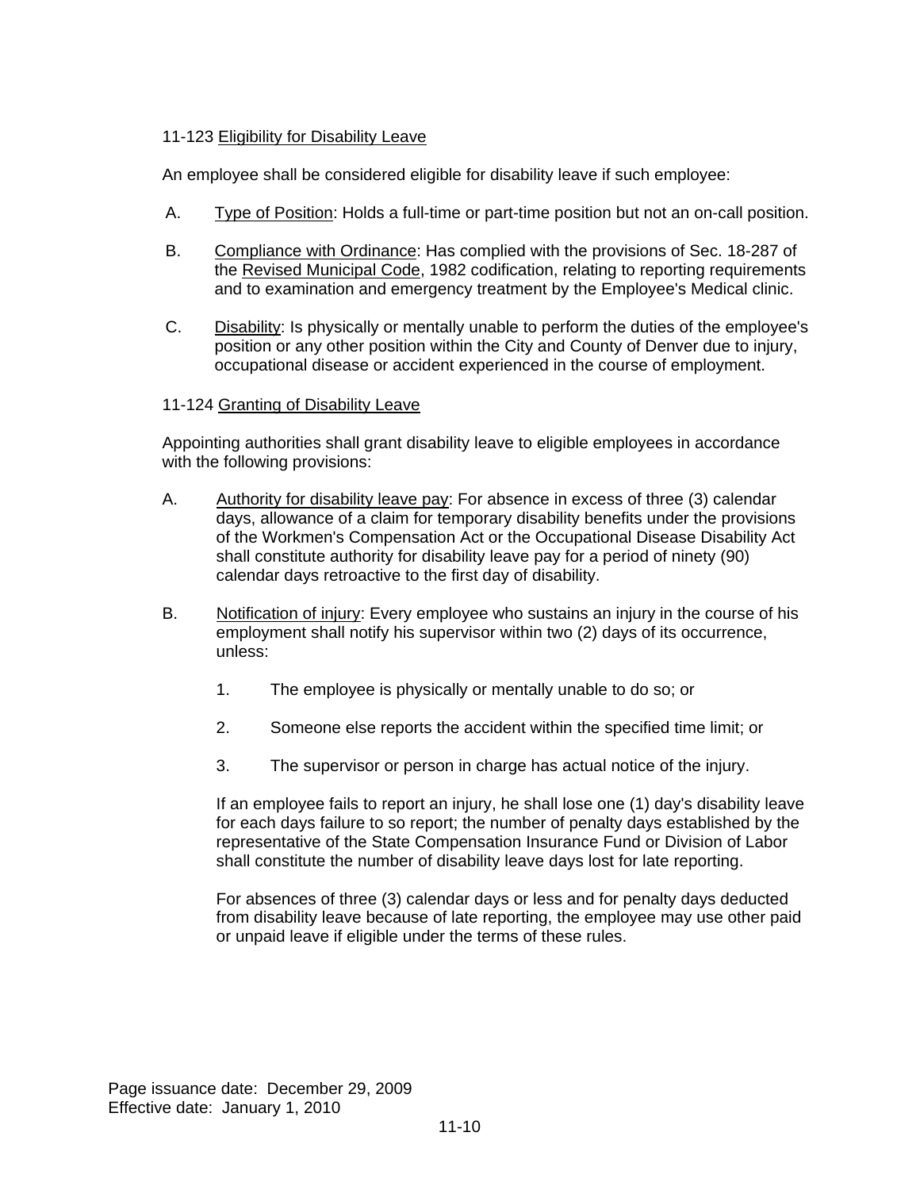11-123 Eligibility for Disability Leave

An employee shall be considered eligible for disability leave if such employee:

A. Type of Position: Holds a full-time or part-time position but not an on-call position.

B. Compliance with Ordinance: Has complied with the provisions of Sec. 18-287 of the Revised Municipal Code, 1982 codification, relating to reporting requirements and to examination and emergency treatment by the Employee's Medical clinic.

C. Disability: Is physically or mentally unable to perform the duties of the employee's position or any other position within the City and County of Denver due to injury, occupational disease or accident experienced in the course of employment.

11-124 Granting of Disability Leave

Appointing authorities shall grant disability leave to eligible employees in accordance with the following provisions:

A. Authority for disability leave pay: For absence in excess of three (3) calendar days, allowance of a claim for temporary disability benefits under the provisions of the Workmen's Compensation Act or the Occupational Disease Disability Act shall constitute authority for disability leave pay for a period of ninety (90) calendar days retroactive to the first day of disability.

B. Notification of injury: Every employee who sustains an injury in the course of his employment shall notify his supervisor within two (2) days of its occurrence, unless:

   1. The employee is physically or mentally unable to do so; or

   2. Someone else reports the accident within the specified time limit; or

   3. The supervisor or person in charge has actual notice of the injury.

   If an employee fails to report an injury, he shall lose one (1) day's disability leave for each days failure to so report; the number of penalty days established by the representative of the State Compensation Insurance Fund or Division of Labor shall constitute the number of disability leave days lost for late reporting.

   For absences of three (3) calendar days or less and for penalty days deducted from disability leave because of late reporting, the employee may use other paid or unpaid leave if eligible under the terms of these rules.

Page issuance date: December 29, 2009
Effective date: January 1, 2010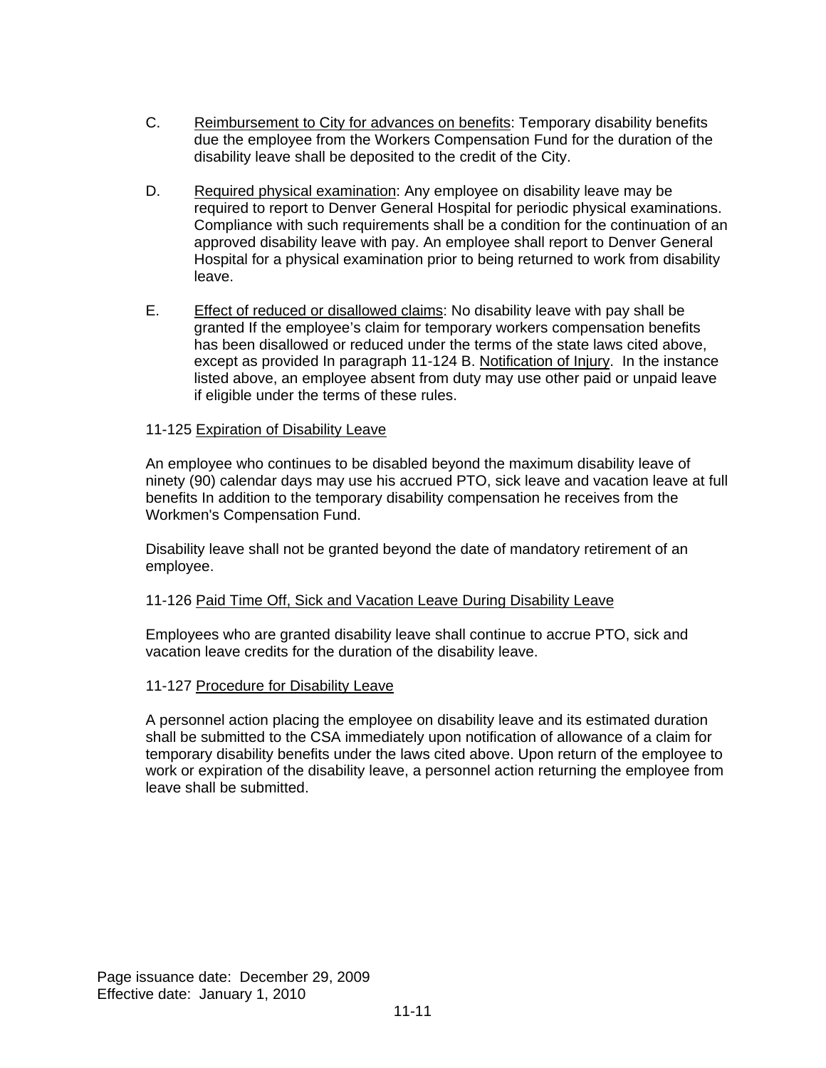C. Reimbursement to City for advances on benefits: Temporary disability benefits due the employee from the Workers Compensation Fund for the duration of the disability leave shall be deposited to the credit of the City.

D. Required physical examination: Any employee on disability leave may be required to report to Denver General Hospital for periodic physical examinations. Compliance with such requirements shall be a condition for the continuation of an approved disability leave with pay. An employee shall report to Denver General Hospital for a physical examination prior to being returned to work from disability leave.

E. Effect of reduced or disallowed claims: No disability leave with pay shall be granted If the employee's claim for temporary workers compensation benefits has been disallowed or reduced under the terms of the state laws cited above, except as provided In paragraph 11-124 B. Notification of Injury. In the instance listed above, an employee absent from duty may use other paid or unpaid leave if eligible under the terms of these rules.

11-125 Expiration of Disability Leave

An employee who continues to be disabled beyond the maximum disability leave of ninety (90) calendar days may use his accrued PTO, sick leave and vacation leave at full benefits In addition to the temporary disability compensation he receives from the Workmen's Compensation Fund.

Disability leave shall not be granted beyond the date of mandatory retirement of an employee.

11-126 Paid Time Off, Sick and Vacation Leave During Disability Leave

Employees who are granted disability leave shall continue to accrue PTO, sick and vacation leave credits for the duration of the disability leave.

11-127 Procedure for Disability Leave

A personnel action placing the employee on disability leave and its estimated duration shall be submitted to the CSA immediately upon notification of allowance of a claim for temporary disability benefits under the laws cited above. Upon return of the employee to work or expiration of the disability leave, a personnel action returning the employee from leave shall be submitted.

Page issuance date: December 29, 2009
Effective date: January 1, 2010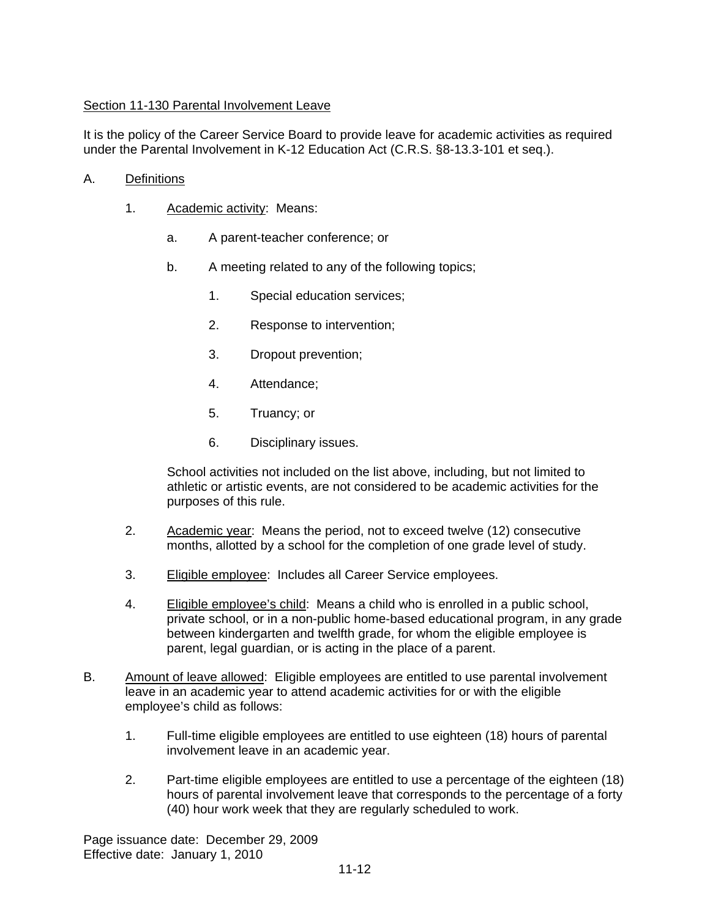## Section 11-130 Parental Involvement Leave

It is the policy of the Career Service Board to provide leave for academic activities as required under the Parental Involvement in K-12 Education Act (C.R.S. §8-13.3-101 et seq.).

A. Definitions

1. Academic activity: Means:

    a. A parent-teacher conference; or

    b. A meeting related to any of the following topics;

        1. Special education services;

        2. Response to intervention;

        3. Dropout prevention;

        4. Attendance;

        5. Truancy; or

        6. Disciplinary issues.

    School activities not included on the list above, including, but not limited to athletic or artistic events, are not considered to be academic activities for the purposes of this rule.

2. Academic year: Means the period, not to exceed twelve (12) consecutive months, allotted by a school for the completion of one grade level of study.

3. Eligible employee: Includes all Career Service employees.

4. Eligible employee's child: Means a child who is enrolled in a public school, private school, or in a non-public home-based educational program, in any grade between kindergarten and twelfth grade, for whom the eligible employee is parent, legal guardian, or is acting in the place of a parent.

B. Amount of leave allowed: Eligible employees are entitled to use parental involvement leave in an academic year to attend academic activities for or with the eligible employee's child as follows:

1. Full-time eligible employees are entitled to use eighteen (18) hours of parental involvement leave in an academic year.

2. Part-time eligible employees are entitled to use a percentage of the eighteen (18) hours of parental involvement leave that corresponds to the percentage of a forty (40) hour work week that they are regularly scheduled to work.

Page issuance date: December 29, 2009
Effective date: January 1, 2010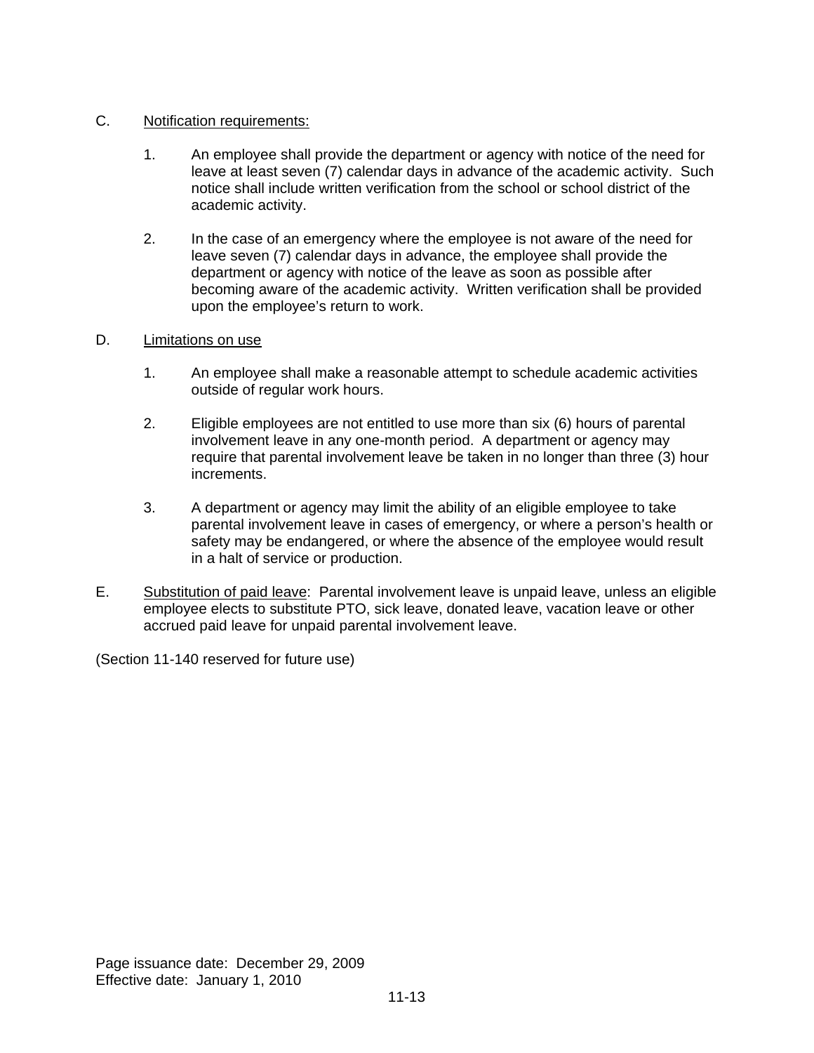C. <u>Notification requirements:</u>

1. An employee shall provide the department or agency with notice of the need for leave at least seven (7) calendar days in advance of the academic activity. Such notice shall include written verification from the school or school district of the academic activity.

2. In the case of an emergency where the employee is not aware of the need for leave seven (7) calendar days in advance, the employee shall provide the department or agency with notice of the leave as soon as possible after becoming aware of the academic activity. Written verification shall be provided upon the employee's return to work.

D. <u>Limitations on use</u>

1. An employee shall make a reasonable attempt to schedule academic activities outside of regular work hours.

2. Eligible employees are not entitled to use more than six (6) hours of parental involvement leave in any one-month period. A department or agency may require that parental involvement leave be taken in no longer than three (3) hour increments.

3. A department or agency may limit the ability of an eligible employee to take parental involvement leave in cases of emergency, or where a person's health or safety may be endangered, or where the absence of the employee would result in a halt of service or production.

E. <u>Substitution of paid leave</u>: Parental involvement leave is unpaid leave, unless an eligible employee elects to substitute PTO, sick leave, donated leave, vacation leave or other accrued paid leave for unpaid parental involvement leave.

(Section 11-140 reserved for future use)

Page issuance date: December 29, 2009
Effective date: January 1, 2010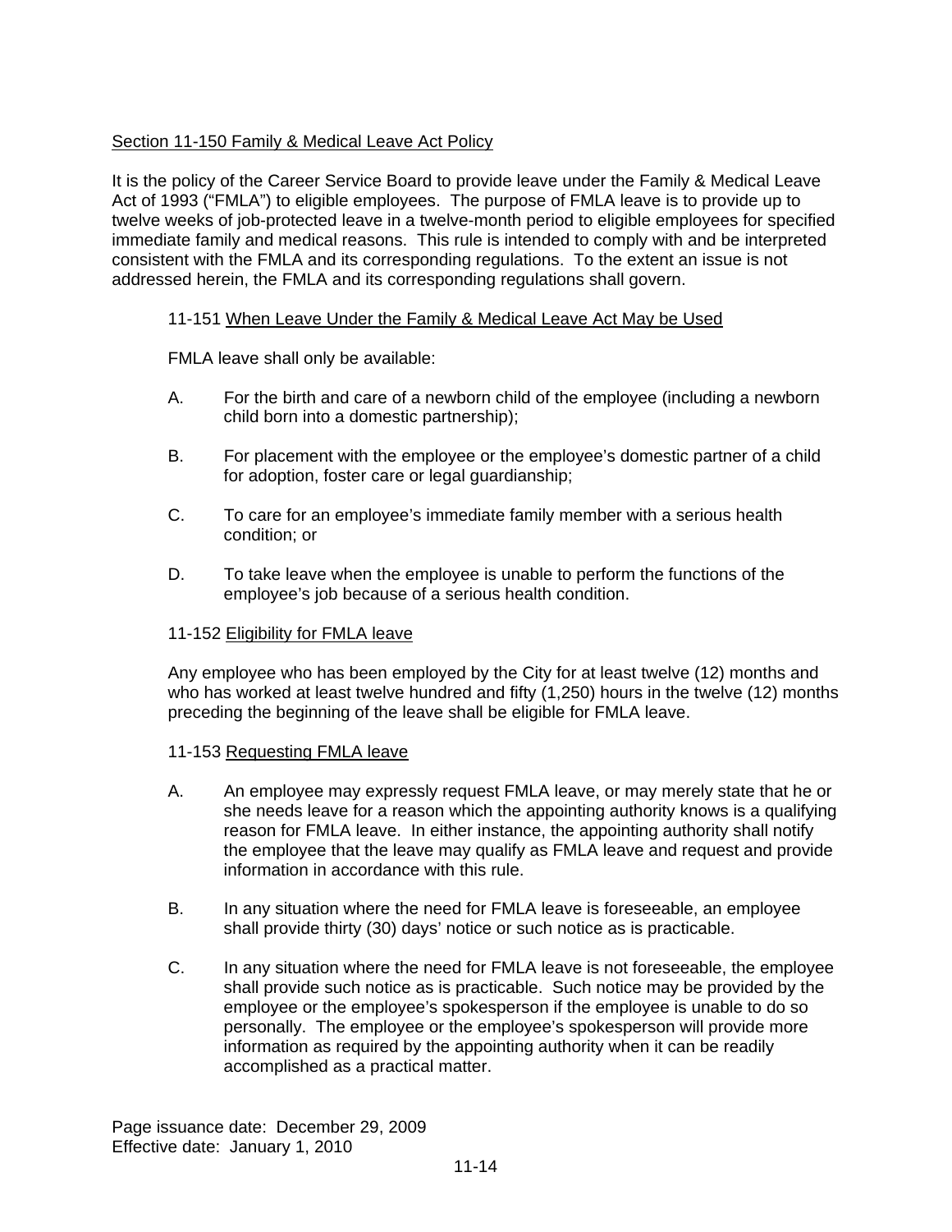## Section 11-150 Family & Medical Leave Act Policy

It is the policy of the Career Service Board to provide leave under the Family & Medical Leave Act of 1993 ("FMLA") to eligible employees. The purpose of FMLA leave is to provide up to twelve weeks of job-protected leave in a twelve-month period to eligible employees for specified immediate family and medical reasons. This rule is intended to comply with and be interpreted consistent with the FMLA and its corresponding regulations. To the extent an issue is not addressed herein, the FMLA and its corresponding regulations shall govern.

### 11-151 When Leave Under the Family & Medical Leave Act May be Used

FMLA leave shall only be available:

A. For the birth and care of a newborn child of the employee (including a newborn child born into a domestic partnership);

B. For placement with the employee or the employee's domestic partner of a child for adoption, foster care or legal guardianship;

C. To care for an employee's immediate family member with a serious health condition; or

D. To take leave when the employee is unable to perform the functions of the employee's job because of a serious health condition.

### 11-152 Eligibility for FMLA leave

Any employee who has been employed by the City for at least twelve (12) months and who has worked at least twelve hundred and fifty (1,250) hours in the twelve (12) months preceding the beginning of the leave shall be eligible for FMLA leave.

### 11-153 Requesting FMLA leave

A. An employee may expressly request FMLA leave, or may merely state that he or she needs leave for a reason which the appointing authority knows is a qualifying reason for FMLA leave. In either instance, the appointing authority shall notify the employee that the leave may qualify as FMLA leave and request and provide information in accordance with this rule.

B. In any situation where the need for FMLA leave is foreseeable, an employee shall provide thirty (30) days' notice or such notice as is practicable.

C. In any situation where the need for FMLA leave is not foreseeable, the employee shall provide such notice as is practicable. Such notice may be provided by the employee or the employee's spokesperson if the employee is unable to do so personally. The employee or the employee's spokesperson will provide more information as required by the appointing authority when it can be readily accomplished as a practical matter.

Page issuance date: December 29, 2009
Effective date: January 1, 2010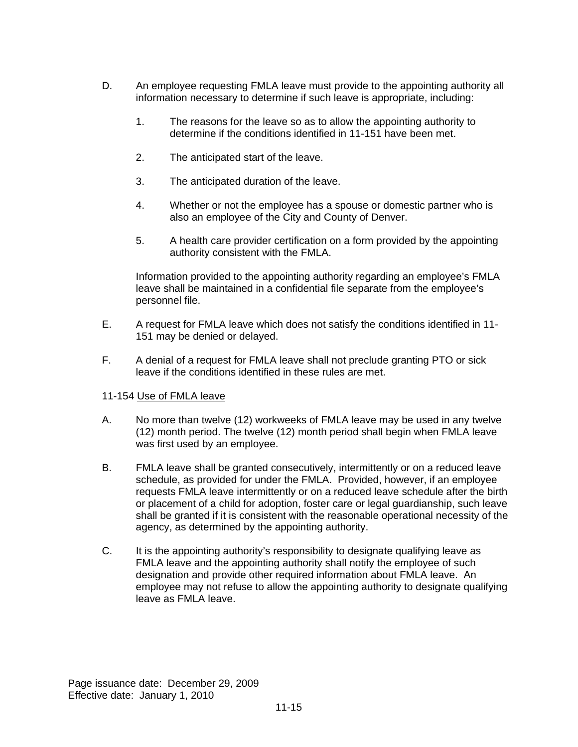D. An employee requesting FMLA leave must provide to the appointing authority all information necessary to determine if such leave is appropriate, including:

   1. The reasons for the leave so as to allow the appointing authority to determine if the conditions identified in 11-151 have been met.

   2. The anticipated start of the leave.

   3. The anticipated duration of the leave.

   4. Whether or not the employee has a spouse or domestic partner who is also an employee of the City and County of Denver.

   5. A health care provider certification on a form provided by the appointing authority consistent with the FMLA.

   Information provided to the appointing authority regarding an employee's FMLA leave shall be maintained in a confidential file separate from the employee's personnel file.

E. A request for FMLA leave which does not satisfy the conditions identified in 11-151 may be denied or delayed.

F. A denial of a request for FMLA leave shall not preclude granting PTO or sick leave if the conditions identified in these rules are met.

11-154 Use of FMLA leave

A. No more than twelve (12) workweeks of FMLA leave may be used in any twelve (12) month period. The twelve (12) month period shall begin when FMLA leave was first used by an employee.

B. FMLA leave shall be granted consecutively, intermittently or on a reduced leave schedule, as provided for under the FMLA. Provided, however, if an employee requests FMLA leave intermittently or on a reduced leave schedule after the birth or placement of a child for adoption, foster care or legal guardianship, such leave shall be granted if it is consistent with the reasonable operational necessity of the agency, as determined by the appointing authority.

C. It is the appointing authority's responsibility to designate qualifying leave as FMLA leave and the appointing authority shall notify the employee of such designation and provide other required information about FMLA leave. An employee may not refuse to allow the appointing authority to designate qualifying leave as FMLA leave.

Page issuance date: December 29, 2009
Effective date: January 1, 2010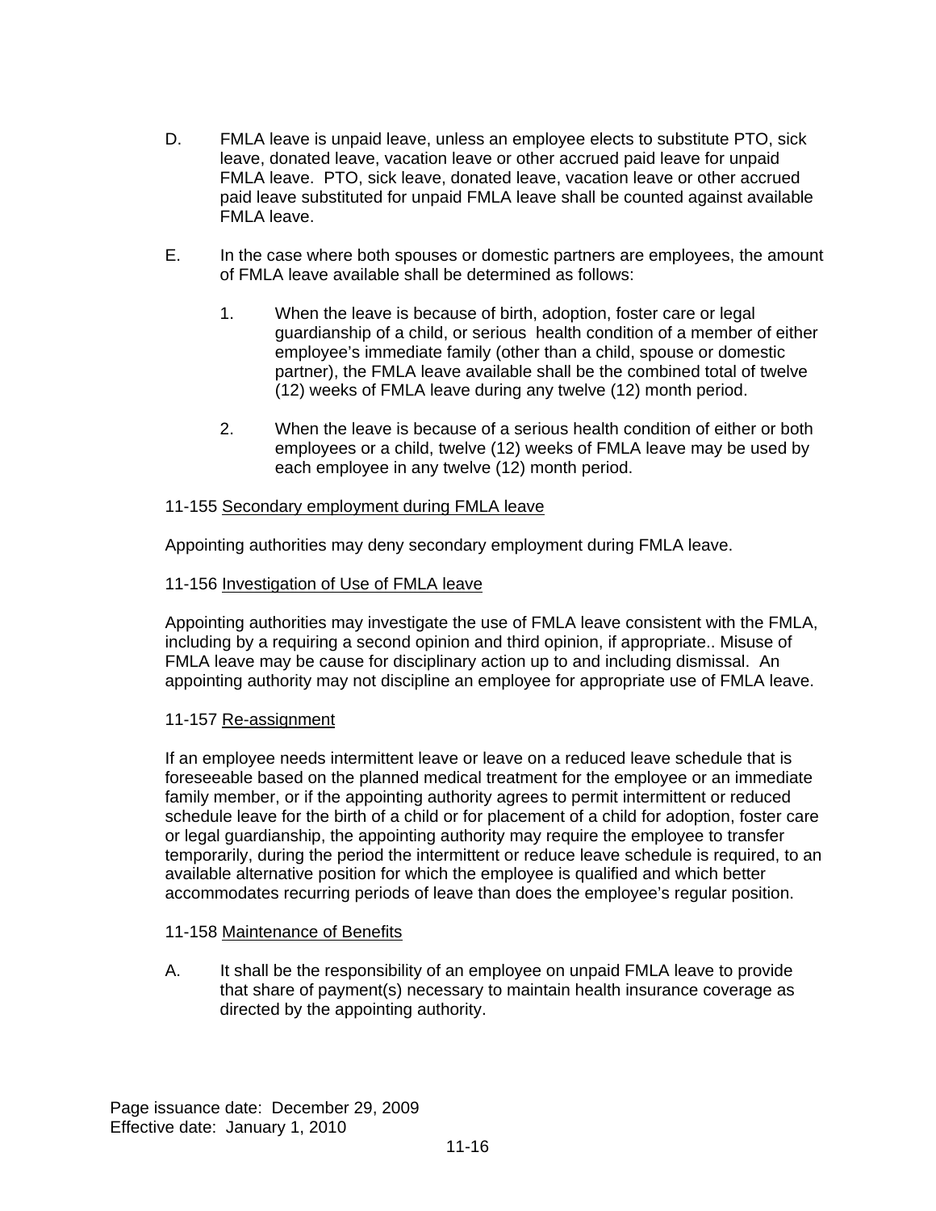D. FMLA leave is unpaid leave, unless an employee elects to substitute PTO, sick leave, donated leave, vacation leave or other accrued paid leave for unpaid FMLA leave. PTO, sick leave, donated leave, vacation leave or other accrued paid leave substituted for unpaid FMLA leave shall be counted against available FMLA leave.

E. In the case where both spouses or domestic partners are employees, the amount of FMLA leave available shall be determined as follows:

   1. When the leave is because of birth, adoption, foster care or legal guardianship of a child, or serious health condition of a member of either employee's immediate family (other than a child, spouse or domestic partner), the FMLA leave available shall be the combined total of twelve (12) weeks of FMLA leave during any twelve (12) month period.

   2. When the leave is because of a serious health condition of either or both employees or a child, twelve (12) weeks of FMLA leave may be used by each employee in any twelve (12) month period.

11-155 <u>Secondary employment during FMLA leave</u>

Appointing authorities may deny secondary employment during FMLA leave.

11-156 <u>Investigation of Use of FMLA leave</u>

Appointing authorities may investigate the use of FMLA leave consistent with the FMLA, including by a requiring a second opinion and third opinion, if appropriate.. Misuse of FMLA leave may be cause for disciplinary action up to and including dismissal. An appointing authority may not discipline an employee for appropriate use of FMLA leave.

11-157 <u>Re-assignment</u>

If an employee needs intermittent leave or leave on a reduced leave schedule that is foreseeable based on the planned medical treatment for the employee or an immediate family member, or if the appointing authority agrees to permit intermittent or reduced schedule leave for the birth of a child or for placement of a child for adoption, foster care or legal guardianship, the appointing authority may require the employee to transfer temporarily, during the period the intermittent or reduce leave schedule is required, to an available alternative position for which the employee is qualified and which better accommodates recurring periods of leave than does the employee's regular position.

11-158 <u>Maintenance of Benefits</u>

A. It shall be the responsibility of an employee on unpaid FMLA leave to provide that share of payment(s) necessary to maintain health insurance coverage as directed by the appointing authority.

Page issuance date: December 29, 2009
Effective date: January 1, 2010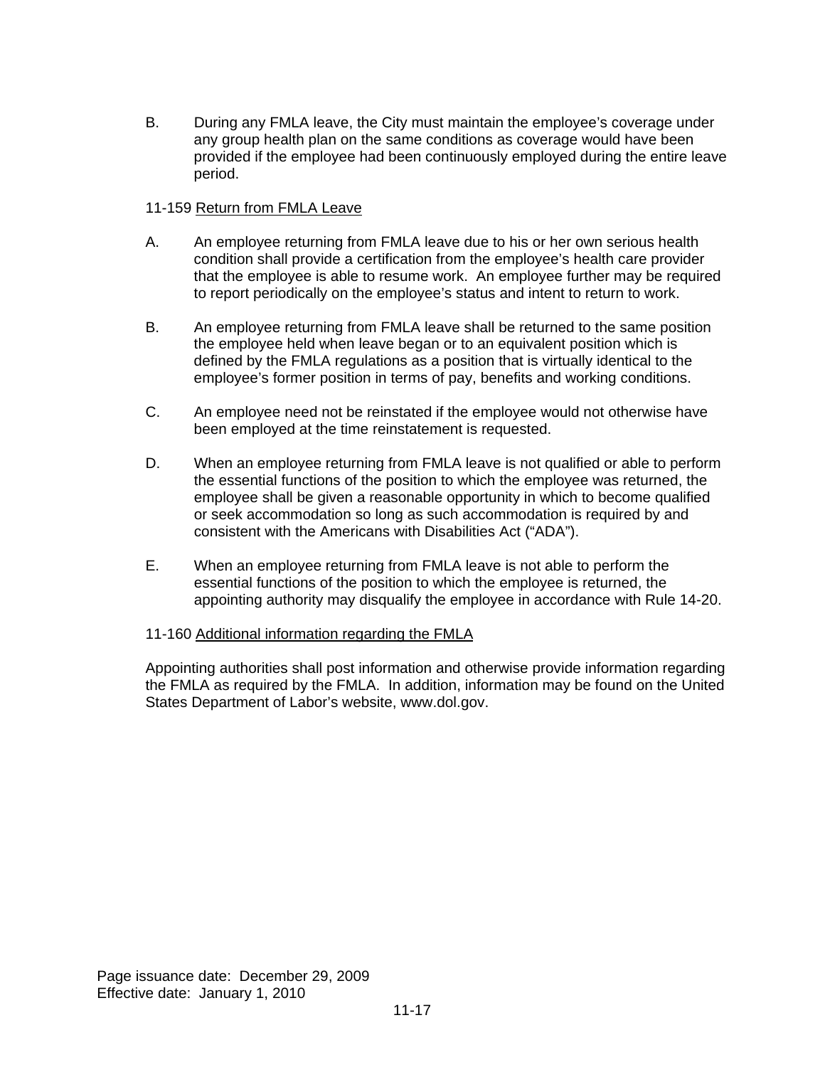B. During any FMLA leave, the City must maintain the employee's coverage under any group health plan on the same conditions as coverage would have been provided if the employee had been continuously employed during the entire leave period.

11-159 <u>Return from FMLA Leave</u>

A. An employee returning from FMLA leave due to his or her own serious health condition shall provide a certification from the employee's health care provider that the employee is able to resume work. An employee further may be required to report periodically on the employee's status and intent to return to work.

B. An employee returning from FMLA leave shall be returned to the same position the employee held when leave began or to an equivalent position which is defined by the FMLA regulations as a position that is virtually identical to the employee's former position in terms of pay, benefits and working conditions.

C. An employee need not be reinstated if the employee would not otherwise have been employed at the time reinstatement is requested.

D. When an employee returning from FMLA leave is not qualified or able to perform the essential functions of the position to which the employee was returned, the employee shall be given a reasonable opportunity in which to become qualified or seek accommodation so long as such accommodation is required by and consistent with the Americans with Disabilities Act ("ADA").

E. When an employee returning from FMLA leave is not able to perform the essential functions of the position to which the employee is returned, the appointing authority may disqualify the employee in accordance with Rule 14-20.

11-160 <u>Additional information regarding the FMLA</u>

Appointing authorities shall post information and otherwise provide information regarding the FMLA as required by the FMLA. In addition, information may be found on the United States Department of Labor's website, www.dol.gov.

Page issuance date: December 29, 2009
Effective date: January 1, 2010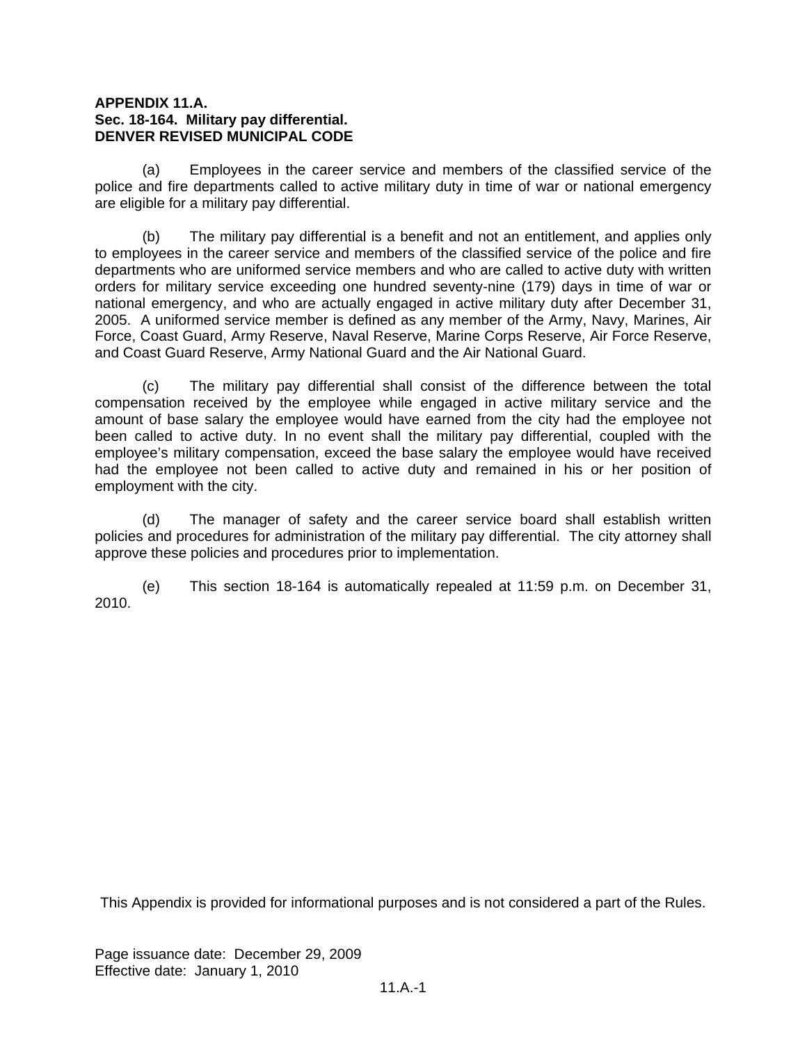**APPENDIX 11.A.**
**Sec. 18-164. Military pay differential.**
**DENVER REVISED MUNICIPAL CODE**

(a) Employees in the career service and members of the classified service of the police and fire departments called to active military duty in time of war or national emergency are eligible for a military pay differential.

(b) The military pay differential is a benefit and not an entitlement, and applies only to employees in the career service and members of the classified service of the police and fire departments who are uniformed service members and who are called to active duty with written orders for military service exceeding one hundred seventy-nine (179) days in time of war or national emergency, and who are actually engaged in active military duty after December 31, 2005. A uniformed service member is defined as any member of the Army, Navy, Marines, Air Force, Coast Guard, Army Reserve, Naval Reserve, Marine Corps Reserve, Air Force Reserve, and Coast Guard Reserve, Army National Guard and the Air National Guard.

(c) The military pay differential shall consist of the difference between the total compensation received by the employee while engaged in active military service and the amount of base salary the employee would have earned from the city had the employee not been called to active duty. In no event shall the military pay differential, coupled with the employee's military compensation, exceed the base salary the employee would have received had the employee not been called to active duty and remained in his or her position of employment with the city.

(d) The manager of safety and the career service board shall establish written policies and procedures for administration of the military pay differential. The city attorney shall approve these policies and procedures prior to implementation.

(e) This section 18-164 is automatically repealed at 11:59 p.m. on December 31, 2010.

This Appendix is provided for informational purposes and is not considered a part of the Rules.

Page issuance date: December 29, 2009
Effective date: January 1, 2010